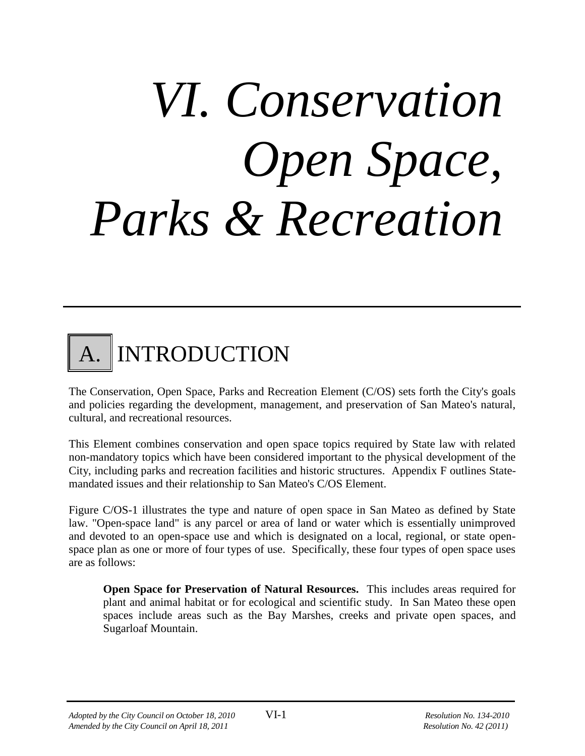# *VI. Conservation Open Space, Parks & Recreation*

## A. INTRODUCTION

The Conservation, Open Space, Parks and Recreation Element (C/OS) sets forth the City's goals and policies regarding the development, management, and preservation of San Mateo's natural, cultural, and recreational resources.

This Element combines conservation and open space topics required by State law with related non-mandatory topics which have been considered important to the physical development of the City, including parks and recreation facilities and historic structures. Appendix F outlines State-mandated issues and their relationship to San Mateo's C/OS Element.

Figure C/OS-1 illustrates the type and nature of open space in San Mateo as defined by State law. "Open-space land" is any parcel or area of land or water which is essentially unimproved and devoted to an open-space use and which is designated on a local, regional, or state open-space plan as one or more of four types of use. Specifically, these four types of open space uses are as follows:

> **Open Space for Preservation of Natural Resources.** This includes areas required for plant and animal habitat or for ecological and scientific study. In San Mateo these open spaces include areas such as the Bay Marshes, creeks and private open spaces, and Sugarloaf Mountain.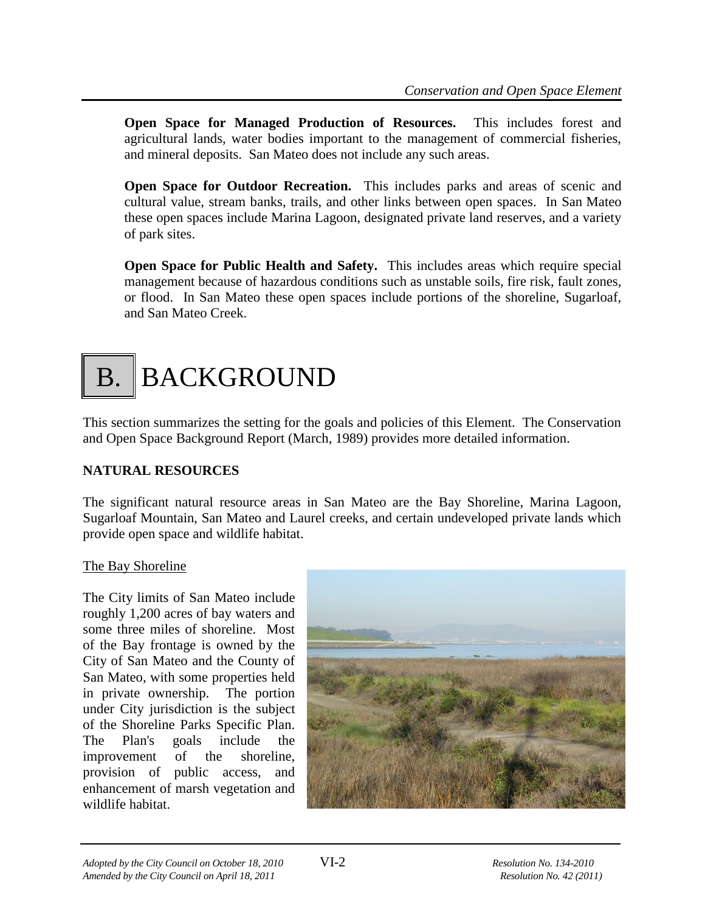**Open Space for Managed Production of Resources.** This includes forest and agricultural lands, water bodies important to the management of commercial fisheries, and mineral deposits. San Mateo does not include any such areas.

**Open Space for Outdoor Recreation.** This includes parks and areas of scenic and cultural value, stream banks, trails, and other links between open spaces. In San Mateo these open spaces include Marina Lagoon, designated private land reserves, and a variety of park sites.

**Open Space for Public Health and Safety.** This includes areas which require special management because of hazardous conditions such as unstable soils, fire risk, fault zones, or flood. In San Mateo these open spaces include portions of the shoreline, Sugarloaf, and San Mateo Creek.

# B. BACKGROUND

This section summarizes the setting for the goals and policies of this Element. The Conservation and Open Space Background Report (March, 1989) provides more detailed information.

## NATURAL RESOURCES

The significant natural resource areas in San Mateo are the Bay Shoreline, Marina Lagoon, Sugarloaf Mountain, San Mateo and Laurel creeks, and certain undeveloped private lands which provide open space and wildlife habitat.

### The Bay Shoreline

The City limits of San Mateo include roughly 1,200 acres of bay waters and some three miles of shoreline. Most of the Bay frontage is owned by the City of San Mateo and the County of San Mateo, with some properties held in private ownership. The portion under City jurisdiction is the subject of the Shoreline Parks Specific Plan. The Plan's goals include the improvement of the shoreline, provision of public access, and enhancement of marsh vegetation and wildlife habitat.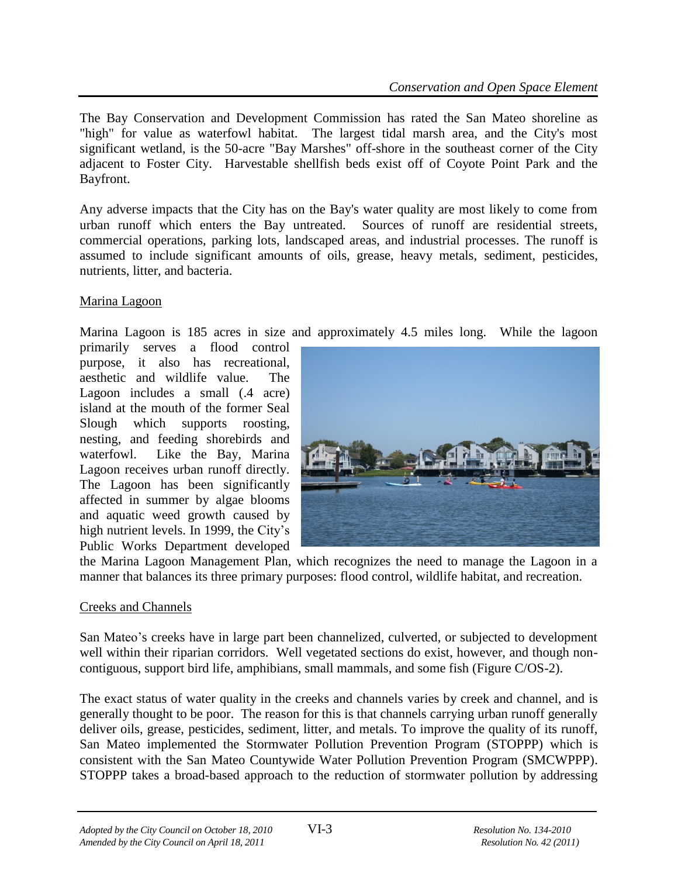The Bay Conservation and Development Commission has rated the San Mateo shoreline as "high" for value as waterfowl habitat. The largest tidal marsh area, and the City's most significant wetland, is the 50-acre "Bay Marshes" off-shore in the southeast corner of the City adjacent to Foster City. Harvestable shellfish beds exist off of Coyote Point Park and the Bayfront.

Any adverse impacts that the City has on the Bay's water quality are most likely to come from urban runoff which enters the Bay untreated. Sources of runoff are residential streets, commercial operations, parking lots, landscaped areas, and industrial processes. The runoff is assumed to include significant amounts of oils, grease, heavy metals, sediment, pesticides, nutrients, litter, and bacteria.

## Marina Lagoon

Marina Lagoon is 185 acres in size and approximately 4.5 miles long. While the lagoon primarily serves a flood control purpose, it also has recreational, aesthetic and wildlife value. The Lagoon includes a small (.4 acre) island at the mouth of the former Seal Slough which supports roosting, nesting, and feeding shorebirds and waterfowl. Like the Bay, Marina Lagoon receives urban runoff directly. The Lagoon has been significantly affected in summer by algae blooms and aquatic weed growth caused by high nutrient levels. In 1999, the City's Public Works Department developed the Marina Lagoon Management Plan, which recognizes the need to manage the Lagoon in a manner that balances its three primary purposes: flood control, wildlife habitat, and recreation.

## Creeks and Channels

San Mateo's creeks have in large part been channelized, culverted, or subjected to development well within their riparian corridors. Well vegetated sections do exist, however, and though non-contiguous, support bird life, amphibians, small mammals, and some fish (Figure C/OS-2).

The exact status of water quality in the creeks and channels varies by creek and channel, and is generally thought to be poor. The reason for this is that channels carrying urban runoff generally deliver oils, grease, pesticides, sediment, litter, and metals. To improve the quality of its runoff, San Mateo implemented the Stormwater Pollution Prevention Program (STOPPP) which is consistent with the San Mateo Countywide Water Pollution Prevention Program (SMCWPPP). STOPPP takes a broad-based approach to the reduction of stormwater pollution by addressing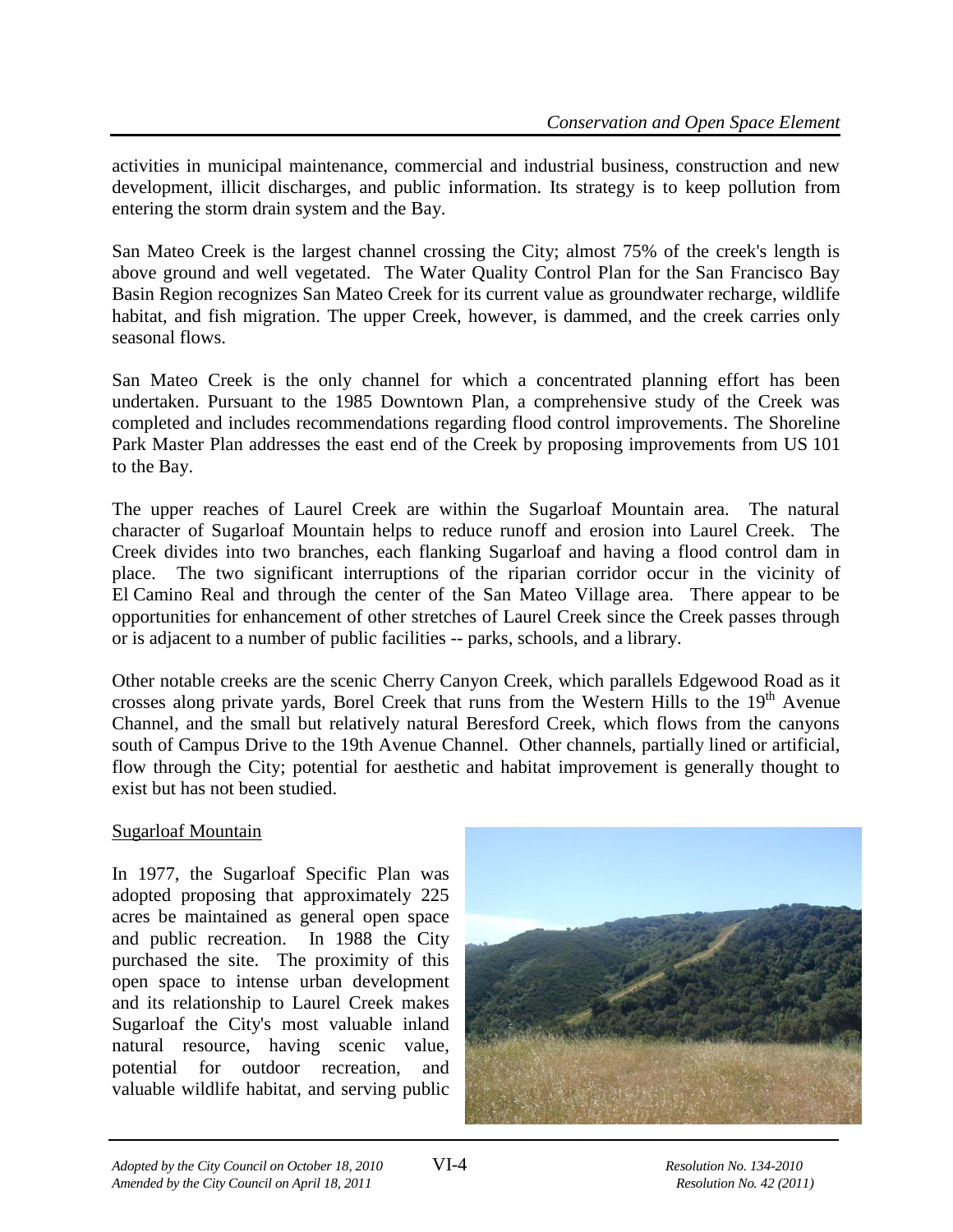activities in municipal maintenance, commercial and industrial business, construction and new development, illicit discharges, and public information. Its strategy is to keep pollution from entering the storm drain system and the Bay.

San Mateo Creek is the largest channel crossing the City; almost 75% of the creek's length is above ground and well vegetated. The Water Quality Control Plan for the San Francisco Bay Basin Region recognizes San Mateo Creek for its current value as groundwater recharge, wildlife habitat, and fish migration. The upper Creek, however, is dammed, and the creek carries only seasonal flows.

San Mateo Creek is the only channel for which a concentrated planning effort has been undertaken. Pursuant to the 1985 Downtown Plan, a comprehensive study of the Creek was completed and includes recommendations regarding flood control improvements. The Shoreline Park Master Plan addresses the east end of the Creek by proposing improvements from US 101 to the Bay.

The upper reaches of Laurel Creek are within the Sugarloaf Mountain area. The natural character of Sugarloaf Mountain helps to reduce runoff and erosion into Laurel Creek. The Creek divides into two branches, each flanking Sugarloaf and having a flood control dam in place. The two significant interruptions of the riparian corridor occur in the vicinity of El Camino Real and through the center of the San Mateo Village area. There appear to be opportunities for enhancement of other stretches of Laurel Creek since the Creek passes through or is adjacent to a number of public facilities -- parks, schools, and a library.

Other notable creeks are the scenic Cherry Canyon Creek, which parallels Edgewood Road as it crosses along private yards, Borel Creek that runs from the Western Hills to the 19th Avenue Channel, and the small but relatively natural Beresford Creek, which flows from the canyons south of Campus Drive to the 19th Avenue Channel. Other channels, partially lined or artificial, flow through the City; potential for aesthetic and habitat improvement is generally thought to exist but has not been studied.

<u>Sugarloaf Mountain</u>

In 1977, the Sugarloaf Specific Plan was adopted proposing that approximately 225 acres be maintained as general open space and public recreation. In 1988 the City purchased the site. The proximity of this open space to intense urban development and its relationship to Laurel Creek makes Sugarloaf the City's most valuable inland natural resource, having scenic value, potential for outdoor recreation, and valuable wildlife habitat, and serving public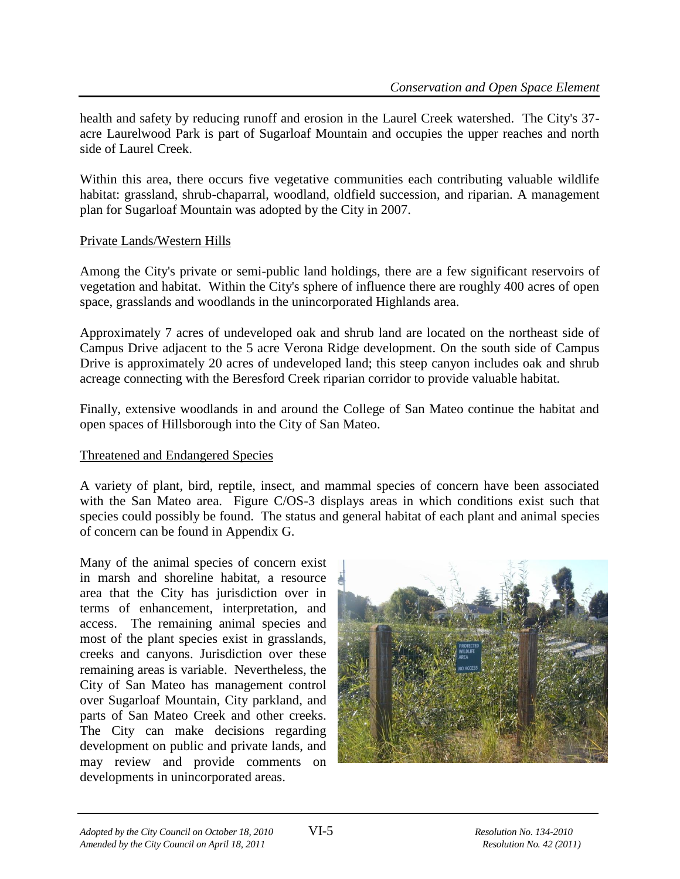health and safety by reducing runoff and erosion in the Laurel Creek watershed. The City's 37-acre Laurelwood Park is part of Sugarloaf Mountain and occupies the upper reaches and north side of Laurel Creek.

Within this area, there occurs five vegetative communities each contributing valuable wildlife habitat: grassland, shrub-chaparral, woodland, oldfield succession, and riparian. A management plan for Sugarloaf Mountain was adopted by the City in 2007.

Private Lands/Western Hills

Among the City's private or semi-public land holdings, there are a few significant reservoirs of vegetation and habitat. Within the City's sphere of influence there are roughly 400 acres of open space, grasslands and woodlands in the unincorporated Highlands area.

Approximately 7 acres of undeveloped oak and shrub land are located on the northeast side of Campus Drive adjacent to the 5 acre Verona Ridge development. On the south side of Campus Drive is approximately 20 acres of undeveloped land; this steep canyon includes oak and shrub acreage connecting with the Beresford Creek riparian corridor to provide valuable habitat.

Finally, extensive woodlands in and around the College of San Mateo continue the habitat and open spaces of Hillsborough into the City of San Mateo.

Threatened and Endangered Species

A variety of plant, bird, reptile, insect, and mammal species of concern have been associated with the San Mateo area. Figure C/OS-3 displays areas in which conditions exist such that species could possibly be found. The status and general habitat of each plant and animal species of concern can be found in Appendix G.

Many of the animal species of concern exist in marsh and shoreline habitat, a resource area that the City has jurisdiction over in terms of enhancement, interpretation, and access. The remaining animal species and most of the plant species exist in grasslands, creeks and canyons. Jurisdiction over these remaining areas is variable. Nevertheless, the City of San Mateo has management control over Sugarloaf Mountain, City parkland, and parts of San Mateo Creek and other creeks. The City can make decisions regarding development on public and private lands, and may review and provide comments on developments in unincorporated areas.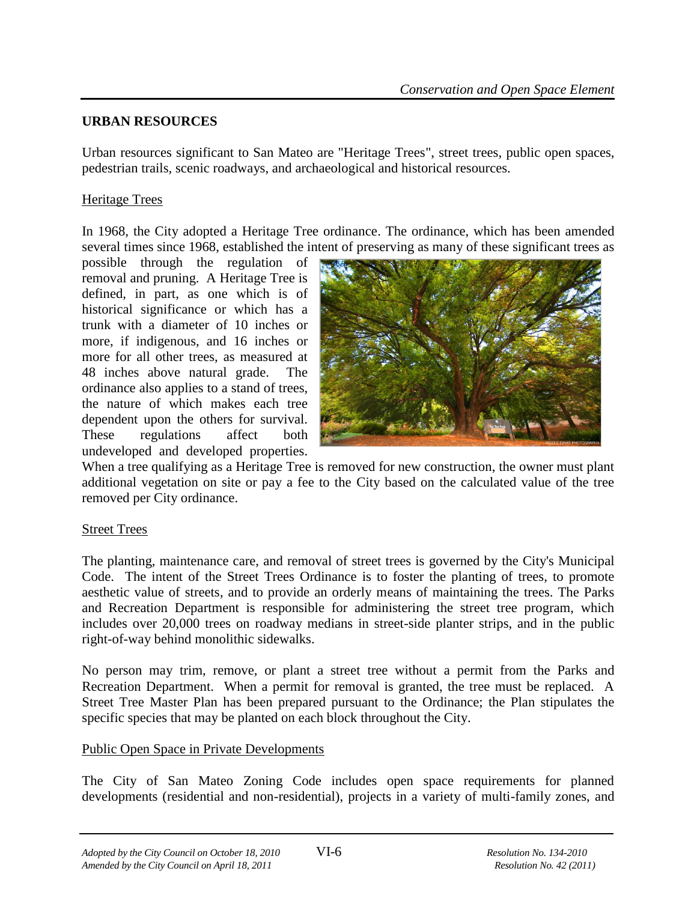## URBAN RESOURCES

Urban resources significant to San Mateo are "Heritage Trees", street trees, public open spaces, pedestrian trails, scenic roadways, and archaeological and historical resources.

### Heritage Trees

In 1968, the City adopted a Heritage Tree ordinance. The ordinance, which has been amended several times since 1968, established the intent of preserving as many of these significant trees as possible through the regulation of removal and pruning. A Heritage Tree is defined, in part, as one which is of historical significance or which has a trunk with a diameter of 10 inches or more, if indigenous, and 16 inches or more for all other trees, as measured at 48 inches above natural grade. The ordinance also applies to a stand of trees, the nature of which makes each tree dependent upon the others for survival. These regulations affect both undeveloped and developed properties. When a tree qualifying as a Heritage Tree is removed for new construction, the owner must plant additional vegetation on site or pay a fee to the City based on the calculated value of the tree removed per City ordinance.

### Street Trees

The planting, maintenance care, and removal of street trees is governed by the City's Municipal Code. The intent of the Street Trees Ordinance is to foster the planting of trees, to promote aesthetic value of streets, and to provide an orderly means of maintaining the trees. The Parks and Recreation Department is responsible for administering the street tree program, which includes over 20,000 trees on roadway medians in street-side planter strips, and in the public right-of-way behind monolithic sidewalks.

No person may trim, remove, or plant a street tree without a permit from the Parks and Recreation Department. When a permit for removal is granted, the tree must be replaced. A Street Tree Master Plan has been prepared pursuant to the Ordinance; the Plan stipulates the specific species that may be planted on each block throughout the City.

### Public Open Space in Private Developments

The City of San Mateo Zoning Code includes open space requirements for planned developments (residential and non-residential), projects in a variety of multi-family zones, and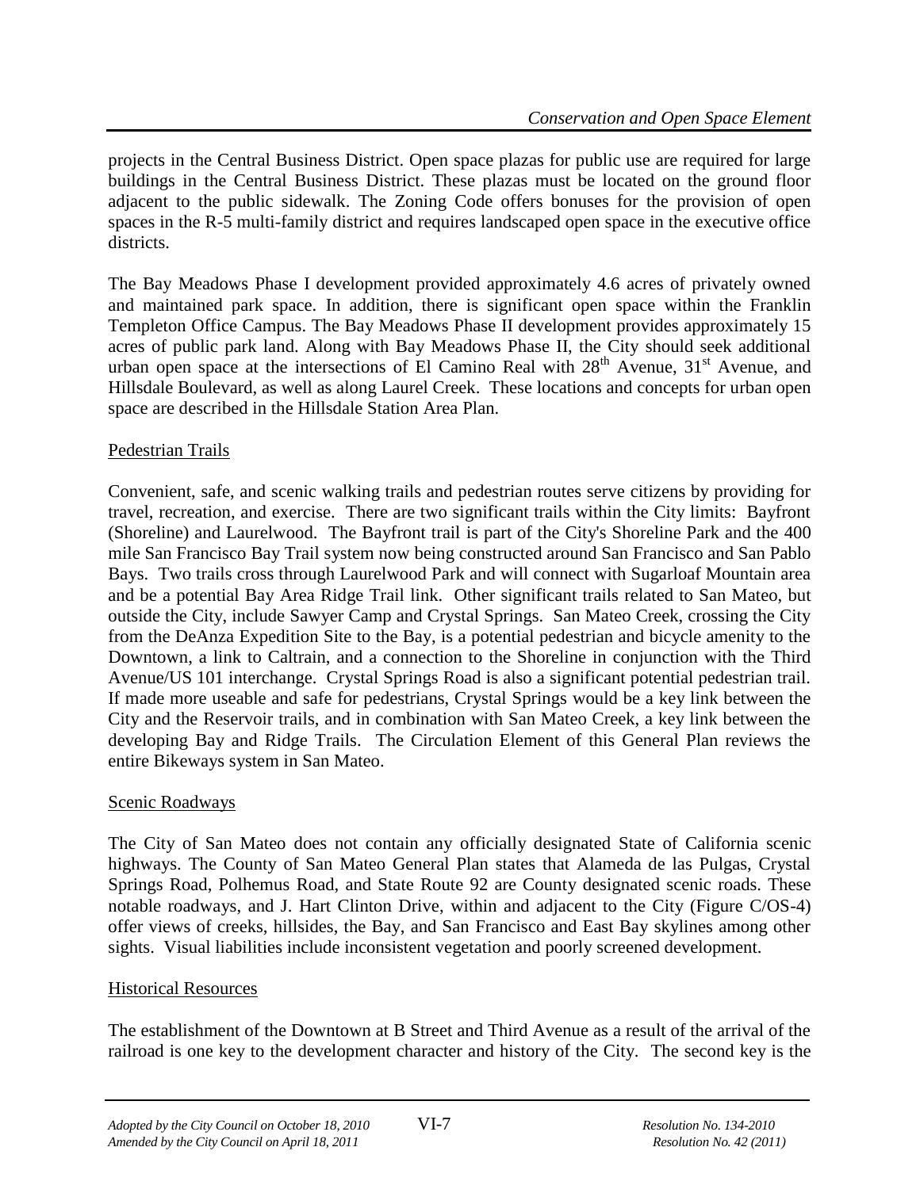projects in the Central Business District. Open space plazas for public use are required for large buildings in the Central Business District. These plazas must be located on the ground floor adjacent to the public sidewalk. The Zoning Code offers bonuses for the provision of open spaces in the R-5 multi-family district and requires landscaped open space in the executive office districts.

The Bay Meadows Phase I development provided approximately 4.6 acres of privately owned and maintained park space. In addition, there is significant open space within the Franklin Templeton Office Campus. The Bay Meadows Phase II development provides approximately 15 acres of public park land. Along with Bay Meadows Phase II, the City should seek additional urban open space at the intersections of El Camino Real with 28th Avenue, 31st Avenue, and Hillsdale Boulevard, as well as along Laurel Creek. These locations and concepts for urban open space are described in the Hillsdale Station Area Plan.

## Pedestrian Trails

Convenient, safe, and scenic walking trails and pedestrian routes serve citizens by providing for travel, recreation, and exercise. There are two significant trails within the City limits: Bayfront (Shoreline) and Laurelwood. The Bayfront trail is part of the City's Shoreline Park and the 400 mile San Francisco Bay Trail system now being constructed around San Francisco and San Pablo Bays. Two trails cross through Laurelwood Park and will connect with Sugarloaf Mountain area and be a potential Bay Area Ridge Trail link. Other significant trails related to San Mateo, but outside the City, include Sawyer Camp and Crystal Springs. San Mateo Creek, crossing the City from the DeAnza Expedition Site to the Bay, is a potential pedestrian and bicycle amenity to the Downtown, a link to Caltrain, and a connection to the Shoreline in conjunction with the Third Avenue/US 101 interchange. Crystal Springs Road is also a significant potential pedestrian trail. If made more useable and safe for pedestrians, Crystal Springs would be a key link between the City and the Reservoir trails, and in combination with San Mateo Creek, a key link between the developing Bay and Ridge Trails. The Circulation Element of this General Plan reviews the entire Bikeways system in San Mateo.

## Scenic Roadways

The City of San Mateo does not contain any officially designated State of California scenic highways. The County of San Mateo General Plan states that Alameda de las Pulgas, Crystal Springs Road, Polhemus Road, and State Route 92 are County designated scenic roads. These notable roadways, and J. Hart Clinton Drive, within and adjacent to the City (Figure C/OS-4) offer views of creeks, hillsides, the Bay, and San Francisco and East Bay skylines among other sights. Visual liabilities include inconsistent vegetation and poorly screened development.

## Historical Resources

The establishment of the Downtown at B Street and Third Avenue as a result of the arrival of the railroad is one key to the development character and history of the City. The second key is the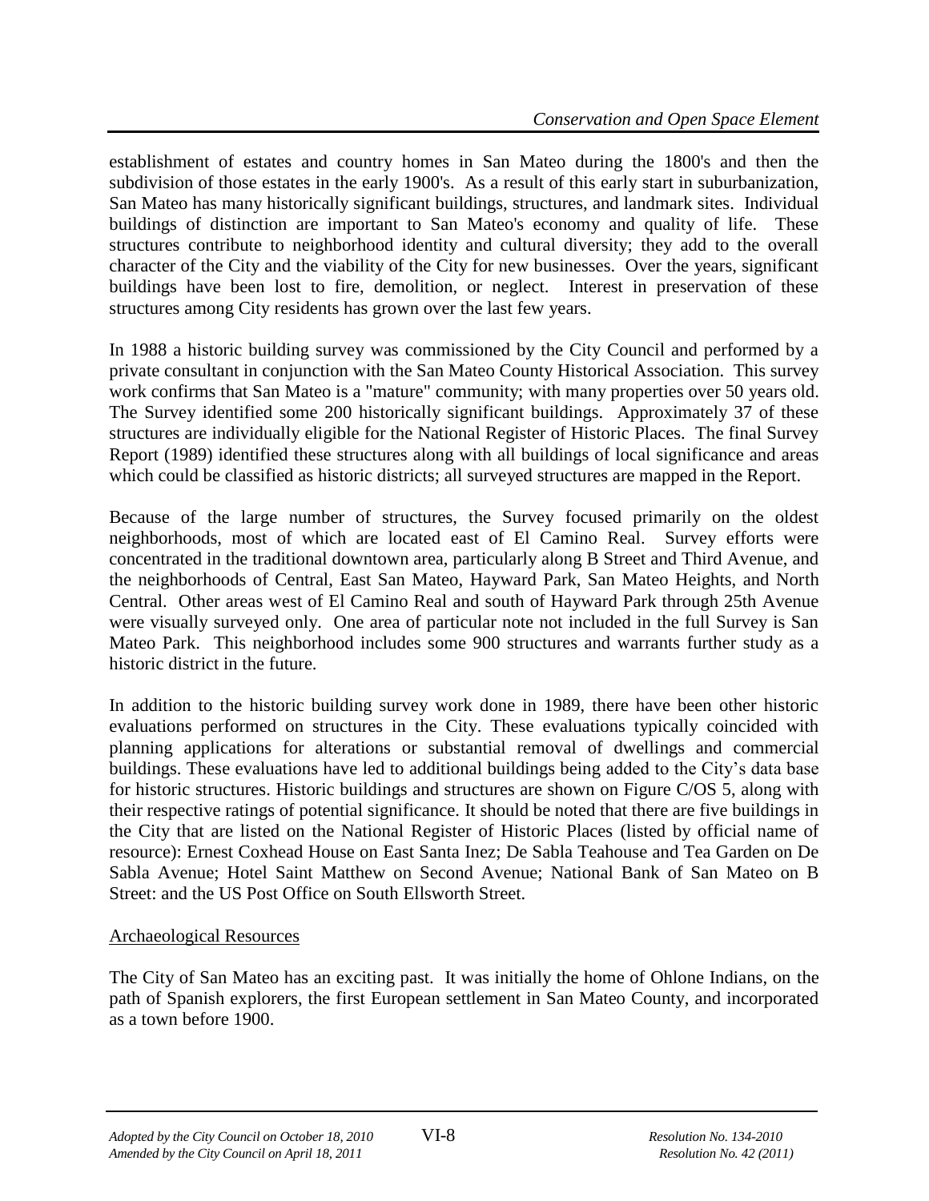establishment of estates and country homes in San Mateo during the 1800's and then the subdivision of those estates in the early 1900's. As a result of this early start in suburbanization, San Mateo has many historically significant buildings, structures, and landmark sites. Individual buildings of distinction are important to San Mateo's economy and quality of life. These structures contribute to neighborhood identity and cultural diversity; they add to the overall character of the City and the viability of the City for new businesses. Over the years, significant buildings have been lost to fire, demolition, or neglect. Interest in preservation of these structures among City residents has grown over the last few years.

In 1988 a historic building survey was commissioned by the City Council and performed by a private consultant in conjunction with the San Mateo County Historical Association. This survey work confirms that San Mateo is a "mature" community; with many properties over 50 years old. The Survey identified some 200 historically significant buildings. Approximately 37 of these structures are individually eligible for the National Register of Historic Places. The final Survey Report (1989) identified these structures along with all buildings of local significance and areas which could be classified as historic districts; all surveyed structures are mapped in the Report.

Because of the large number of structures, the Survey focused primarily on the oldest neighborhoods, most of which are located east of El Camino Real. Survey efforts were concentrated in the traditional downtown area, particularly along B Street and Third Avenue, and the neighborhoods of Central, East San Mateo, Hayward Park, San Mateo Heights, and North Central. Other areas west of El Camino Real and south of Hayward Park through 25th Avenue were visually surveyed only. One area of particular note not included in the full Survey is San Mateo Park. This neighborhood includes some 900 structures and warrants further study as a historic district in the future.

In addition to the historic building survey work done in 1989, there have been other historic evaluations performed on structures in the City. These evaluations typically coincided with planning applications for alterations or substantial removal of dwellings and commercial buildings. These evaluations have led to additional buildings being added to the City's data base for historic structures. Historic buildings and structures are shown on Figure C/OS 5, along with their respective ratings of potential significance. It should be noted that there are five buildings in the City that are listed on the National Register of Historic Places (listed by official name of resource): Ernest Coxhead House on East Santa Inez; De Sabla Teahouse and Tea Garden on De Sabla Avenue; Hotel Saint Matthew on Second Avenue; National Bank of San Mateo on B Street: and the US Post Office on South Ellsworth Street.

### Archaeological Resources

The City of San Mateo has an exciting past. It was initially the home of Ohlone Indians, on the path of Spanish explorers, the first European settlement in San Mateo County, and incorporated as a town before 1900.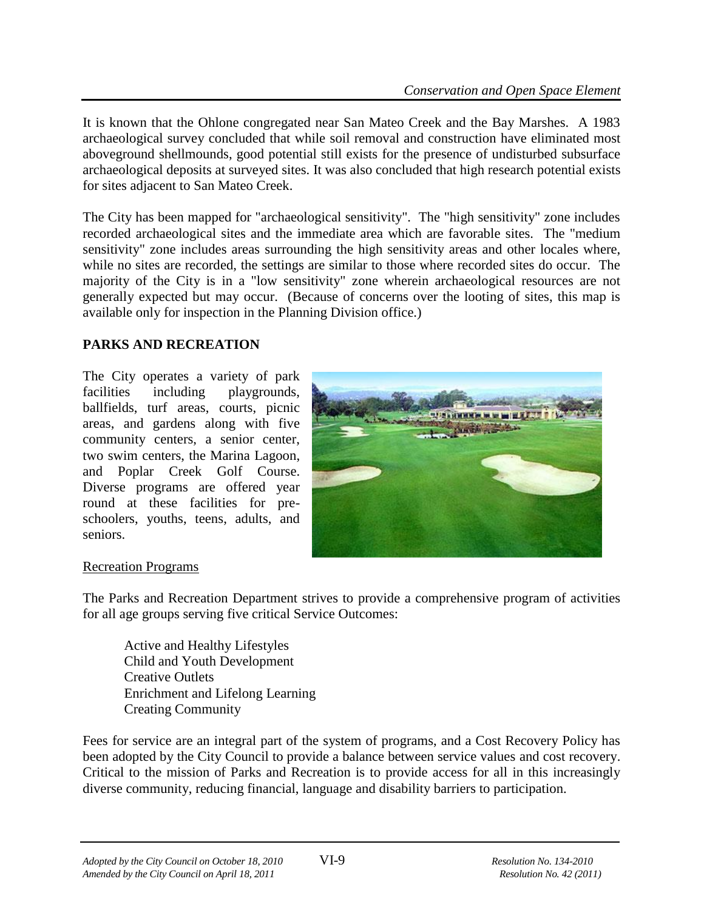It is known that the Ohlone congregated near San Mateo Creek and the Bay Marshes. A 1983 archaeological survey concluded that while soil removal and construction have eliminated most aboveground shellmounds, good potential still exists for the presence of undisturbed subsurface archaeological deposits at surveyed sites. It was also concluded that high research potential exists for sites adjacent to San Mateo Creek.

The City has been mapped for "archaeological sensitivity". The "high sensitivity" zone includes recorded archaeological sites and the immediate area which are favorable sites. The "medium sensitivity" zone includes areas surrounding the high sensitivity areas and other locales where, while no sites are recorded, the settings are similar to those where recorded sites do occur. The majority of the City is in a "low sensitivity" zone wherein archaeological resources are not generally expected but may occur. (Because of concerns over the looting of sites, this map is available only for inspection in the Planning Division office.)

## PARKS AND RECREATION

The City operates a variety of park facilities including playgrounds, ballfields, turf areas, courts, picnic areas, and gardens along with five community centers, a senior center, two swim centers, the Marina Lagoon, and Poplar Creek Golf Course. Diverse programs are offered year round at these facilities for preschoolers, youths, teens, adults, and seniors.

### Recreation Programs

The Parks and Recreation Department strives to provide a comprehensive program of activities for all age groups serving five critical Service Outcomes:

- Active and Healthy Lifestyles
- Child and Youth Development
- Creative Outlets
- Enrichment and Lifelong Learning
- Creating Community

Fees for service are an integral part of the system of programs, and a Cost Recovery Policy has been adopted by the City Council to provide a balance between service values and cost recovery. Critical to the mission of Parks and Recreation is to provide access for all in this increasingly diverse community, reducing financial, language and disability barriers to participation.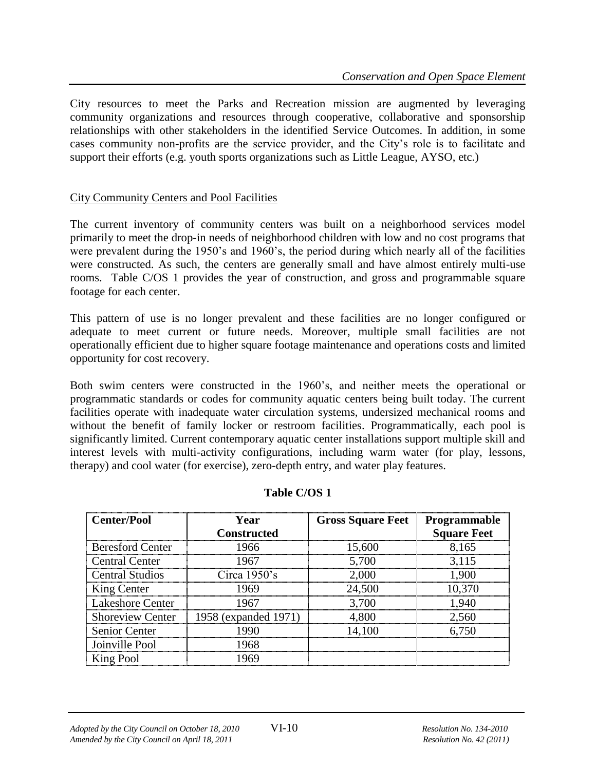City resources to meet the Parks and Recreation mission are augmented by leveraging community organizations and resources through cooperative, collaborative and sponsorship relationships with other stakeholders in the identified Service Outcomes. In addition, in some cases community non-profits are the service provider, and the City's role is to facilitate and support their efforts (e.g. youth sports organizations such as Little League, AYSO, etc.)

### City Community Centers and Pool Facilities

The current inventory of community centers was built on a neighborhood services model primarily to meet the drop-in needs of neighborhood children with low and no cost programs that were prevalent during the 1950's and 1960's, the period during which nearly all of the facilities were constructed. As such, the centers are generally small and have almost entirely multi-use rooms. Table C/OS 1 provides the year of construction, and gross and programmable square footage for each center.

This pattern of use is no longer prevalent and these facilities are no longer configured or adequate to meet current or future needs. Moreover, multiple small facilities are not operationally efficient due to higher square footage maintenance and operations costs and limited opportunity for cost recovery.

Both swim centers were constructed in the 1960's, and neither meets the operational or programmatic standards or codes for community aquatic centers being built today. The current facilities operate with inadequate water circulation systems, undersized mechanical rooms and without the benefit of family locker or restroom facilities. Programmatically, each pool is significantly limited. Current contemporary aquatic center installations support multiple skill and interest levels with multi-activity configurations, including warm water (for play, lessons, therapy) and cool water (for exercise), zero-depth entry, and water play features.

**Table C/OS 1**

| Center/Pool | Year Constructed | Gross Square Feet | Programmable Square Feet |
|---|---|---|---|
| Beresford Center | 1966 | 15,600 | 8,165 |
| Central Center | 1967 | 5,700 | 3,115 |
| Central Studios | Circa 1950's | 2,000 | 1,900 |
| King Center | 1969 | 24,500 | 10,370 |
| Lakeshore Center | 1967 | 3,700 | 1,940 |
| Shoreview Center | 1958 (expanded 1971) | 4,800 | 2,560 |
| Senior Center | 1990 | 14,100 | 6,750 |
| Joinville Pool | 1968 | | |
| King Pool | 1969 | | |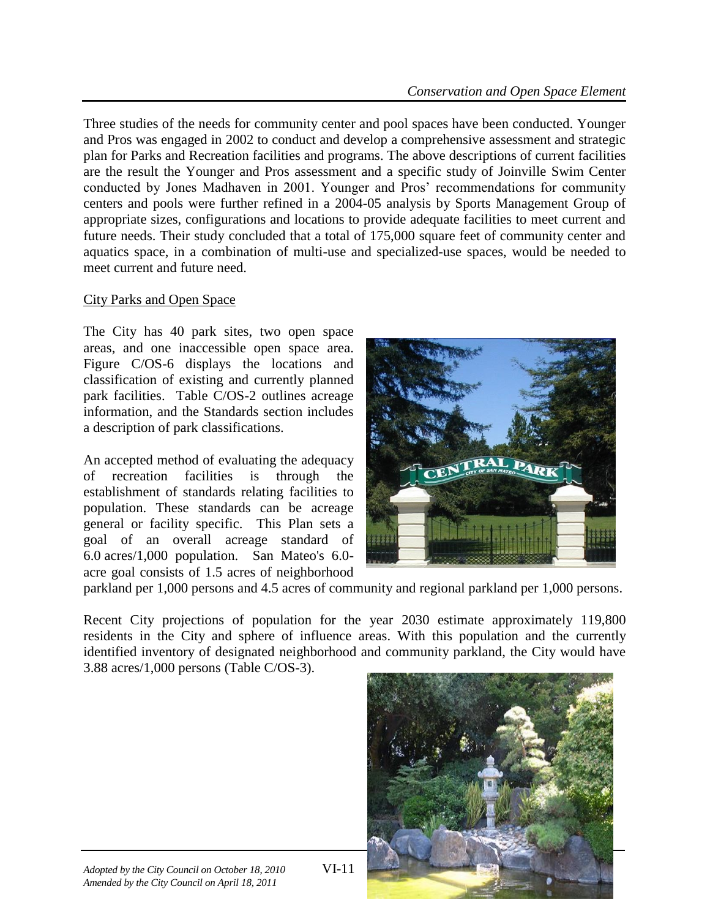Three studies of the needs for community center and pool spaces have been conducted. Younger and Pros was engaged in 2002 to conduct and develop a comprehensive assessment and strategic plan for Parks and Recreation facilities and programs. The above descriptions of current facilities are the result the Younger and Pros assessment and a specific study of Joinville Swim Center conducted by Jones Madhaven in 2001. Younger and Pros' recommendations for community centers and pools were further refined in a 2004-05 analysis by Sports Management Group of appropriate sizes, configurations and locations to provide adequate facilities to meet current and future needs. Their study concluded that a total of 175,000 square feet of community center and aquatics space, in a combination of multi-use and specialized-use spaces, would be needed to meet current and future need.

<u>City Parks and Open Space</u>

The City has 40 park sites, two open space areas, and one inaccessible open space area. Figure C/OS-6 displays the locations and classification of existing and currently planned park facilities. Table C/OS-2 outlines acreage information, and the Standards section includes a description of park classifications.

An accepted method of evaluating the adequacy of recreation facilities is through the establishment of standards relating facilities to population. These standards can be acreage general or facility specific. This Plan sets a goal of an overall acreage standard of 6.0 acres/1,000 population. San Mateo's 6.0-acre goal consists of 1.5 acres of neighborhood parkland per 1,000 persons and 4.5 acres of community and regional parkland per 1,000 persons.

Recent City projections of population for the year 2030 estimate approximately 119,800 residents in the City and sphere of influence areas. With this population and the currently identified inventory of designated neighborhood and community parkland, the City would have 3.88 acres/1,000 persons (Table C/OS-3).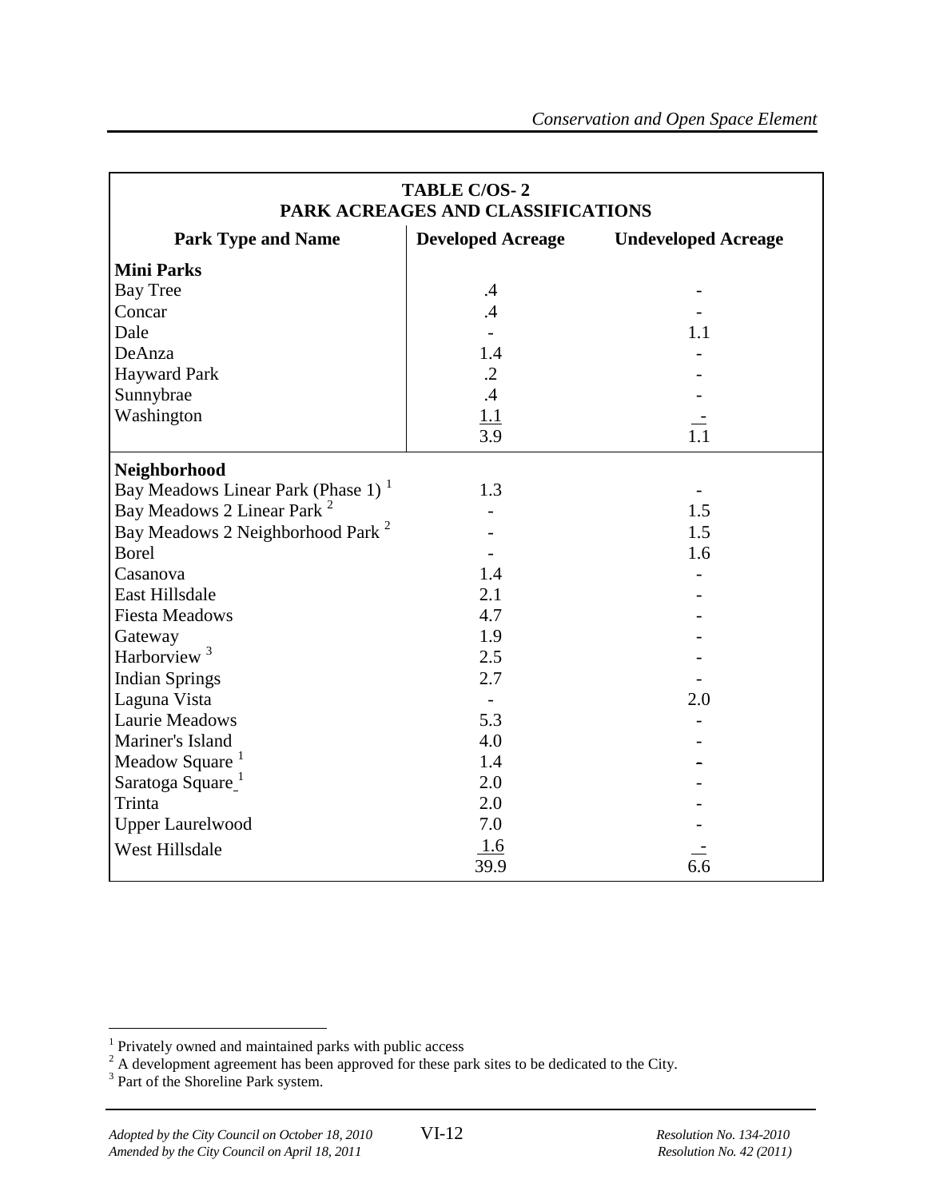**TABLE C/OS- 2**
**PARK ACREAGES AND CLASSIFICATIONS**

| Park Type and Name | Developed Acreage | Undeveloped Acreage |
|---|---|---|
| **Mini Parks** | | |
| Bay Tree | .4 | - |
| Concar | .4 | - |
| Dale | - | 1.1 |
| DeAnza | 1.4 | - |
| Hayward Park | .2 | - |
| Sunnybrae | .4 | - |
| Washington | 1.1 | - |
| | 3.9 | 1.1 |
| **Neighborhood** | | |
| Bay Meadows Linear Park (Phase 1) [1] | 1.3 | - |
| Bay Meadows 2 Linear Park [2] | - | 1.5 |
| Bay Meadows 2 Neighborhood Park [2] | - | 1.5 |
| Borel | - | 1.6 |
| Casanova | 1.4 | - |
| East Hillsdale | 2.1 | - |
| Fiesta Meadows | 4.7 | - |
| Gateway | 1.9 | - |
| Harborview [3] | 2.5 | - |
| Indian Springs | 2.7 | - |
| Laguna Vista | - | 2.0 |
| Laurie Meadows | 5.3 | - |
| Mariner's Island | 4.0 | - |
| Meadow Square [1] | 1.4 | - |
| Saratoga Square [1] | 2.0 | - |
| Trinta | 2.0 | - |
| Upper Laurelwood | 7.0 | - |
| West Hillsdale | 1.6 | - |
| | 39.9 | 6.6 |

[1] Privately owned and maintained parks with public access

[2] A development agreement has been approved for these park sites to be dedicated to the City.

[3] Part of the Shoreline Park system.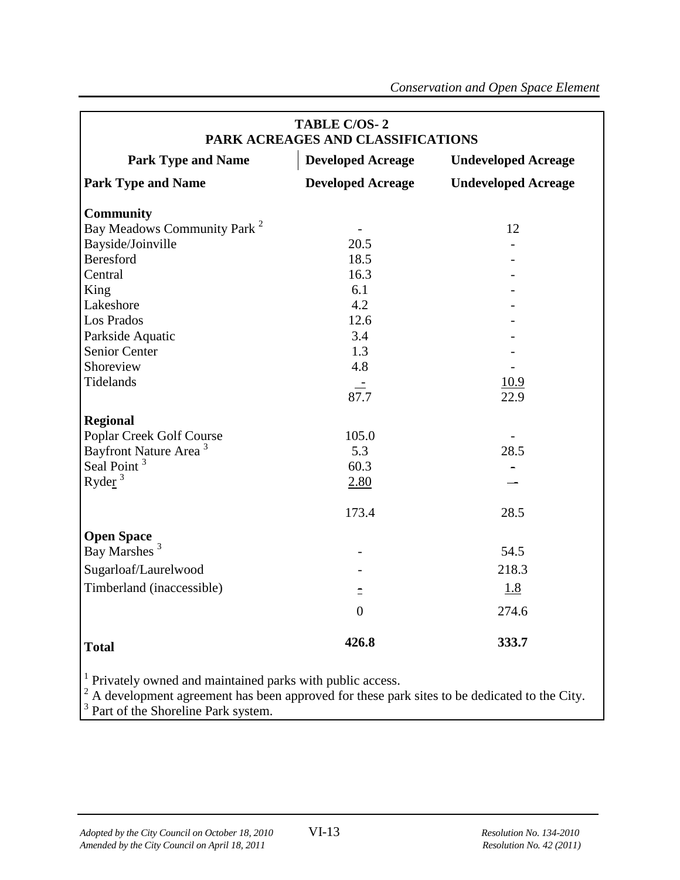**TABLE C/OS- 2**
**PARK ACREAGES AND CLASSIFICATIONS**

| Park Type and Name | Developed Acreage | Undeveloped Acreage |
|---|---|---|
| **Park Type and Name** | **Developed Acreage** | **Undeveloped Acreage** |
| **Community** | | |
| Bay Meadows Community Park [2] | - | 12 |
| Bayside/Joinville | 20.5 | - |
| Beresford | 18.5 | - |
| Central | 16.3 | - |
| King | 6.1 | - |
| Lakeshore | 4.2 | - |
| Los Prados | 12.6 | - |
| Parkside Aquatic | 3.4 | - |
| Senior Center | 1.3 | - |
| Shoreview | 4.8 | - |
| Tidelands | - | 10.9 |
| | 87.7 | 22.9 |
| **Regional** | | |
| Poplar Creek Golf Course | 105.0 | - |
| Bayfront Nature Area [3] | 5.3 | 28.5 |
| Seal Point [3] | 60.3 | - |
| Ryder [3] | 2.80 | - |
| | 173.4 | 28.5 |
| **Open Space** | | |
| Bay Marshes [3] | - | 54.5 |
| Sugarloaf/Laurelwood | - | 218.3 |
| Timberland (inaccessible) | - | 1.8 |
| | 0 | 274.6 |
| **Total** | **426.8** | **333.7** |

[1] Privately owned and maintained parks with public access.
[2] A development agreement has been approved for these park sites to be dedicated to the City.
[3] Part of the Shoreline Park system.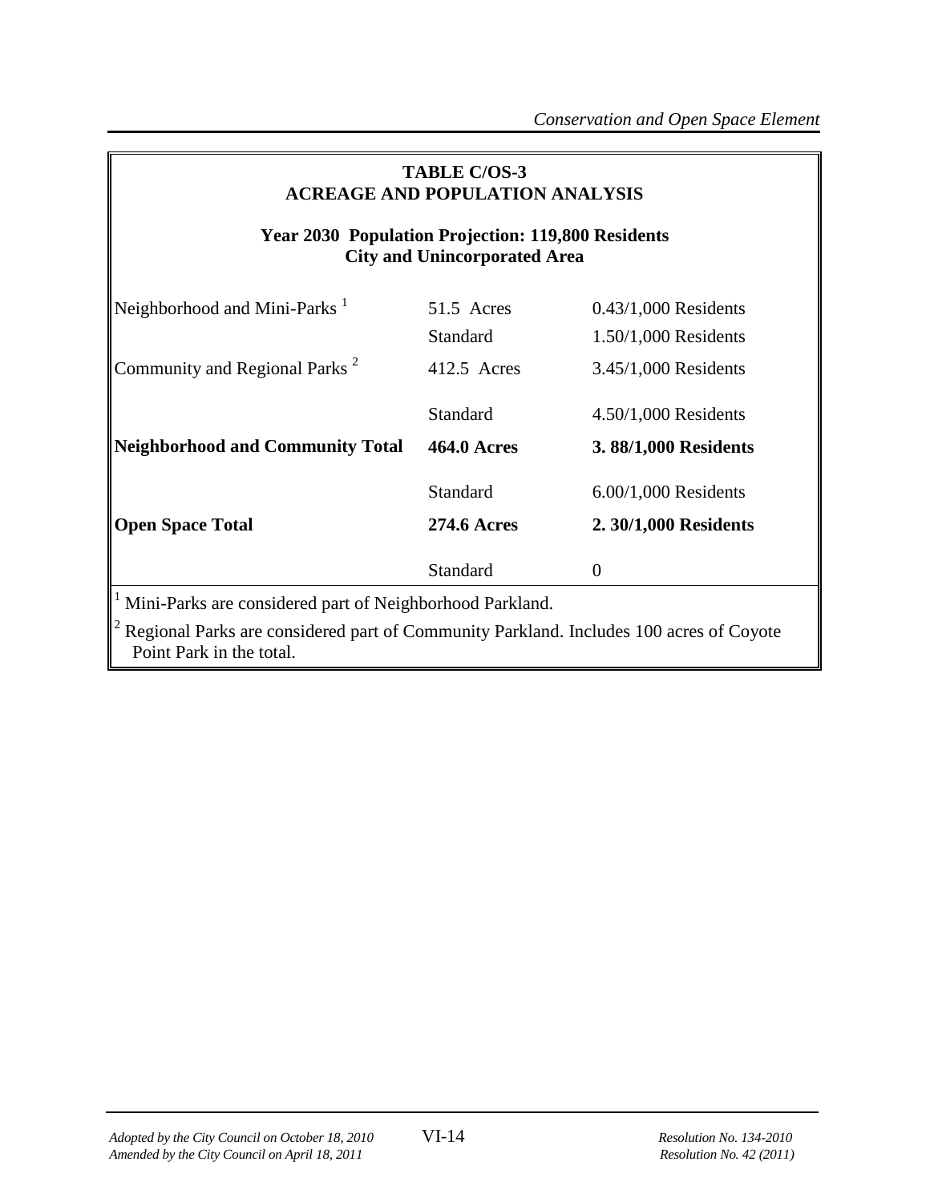**TABLE C/OS-3**
**ACREAGE AND POPULATION ANALYSIS**

**Year 2030 Population Projection: 119,800 Residents**
**City and Unincorporated Area**

| | | |
|---|---|---|
| Neighborhood and Mini-Parks [1] | 51.5 Acres | 0.43/1,000 Residents |
| | Standard | 1.50/1,000 Residents |
| Community and Regional Parks [2] | 412.5 Acres | 3.45/1,000 Residents |
| | Standard | 4.50/1,000 Residents |
| **Neighborhood and Community Total** | **464.0 Acres** | **3. 88/1,000 Residents** |
| | Standard | 6.00/1,000 Residents |
| **Open Space Total** | **274.6 Acres** | **2. 30/1,000 Residents** |
| | Standard | 0 |

[1] Mini-Parks are considered part of Neighborhood Parkland.

[2] Regional Parks are considered part of Community Parkland. Includes 100 acres of Coyote Point Park in the total.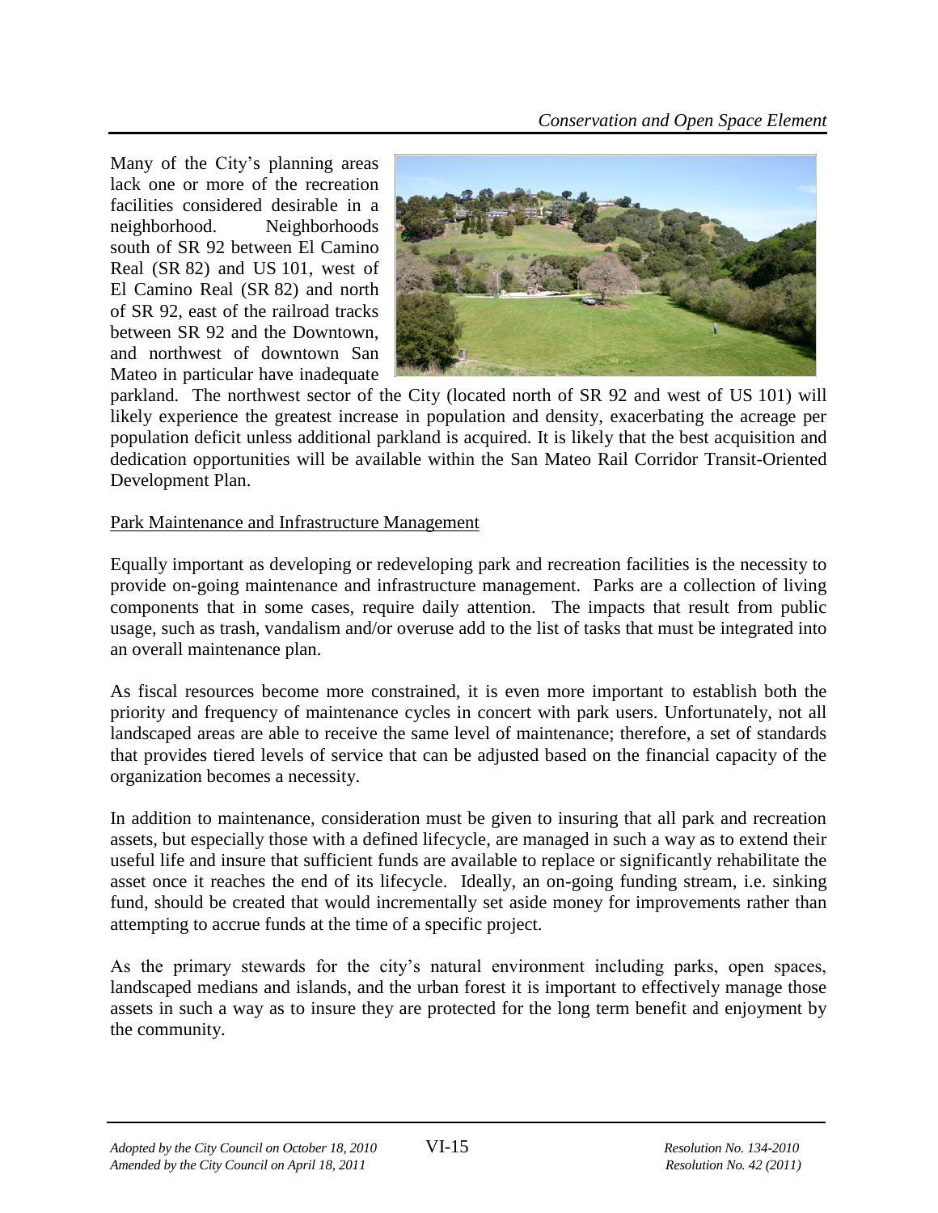Many of the City's planning areas lack one or more of the recreation facilities considered desirable in a neighborhood. Neighborhoods south of SR 92 between El Camino Real (SR 82) and US 101, west of El Camino Real (SR 82) and north of SR 92, east of the railroad tracks between SR 92 and the Downtown, and northwest of downtown San Mateo in particular have inadequate parkland. The northwest sector of the City (located north of SR 92 and west of US 101) will likely experience the greatest increase in population and density, exacerbating the acreage per population deficit unless additional parkland is acquired. It is likely that the best acquisition and dedication opportunities will be available within the San Mateo Rail Corridor Transit-Oriented Development Plan.

Park Maintenance and Infrastructure Management

Equally important as developing or redeveloping park and recreation facilities is the necessity to provide on-going maintenance and infrastructure management. Parks are a collection of living components that in some cases, require daily attention. The impacts that result from public usage, such as trash, vandalism and/or overuse add to the list of tasks that must be integrated into an overall maintenance plan.

As fiscal resources become more constrained, it is even more important to establish both the priority and frequency of maintenance cycles in concert with park users. Unfortunately, not all landscaped areas are able to receive the same level of maintenance; therefore, a set of standards that provides tiered levels of service that can be adjusted based on the financial capacity of the organization becomes a necessity.

In addition to maintenance, consideration must be given to insuring that all park and recreation assets, but especially those with a defined lifecycle, are managed in such a way as to extend their useful life and insure that sufficient funds are available to replace or significantly rehabilitate the asset once it reaches the end of its lifecycle. Ideally, an on-going funding stream, i.e. sinking fund, should be created that would incrementally set aside money for improvements rather than attempting to accrue funds at the time of a specific project.

As the primary stewards for the city's natural environment including parks, open spaces, landscaped medians and islands, and the urban forest it is important to effectively manage those assets in such a way as to insure they are protected for the long term benefit and enjoyment by the community.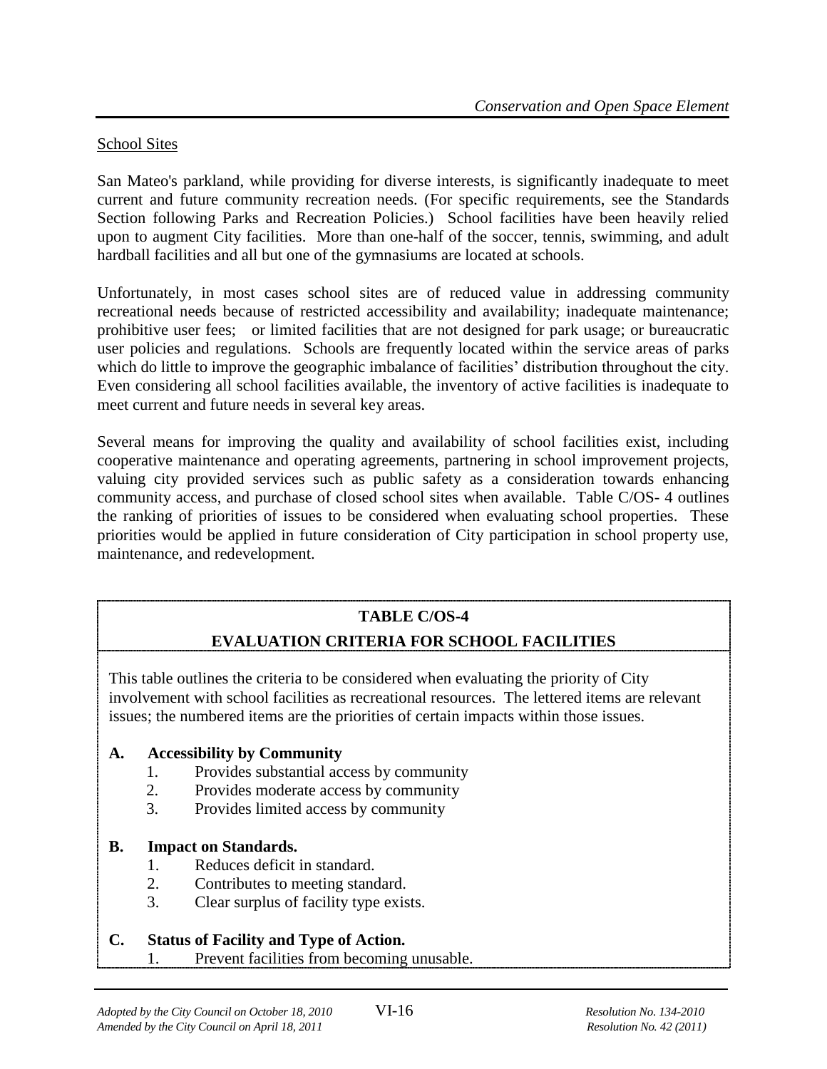School Sites

San Mateo's parkland, while providing for diverse interests, is significantly inadequate to meet current and future community recreation needs. (For specific requirements, see the Standards Section following Parks and Recreation Policies.) School facilities have been heavily relied upon to augment City facilities. More than one-half of the soccer, tennis, swimming, and adult hardball facilities and all but one of the gymnasiums are located at schools.

Unfortunately, in most cases school sites are of reduced value in addressing community recreational needs because of restricted accessibility and availability; inadequate maintenance; prohibitive user fees; or limited facilities that are not designed for park usage; or bureaucratic user policies and regulations. Schools are frequently located within the service areas of parks which do little to improve the geographic imbalance of facilities' distribution throughout the city. Even considering all school facilities available, the inventory of active facilities is inadequate to meet current and future needs in several key areas.

Several means for improving the quality and availability of school facilities exist, including cooperative maintenance and operating agreements, partnering in school improvement projects, valuing city provided services such as public safety as a consideration towards enhancing community access, and purchase of closed school sites when available. Table C/OS- 4 outlines the ranking of priorities of issues to be considered when evaluating school properties. These priorities would be applied in future consideration of City participation in school property use, maintenance, and redevelopment.

**TABLE C/OS-4**

**EVALUATION CRITERIA FOR SCHOOL FACILITIES**

This table outlines the criteria to be considered when evaluating the priority of City involvement with school facilities as recreational resources. The lettered items are relevant issues; the numbered items are the priorities of certain impacts within those issues.

**A. Accessibility by Community**

1. Provides substantial access by community
2. Provides moderate access by community
3. Provides limited access by community

**B. Impact on Standards.**

1. Reduces deficit in standard.
2. Contributes to meeting standard.
3. Clear surplus of facility type exists.

**C. Status of Facility and Type of Action.**

1. Prevent facilities from becoming unusable.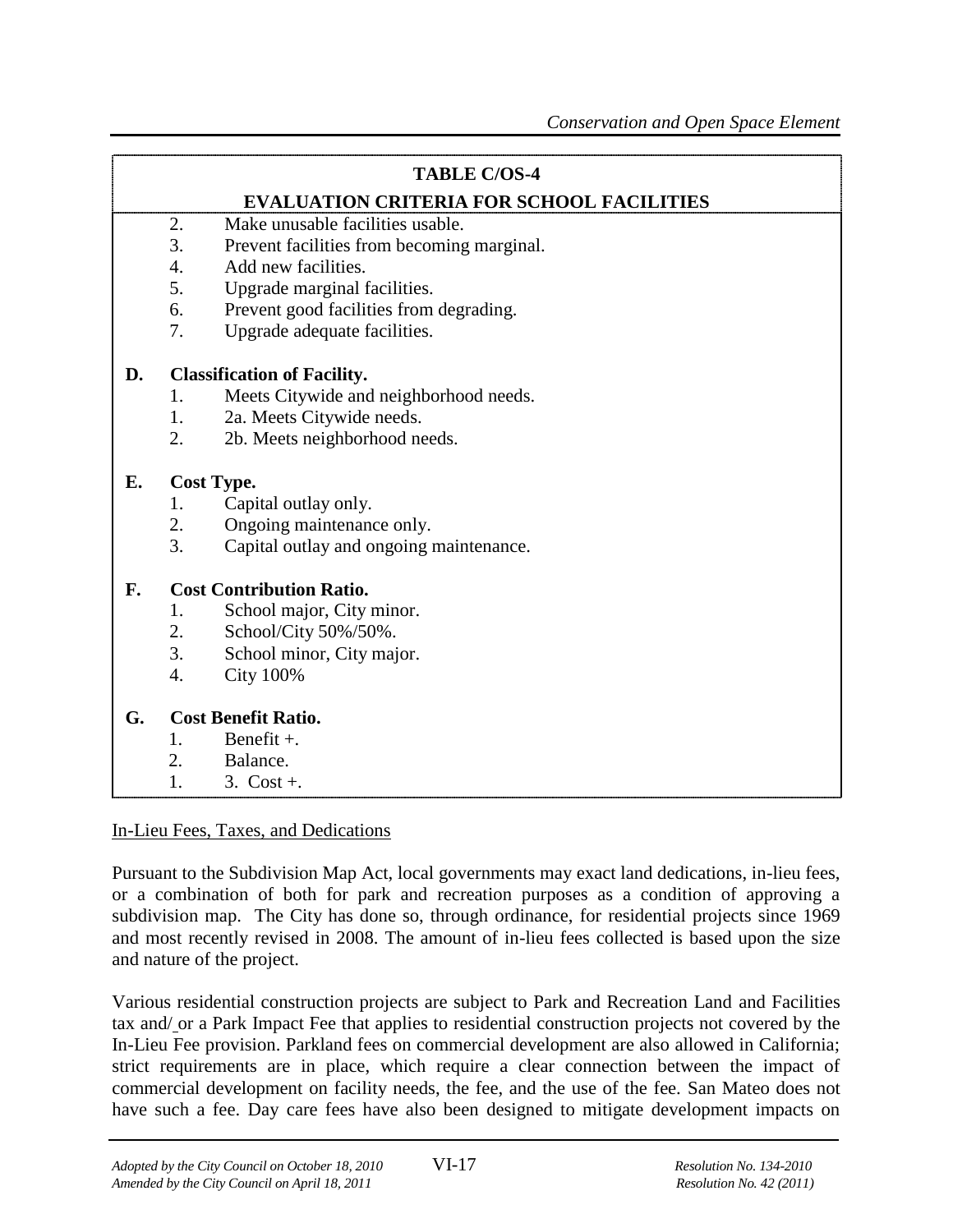**TABLE C/OS-4**

**EVALUATION CRITERIA FOR SCHOOL FACILITIES**

2. Make unusable facilities usable.
3. Prevent facilities from becoming marginal.
4. Add new facilities.
5. Upgrade marginal facilities.
6. Prevent good facilities from degrading.
7. Upgrade adequate facilities.

**D. Classification of Facility.**

1. Meets Citywide and neighborhood needs.
1. 2a. Meets Citywide needs.
2. 2b. Meets neighborhood needs.

**E. Cost Type.**

1. Capital outlay only.
2. Ongoing maintenance only.
3. Capital outlay and ongoing maintenance.

**F. Cost Contribution Ratio.**

1. School major, City minor.
2. School/City 50%/50%.
3. School minor, City major.
4. City 100%

**G. Cost Benefit Ratio.**

1. Benefit +.
2. Balance.
1. 3. Cost +.

In-Lieu Fees, Taxes, and Dedications

Pursuant to the Subdivision Map Act, local governments may exact land dedications, in-lieu fees, or a combination of both for park and recreation purposes as a condition of approving a subdivision map. The City has done so, through ordinance, for residential projects since 1969 and most recently revised in 2008. The amount of in-lieu fees collected is based upon the size and nature of the project.

Various residential construction projects are subject to Park and Recreation Land and Facilities tax and/ or a Park Impact Fee that applies to residential construction projects not covered by the In-Lieu Fee provision. Parkland fees on commercial development are also allowed in California; strict requirements are in place, which require a clear connection between the impact of commercial development on facility needs, the fee, and the use of the fee. San Mateo does not have such a fee. Day care fees have also been designed to mitigate development impacts on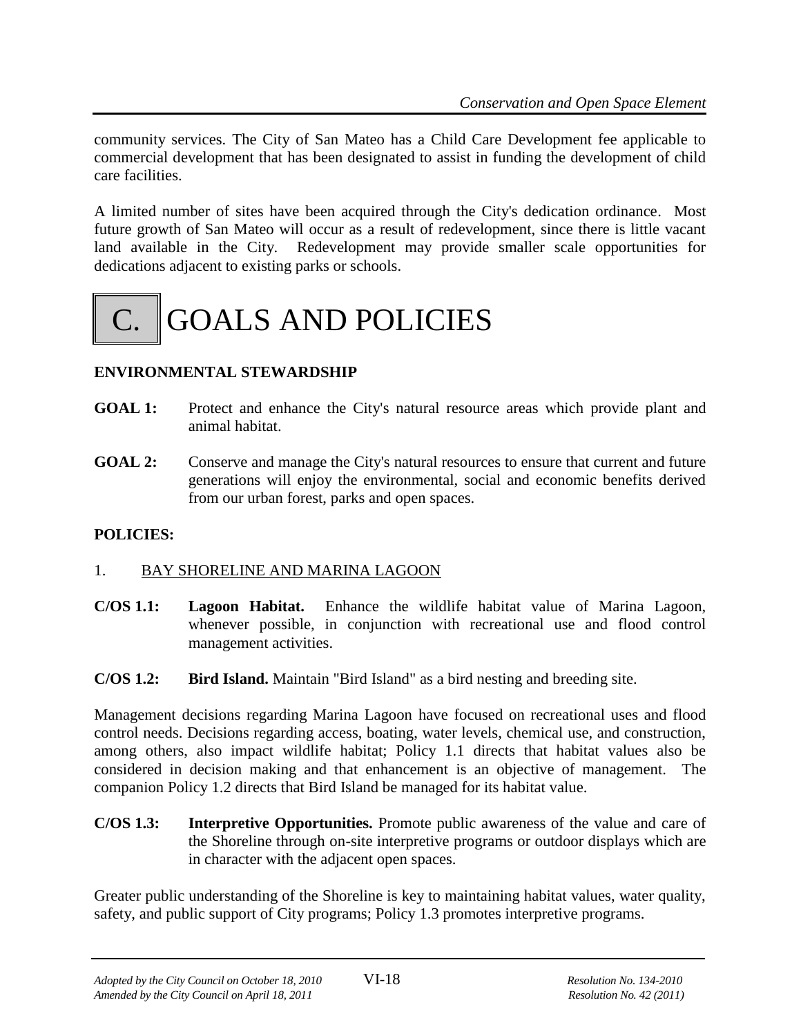community services. The City of San Mateo has a Child Care Development fee applicable to commercial development that has been designated to assist in funding the development of child care facilities.

A limited number of sites have been acquired through the City's dedication ordinance. Most future growth of San Mateo will occur as a result of redevelopment, since there is little vacant land available in the City. Redevelopment may provide smaller scale opportunities for dedications adjacent to existing parks or schools.

# C. GOALS AND POLICIES

**ENVIRONMENTAL STEWARDSHIP**

**GOAL 1:** Protect and enhance the City's natural resource areas which provide plant and animal habitat.

**GOAL 2:** Conserve and manage the City's natural resources to ensure that current and future generations will enjoy the environmental, social and economic benefits derived from our urban forest, parks and open spaces.

**POLICIES:**

1. <u>BAY SHORELINE AND MARINA LAGOON</u>

**C/OS 1.1:** **Lagoon Habitat.** Enhance the wildlife habitat value of Marina Lagoon, whenever possible, in conjunction with recreational use and flood control management activities.

**C/OS 1.2:** **Bird Island.** Maintain "Bird Island" as a bird nesting and breeding site.

Management decisions regarding Marina Lagoon have focused on recreational uses and flood control needs. Decisions regarding access, boating, water levels, chemical use, and construction, among others, also impact wildlife habitat; Policy 1.1 directs that habitat values also be considered in decision making and that enhancement is an objective of management. The companion Policy 1.2 directs that Bird Island be managed for its habitat value.

**C/OS 1.3:** **Interpretive Opportunities.** Promote public awareness of the value and care of the Shoreline through on-site interpretive programs or outdoor displays which are in character with the adjacent open spaces.

Greater public understanding of the Shoreline is key to maintaining habitat values, water quality, safety, and public support of City programs; Policy 1.3 promotes interpretive programs.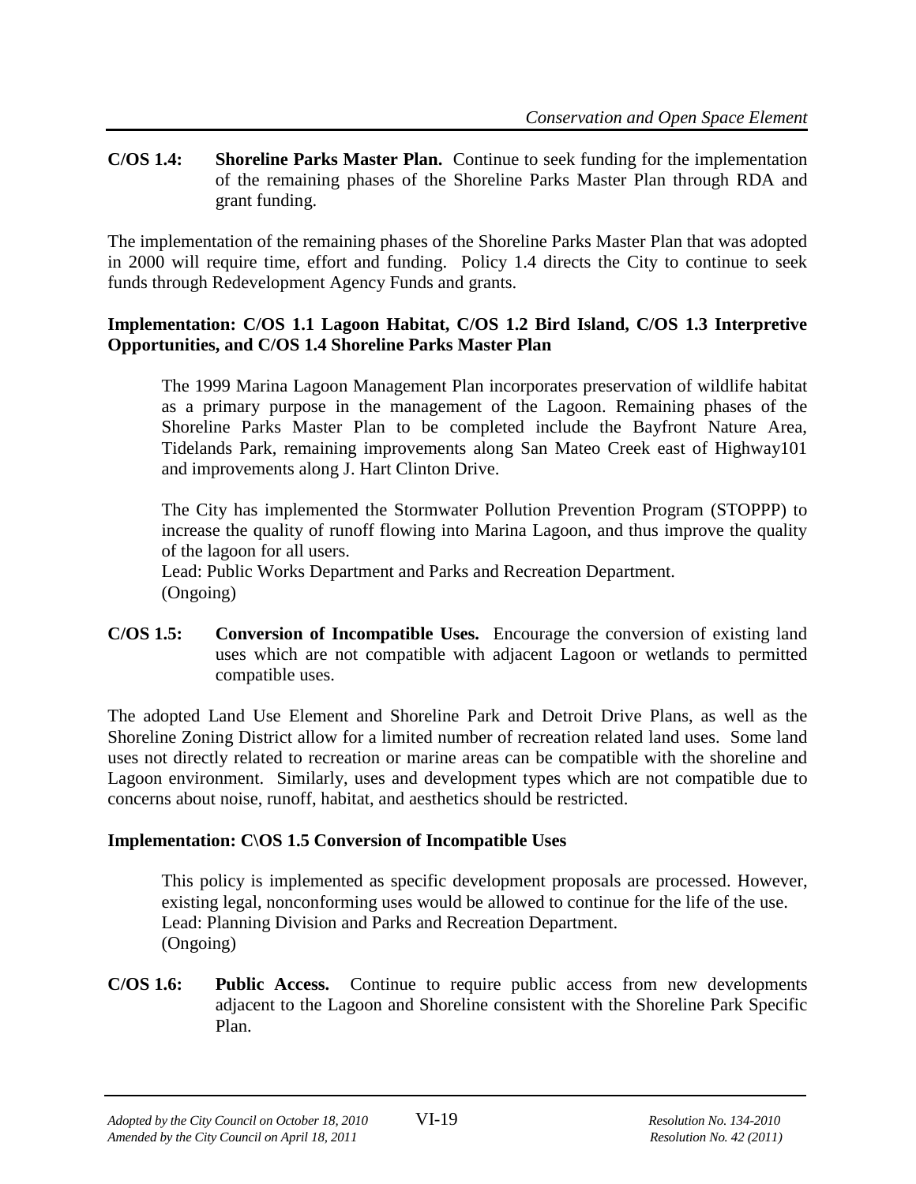**C/OS 1.4: Shoreline Parks Master Plan.** Continue to seek funding for the implementation of the remaining phases of the Shoreline Parks Master Plan through RDA and grant funding.

The implementation of the remaining phases of the Shoreline Parks Master Plan that was adopted in 2000 will require time, effort and funding. Policy 1.4 directs the City to continue to seek funds through Redevelopment Agency Funds and grants.

**Implementation: C/OS 1.1 Lagoon Habitat, C/OS 1.2 Bird Island, C/OS 1.3 Interpretive Opportunities, and C/OS 1.4 Shoreline Parks Master Plan**

> The 1999 Marina Lagoon Management Plan incorporates preservation of wildlife habitat as a primary purpose in the management of the Lagoon. Remaining phases of the Shoreline Parks Master Plan to be completed include the Bayfront Nature Area, Tidelands Park, remaining improvements along San Mateo Creek east of Highway101 and improvements along J. Hart Clinton Drive.
>
> The City has implemented the Stormwater Pollution Prevention Program (STOPPP) to increase the quality of runoff flowing into Marina Lagoon, and thus improve the quality of the lagoon for all users.
> Lead: Public Works Department and Parks and Recreation Department.
> (Ongoing)

**C/OS 1.5: Conversion of Incompatible Uses.** Encourage the conversion of existing land uses which are not compatible with adjacent Lagoon or wetlands to permitted compatible uses.

The adopted Land Use Element and Shoreline Park and Detroit Drive Plans, as well as the Shoreline Zoning District allow for a limited number of recreation related land uses. Some land uses not directly related to recreation or marine areas can be compatible with the shoreline and Lagoon environment. Similarly, uses and development types which are not compatible due to concerns about noise, runoff, habitat, and aesthetics should be restricted.

**Implementation: C\OS 1.5 Conversion of Incompatible Uses**

> This policy is implemented as specific development proposals are processed. However, existing legal, nonconforming uses would be allowed to continue for the life of the use.
> Lead: Planning Division and Parks and Recreation Department.
> (Ongoing)

**C/OS 1.6: Public Access.** Continue to require public access from new developments adjacent to the Lagoon and Shoreline consistent with the Shoreline Park Specific Plan.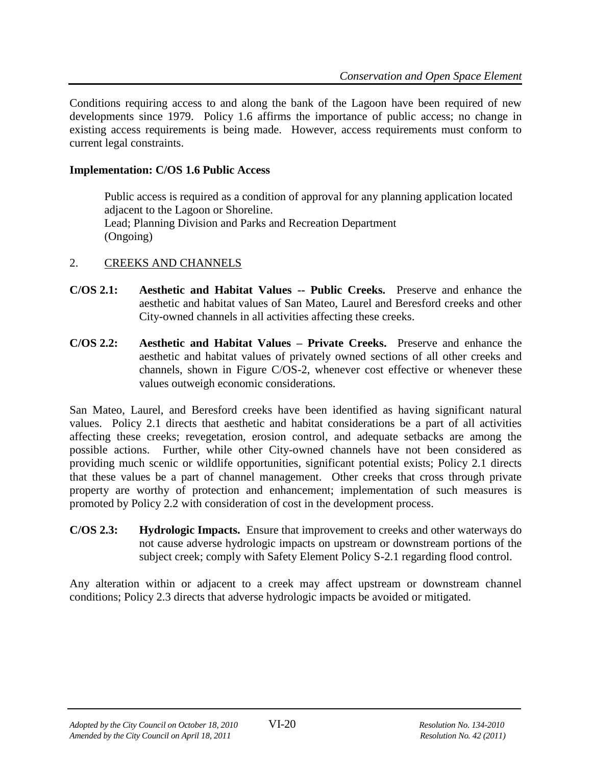Conditions requiring access to and along the bank of the Lagoon have been required of new developments since 1979. Policy 1.6 affirms the importance of public access; no change in existing access requirements is being made. However, access requirements must conform to current legal constraints.

**Implementation: C/OS 1.6 Public Access**

> Public access is required as a condition of approval for any planning application located adjacent to the Lagoon or Shoreline.
> Lead; Planning Division and Parks and Recreation Department
> (Ongoing)

## 2. CREEKS AND CHANNELS

**C/OS 2.1: Aesthetic and Habitat Values -- Public Creeks.** Preserve and enhance the aesthetic and habitat values of San Mateo, Laurel and Beresford creeks and other City-owned channels in all activities affecting these creeks.

**C/OS 2.2: Aesthetic and Habitat Values – Private Creeks.** Preserve and enhance the aesthetic and habitat values of privately owned sections of all other creeks and channels, shown in Figure C/OS-2, whenever cost effective or whenever these values outweigh economic considerations.

San Mateo, Laurel, and Beresford creeks have been identified as having significant natural values. Policy 2.1 directs that aesthetic and habitat considerations be a part of all activities affecting these creeks; revegetation, erosion control, and adequate setbacks are among the possible actions. Further, while other City-owned channels have not been considered as providing much scenic or wildlife opportunities, significant potential exists; Policy 2.1 directs that these values be a part of channel management. Other creeks that cross through private property are worthy of protection and enhancement; implementation of such measures is promoted by Policy 2.2 with consideration of cost in the development process.

**C/OS 2.3: Hydrologic Impacts.** Ensure that improvement to creeks and other waterways do not cause adverse hydrologic impacts on upstream or downstream portions of the subject creek; comply with Safety Element Policy S-2.1 regarding flood control.

Any alteration within or adjacent to a creek may affect upstream or downstream channel conditions; Policy 2.3 directs that adverse hydrologic impacts be avoided or mitigated.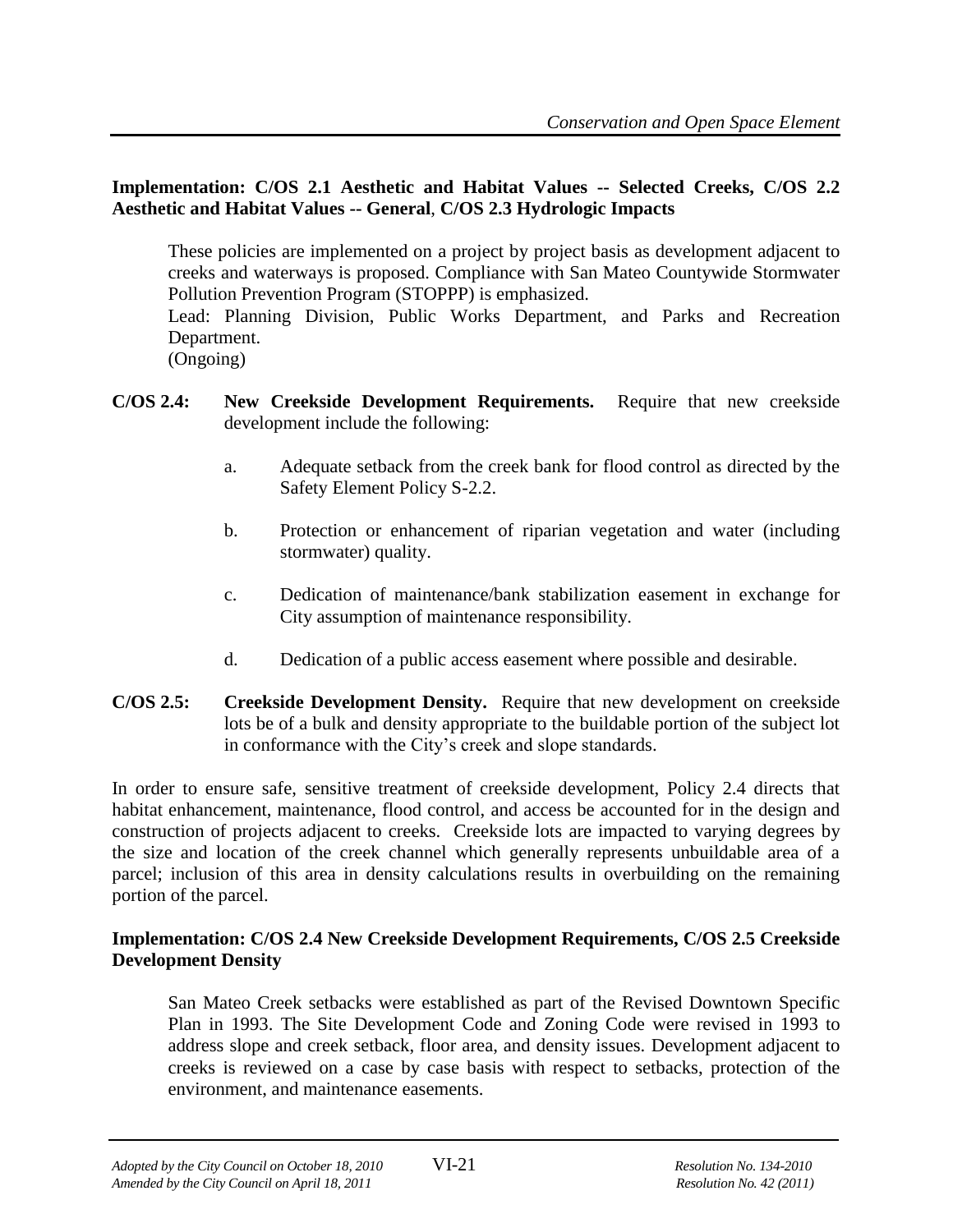**Implementation: C/OS 2.1 Aesthetic and Habitat Values -- Selected Creeks, C/OS 2.2 Aesthetic and Habitat Values -- General**, **C/OS 2.3 Hydrologic Impacts**

These policies are implemented on a project by project basis as development adjacent to creeks and waterways is proposed. Compliance with San Mateo Countywide Stormwater Pollution Prevention Program (STOPPP) is emphasized.
Lead: Planning Division, Public Works Department, and Parks and Recreation Department.
(Ongoing)

**C/OS 2.4: New Creekside Development Requirements.** Require that new creekside development include the following:

a. Adequate setback from the creek bank for flood control as directed by the Safety Element Policy S-2.2.

b. Protection or enhancement of riparian vegetation and water (including stormwater) quality.

c. Dedication of maintenance/bank stabilization easement in exchange for City assumption of maintenance responsibility.

d. Dedication of a public access easement where possible and desirable.

**C/OS 2.5: Creekside Development Density.** Require that new development on creekside lots be of a bulk and density appropriate to the buildable portion of the subject lot in conformance with the City's creek and slope standards.

In order to ensure safe, sensitive treatment of creekside development, Policy 2.4 directs that habitat enhancement, maintenance, flood control, and access be accounted for in the design and construction of projects adjacent to creeks. Creekside lots are impacted to varying degrees by the size and location of the creek channel which generally represents unbuildable area of a parcel; inclusion of this area in density calculations results in overbuilding on the remaining portion of the parcel.

**Implementation: C/OS 2.4 New Creekside Development Requirements, C/OS 2.5 Creekside Development Density**

San Mateo Creek setbacks were established as part of the Revised Downtown Specific Plan in 1993. The Site Development Code and Zoning Code were revised in 1993 to address slope and creek setback, floor area, and density issues. Development adjacent to creeks is reviewed on a case by case basis with respect to setbacks, protection of the environment, and maintenance easements.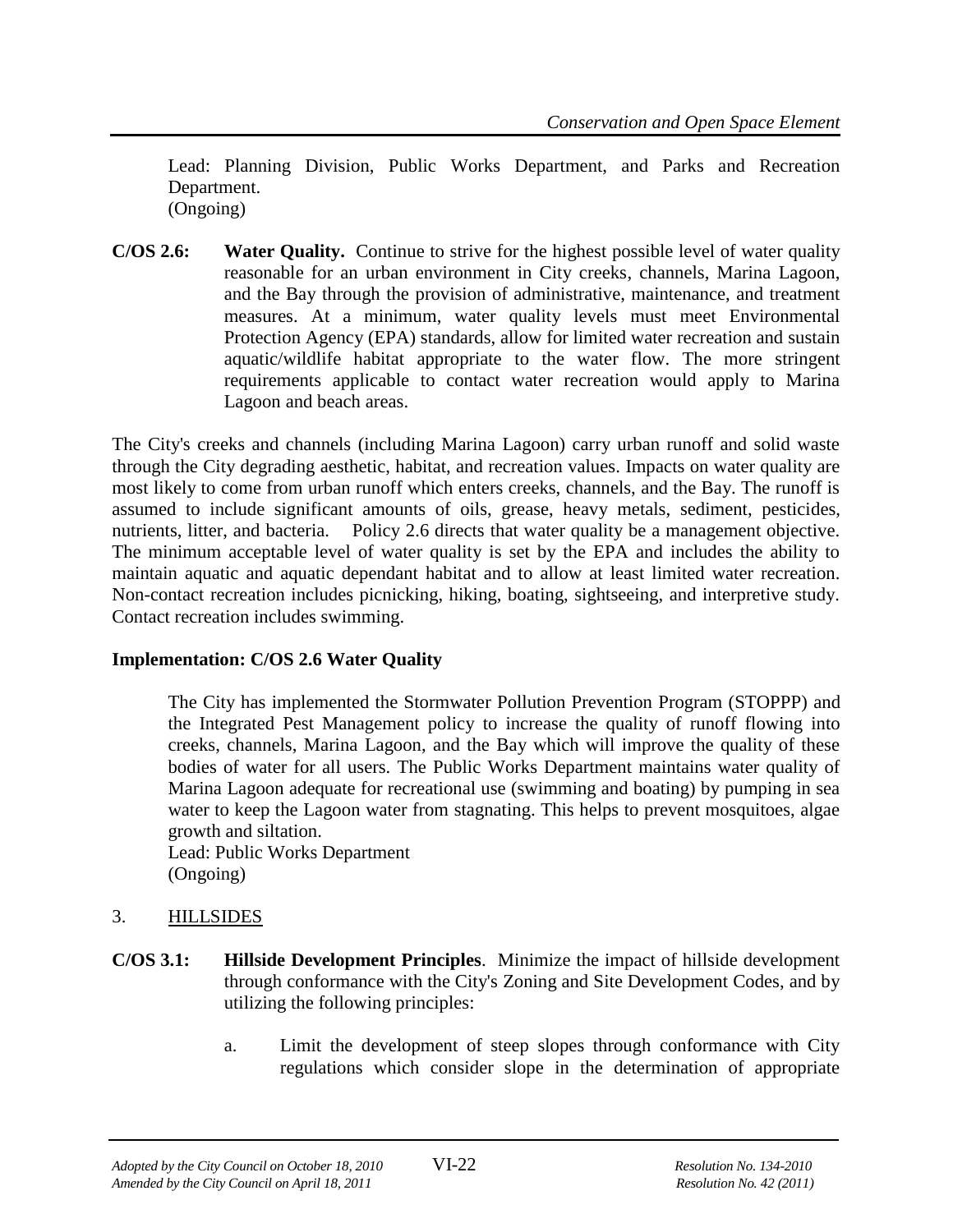Lead: Planning Division, Public Works Department, and Parks and Recreation Department.
(Ongoing)

**C/OS 2.6: Water Quality.** Continue to strive for the highest possible level of water quality reasonable for an urban environment in City creeks, channels, Marina Lagoon, and the Bay through the provision of administrative, maintenance, and treatment measures. At a minimum, water quality levels must meet Environmental Protection Agency (EPA) standards, allow for limited water recreation and sustain aquatic/wildlife habitat appropriate to the water flow. The more stringent requirements applicable to contact water recreation would apply to Marina Lagoon and beach areas.

The City's creeks and channels (including Marina Lagoon) carry urban runoff and solid waste through the City degrading aesthetic, habitat, and recreation values. Impacts on water quality are most likely to come from urban runoff which enters creeks, channels, and the Bay. The runoff is assumed to include significant amounts of oils, grease, heavy metals, sediment, pesticides, nutrients, litter, and bacteria. Policy 2.6 directs that water quality be a management objective. The minimum acceptable level of water quality is set by the EPA and includes the ability to maintain aquatic and aquatic dependant habitat and to allow at least limited water recreation. Non-contact recreation includes picnicking, hiking, boating, sightseeing, and interpretive study. Contact recreation includes swimming.

**Implementation: C/OS 2.6 Water Quality**

The City has implemented the Stormwater Pollution Prevention Program (STOPPP) and the Integrated Pest Management policy to increase the quality of runoff flowing into creeks, channels, Marina Lagoon, and the Bay which will improve the quality of these bodies of water for all users. The Public Works Department maintains water quality of Marina Lagoon adequate for recreational use (swimming and boating) by pumping in sea water to keep the Lagoon water from stagnating. This helps to prevent mosquitoes, algae growth and siltation.
Lead: Public Works Department
(Ongoing)

3. HILLSIDES

**C/OS 3.1: Hillside Development Principles**. Minimize the impact of hillside development through conformance with the City's Zoning and Site Development Codes, and by utilizing the following principles:

a. Limit the development of steep slopes through conformance with City regulations which consider slope in the determination of appropriate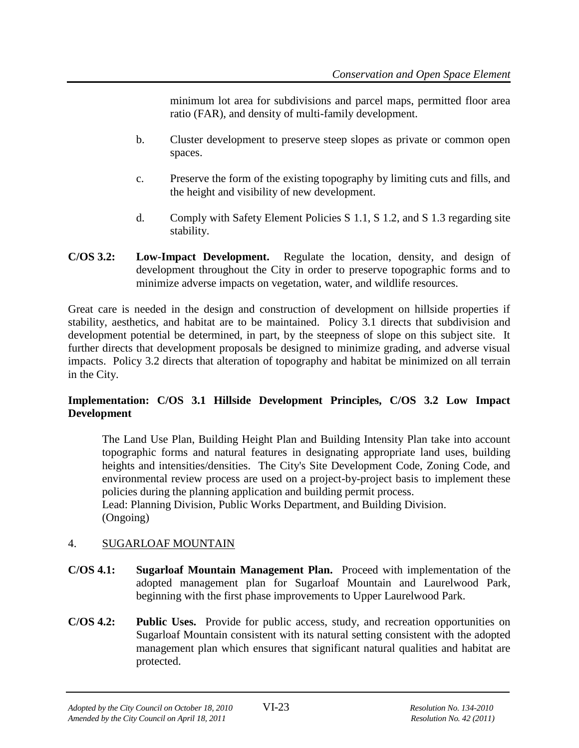minimum lot area for subdivisions and parcel maps, permitted floor area ratio (FAR), and density of multi-family development.

b. Cluster development to preserve steep slopes as private or common open spaces.

c. Preserve the form of the existing topography by limiting cuts and fills, and the height and visibility of new development.

d. Comply with Safety Element Policies S 1.1, S 1.2, and S 1.3 regarding site stability.

**C/OS 3.2:** **Low-Impact Development.** Regulate the location, density, and design of development throughout the City in order to preserve topographic forms and to minimize adverse impacts on vegetation, water, and wildlife resources.

Great care is needed in the design and construction of development on hillside properties if stability, aesthetics, and habitat are to be maintained. Policy 3.1 directs that subdivision and development potential be determined, in part, by the steepness of slope on this subject site. It further directs that development proposals be designed to minimize grading, and adverse visual impacts. Policy 3.2 directs that alteration of topography and habitat be minimized on all terrain in the City.

**Implementation: C/OS 3.1 Hillside Development Principles, C/OS 3.2 Low Impact Development**

The Land Use Plan, Building Height Plan and Building Intensity Plan take into account topographic forms and natural features in designating appropriate land uses, building heights and intensities/densities. The City's Site Development Code, Zoning Code, and environmental review process are used on a project-by-project basis to implement these policies during the planning application and building permit process.
Lead: Planning Division, Public Works Department, and Building Division.
(Ongoing)

4. SUGARLOAF MOUNTAIN

**C/OS 4.1:** **Sugarloaf Mountain Management Plan.** Proceed with implementation of the adopted management plan for Sugarloaf Mountain and Laurelwood Park, beginning with the first phase improvements to Upper Laurelwood Park.

**C/OS 4.2:** **Public Uses.** Provide for public access, study, and recreation opportunities on Sugarloaf Mountain consistent with its natural setting consistent with the adopted management plan which ensures that significant natural qualities and habitat are protected.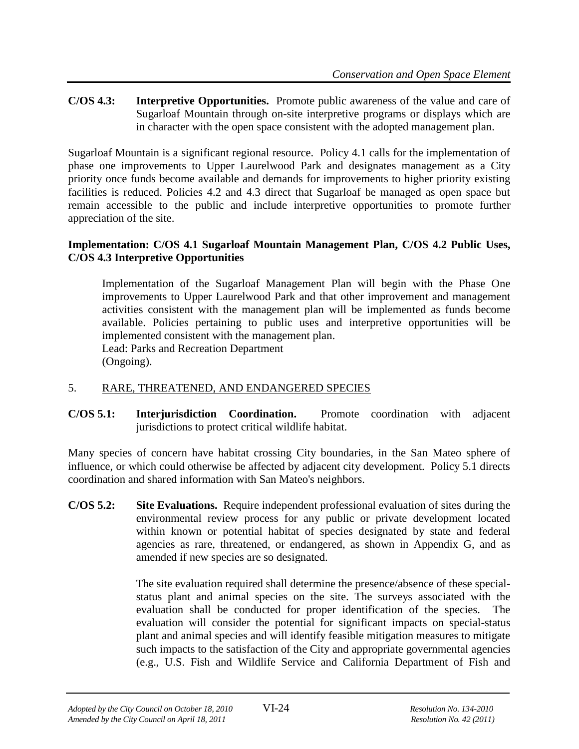**C/OS 4.3: Interpretive Opportunities.** Promote public awareness of the value and care of Sugarloaf Mountain through on-site interpretive programs or displays which are in character with the open space consistent with the adopted management plan.

Sugarloaf Mountain is a significant regional resource. Policy 4.1 calls for the implementation of phase one improvements to Upper Laurelwood Park and designates management as a City priority once funds become available and demands for improvements to higher priority existing facilities is reduced. Policies 4.2 and 4.3 direct that Sugarloaf be managed as open space but remain accessible to the public and include interpretive opportunities to promote further appreciation of the site.

**Implementation: C/OS 4.1 Sugarloaf Mountain Management Plan, C/OS 4.2 Public Uses, C/OS 4.3 Interpretive Opportunities**

> Implementation of the Sugarloaf Management Plan will begin with the Phase One improvements to Upper Laurelwood Park and that other improvement and management activities consistent with the management plan will be implemented as funds become available. Policies pertaining to public uses and interpretive opportunities will be implemented consistent with the management plan.
> Lead: Parks and Recreation Department
> (Ongoing).

## 5. <u>RARE, THREATENED, AND ENDANGERED SPECIES</u>

**C/OS 5.1: Interjurisdiction Coordination.** Promote coordination with adjacent jurisdictions to protect critical wildlife habitat.

Many species of concern have habitat crossing City boundaries, in the San Mateo sphere of influence, or which could otherwise be affected by adjacent city development. Policy 5.1 directs coordination and shared information with San Mateo's neighbors.

**C/OS 5.2: Site Evaluations.** Require independent professional evaluation of sites during the environmental review process for any public or private development located within known or potential habitat of species designated by state and federal agencies as rare, threatened, or endangered, as shown in Appendix G, and as amended if new species are so designated.

> The site evaluation required shall determine the presence/absence of these special-status plant and animal species on the site. The surveys associated with the evaluation shall be conducted for proper identification of the species. The evaluation will consider the potential for significant impacts on special-status plant and animal species and will identify feasible mitigation measures to mitigate such impacts to the satisfaction of the City and appropriate governmental agencies (e.g., U.S. Fish and Wildlife Service and California Department of Fish and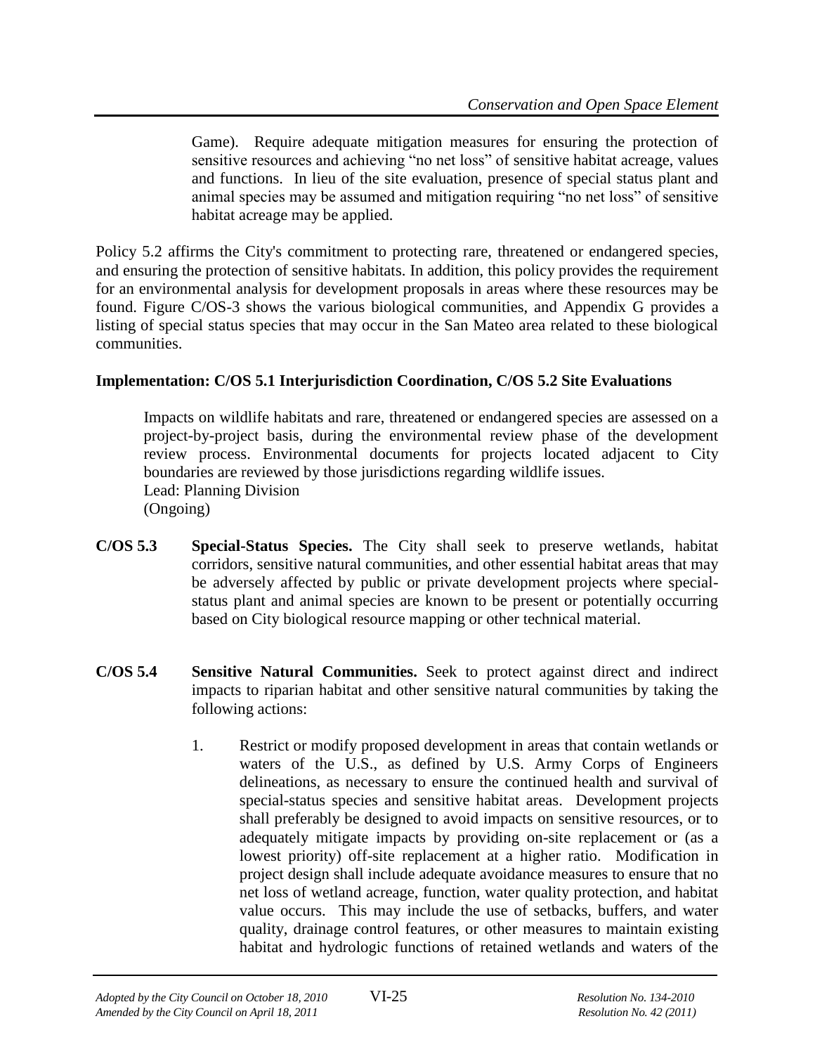Game). Require adequate mitigation measures for ensuring the protection of sensitive resources and achieving "no net loss" of sensitive habitat acreage, values and functions. In lieu of the site evaluation, presence of special status plant and animal species may be assumed and mitigation requiring "no net loss" of sensitive habitat acreage may be applied.

Policy 5.2 affirms the City's commitment to protecting rare, threatened or endangered species, and ensuring the protection of sensitive habitats. In addition, this policy provides the requirement for an environmental analysis for development proposals in areas where these resources may be found. Figure C/OS-3 shows the various biological communities, and Appendix G provides a listing of special status species that may occur in the San Mateo area related to these biological communities.

**Implementation: C/OS 5.1 Interjurisdiction Coordination, C/OS 5.2 Site Evaluations**

Impacts on wildlife habitats and rare, threatened or endangered species are assessed on a project-by-project basis, during the environmental review phase of the development review process. Environmental documents for projects located adjacent to City boundaries are reviewed by those jurisdictions regarding wildlife issues.
Lead: Planning Division
(Ongoing)

**C/OS 5.3** **Special-Status Species.** The City shall seek to preserve wetlands, habitat corridors, sensitive natural communities, and other essential habitat areas that may be adversely affected by public or private development projects where special-status plant and animal species are known to be present or potentially occurring based on City biological resource mapping or other technical material.

**C/OS 5.4** **Sensitive Natural Communities.** Seek to protect against direct and indirect impacts to riparian habitat and other sensitive natural communities by taking the following actions:

1. Restrict or modify proposed development in areas that contain wetlands or waters of the U.S., as defined by U.S. Army Corps of Engineers delineations, as necessary to ensure the continued health and survival of special-status species and sensitive habitat areas. Development projects shall preferably be designed to avoid impacts on sensitive resources, or to adequately mitigate impacts by providing on-site replacement or (as a lowest priority) off-site replacement at a higher ratio. Modification in project design shall include adequate avoidance measures to ensure that no net loss of wetland acreage, function, water quality protection, and habitat value occurs. This may include the use of setbacks, buffers, and water quality, drainage control features, or other measures to maintain existing habitat and hydrologic functions of retained wetlands and waters of the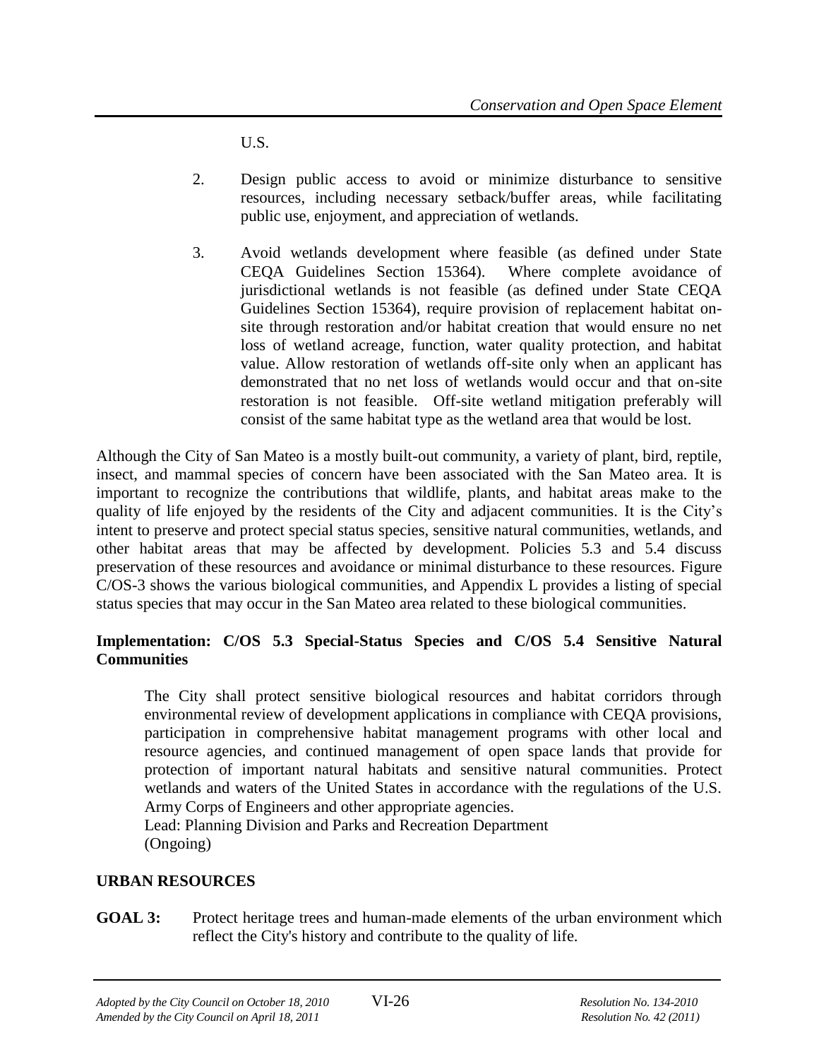U.S.

2. Design public access to avoid or minimize disturbance to sensitive resources, including necessary setback/buffer areas, while facilitating public use, enjoyment, and appreciation of wetlands.

3. Avoid wetlands development where feasible (as defined under State CEQA Guidelines Section 15364). Where complete avoidance of jurisdictional wetlands is not feasible (as defined under State CEQA Guidelines Section 15364), require provision of replacement habitat on-site through restoration and/or habitat creation that would ensure no net loss of wetland acreage, function, water quality protection, and habitat value. Allow restoration of wetlands off-site only when an applicant has demonstrated that no net loss of wetlands would occur and that on-site restoration is not feasible. Off-site wetland mitigation preferably will consist of the same habitat type as the wetland area that would be lost.

Although the City of San Mateo is a mostly built-out community, a variety of plant, bird, reptile, insect, and mammal species of concern have been associated with the San Mateo area. It is important to recognize the contributions that wildlife, plants, and habitat areas make to the quality of life enjoyed by the residents of the City and adjacent communities. It is the City's intent to preserve and protect special status species, sensitive natural communities, wetlands, and other habitat areas that may be affected by development. Policies 5.3 and 5.4 discuss preservation of these resources and avoidance or minimal disturbance to these resources. Figure C/OS-3 shows the various biological communities, and Appendix L provides a listing of special status species that may occur in the San Mateo area related to these biological communities.

**Implementation: C/OS 5.3 Special-Status Species and C/OS 5.4 Sensitive Natural Communities**

The City shall protect sensitive biological resources and habitat corridors through environmental review of development applications in compliance with CEQA provisions, participation in comprehensive habitat management programs with other local and resource agencies, and continued management of open space lands that provide for protection of important natural habitats and sensitive natural communities. Protect wetlands and waters of the United States in accordance with the regulations of the U.S. Army Corps of Engineers and other appropriate agencies.
Lead: Planning Division and Parks and Recreation Department
(Ongoing)

## URBAN RESOURCES

**GOAL 3:** Protect heritage trees and human-made elements of the urban environment which reflect the City's history and contribute to the quality of life.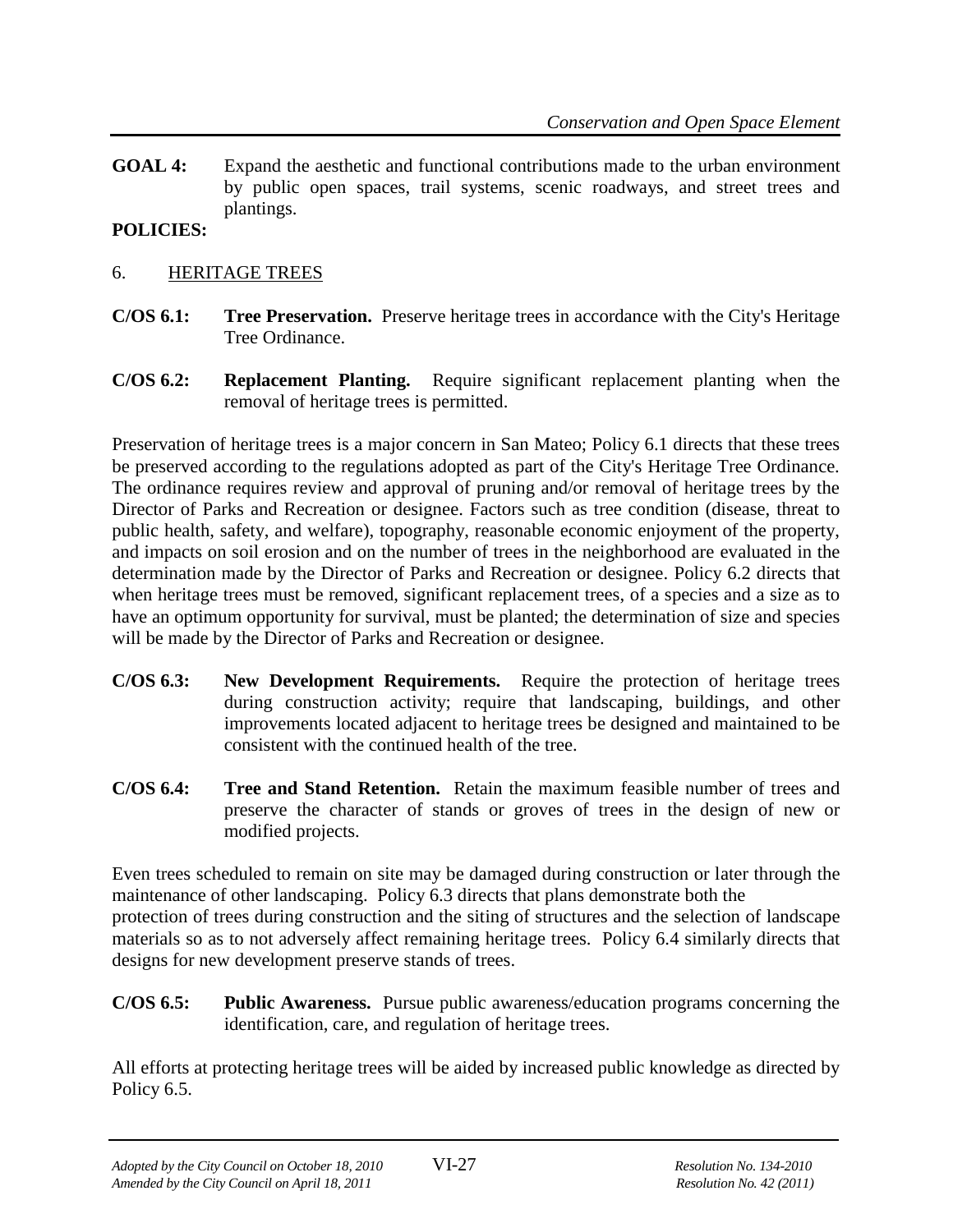**GOAL 4:** Expand the aesthetic and functional contributions made to the urban environment by public open spaces, trail systems, scenic roadways, and street trees and plantings.

**POLICIES:**

6. HERITAGE TREES

**C/OS 6.1: Tree Preservation.** Preserve heritage trees in accordance with the City's Heritage Tree Ordinance.

**C/OS 6.2: Replacement Planting.** Require significant replacement planting when the removal of heritage trees is permitted.

Preservation of heritage trees is a major concern in San Mateo; Policy 6.1 directs that these trees be preserved according to the regulations adopted as part of the City's Heritage Tree Ordinance. The ordinance requires review and approval of pruning and/or removal of heritage trees by the Director of Parks and Recreation or designee. Factors such as tree condition (disease, threat to public health, safety, and welfare), topography, reasonable economic enjoyment of the property, and impacts on soil erosion and on the number of trees in the neighborhood are evaluated in the determination made by the Director of Parks and Recreation or designee. Policy 6.2 directs that when heritage trees must be removed, significant replacement trees, of a species and a size as to have an optimum opportunity for survival, must be planted; the determination of size and species will be made by the Director of Parks and Recreation or designee.

**C/OS 6.3: New Development Requirements.** Require the protection of heritage trees during construction activity; require that landscaping, buildings, and other improvements located adjacent to heritage trees be designed and maintained to be consistent with the continued health of the tree.

**C/OS 6.4: Tree and Stand Retention.** Retain the maximum feasible number of trees and preserve the character of stands or groves of trees in the design of new or modified projects.

Even trees scheduled to remain on site may be damaged during construction or later through the maintenance of other landscaping. Policy 6.3 directs that plans demonstrate both the protection of trees during construction and the siting of structures and the selection of landscape materials so as to not adversely affect remaining heritage trees. Policy 6.4 similarly directs that designs for new development preserve stands of trees.

**C/OS 6.5: Public Awareness.** Pursue public awareness/education programs concerning the identification, care, and regulation of heritage trees.

All efforts at protecting heritage trees will be aided by increased public knowledge as directed by Policy 6.5.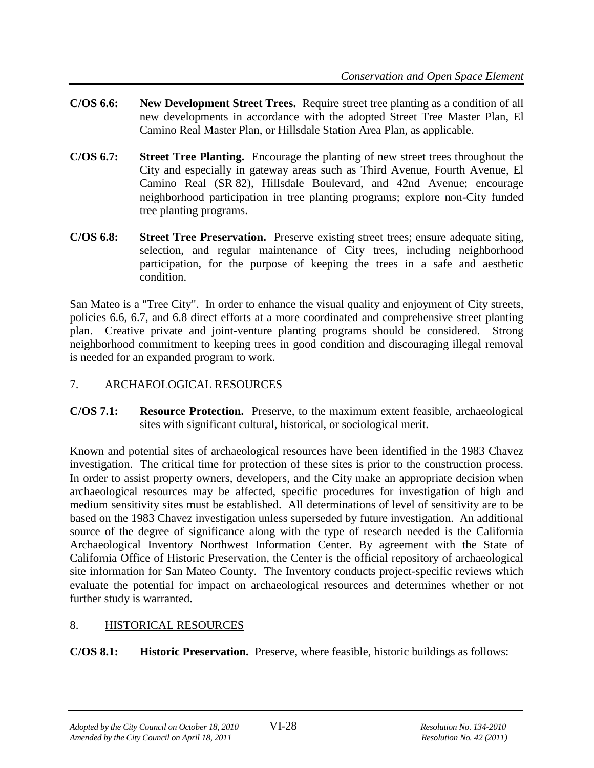**C/OS 6.6: New Development Street Trees.** Require street tree planting as a condition of all new developments in accordance with the adopted Street Tree Master Plan, El Camino Real Master Plan, or Hillsdale Station Area Plan, as applicable.

**C/OS 6.7: Street Tree Planting.** Encourage the planting of new street trees throughout the City and especially in gateway areas such as Third Avenue, Fourth Avenue, El Camino Real (SR 82), Hillsdale Boulevard, and 42nd Avenue; encourage neighborhood participation in tree planting programs; explore non-City funded tree planting programs.

**C/OS 6.8: Street Tree Preservation.** Preserve existing street trees; ensure adequate siting, selection, and regular maintenance of City trees, including neighborhood participation, for the purpose of keeping the trees in a safe and aesthetic condition.

San Mateo is a "Tree City". In order to enhance the visual quality and enjoyment of City streets, policies 6.6, 6.7, and 6.8 direct efforts at a more coordinated and comprehensive street planting plan. Creative private and joint-venture planting programs should be considered. Strong neighborhood commitment to keeping trees in good condition and discouraging illegal removal is needed for an expanded program to work.

## 7. ARCHAEOLOGICAL RESOURCES

**C/OS 7.1: Resource Protection.** Preserve, to the maximum extent feasible, archaeological sites with significant cultural, historical, or sociological merit.

Known and potential sites of archaeological resources have been identified in the 1983 Chavez investigation. The critical time for protection of these sites is prior to the construction process. In order to assist property owners, developers, and the City make an appropriate decision when archaeological resources may be affected, specific procedures for investigation of high and medium sensitivity sites must be established. All determinations of level of sensitivity are to be based on the 1983 Chavez investigation unless superseded by future investigation. An additional source of the degree of significance along with the type of research needed is the California Archaeological Inventory Northwest Information Center. By agreement with the State of California Office of Historic Preservation, the Center is the official repository of archaeological site information for San Mateo County. The Inventory conducts project-specific reviews which evaluate the potential for impact on archaeological resources and determines whether or not further study is warranted.

## 8. HISTORICAL RESOURCES

**C/OS 8.1: Historic Preservation.** Preserve, where feasible, historic buildings as follows: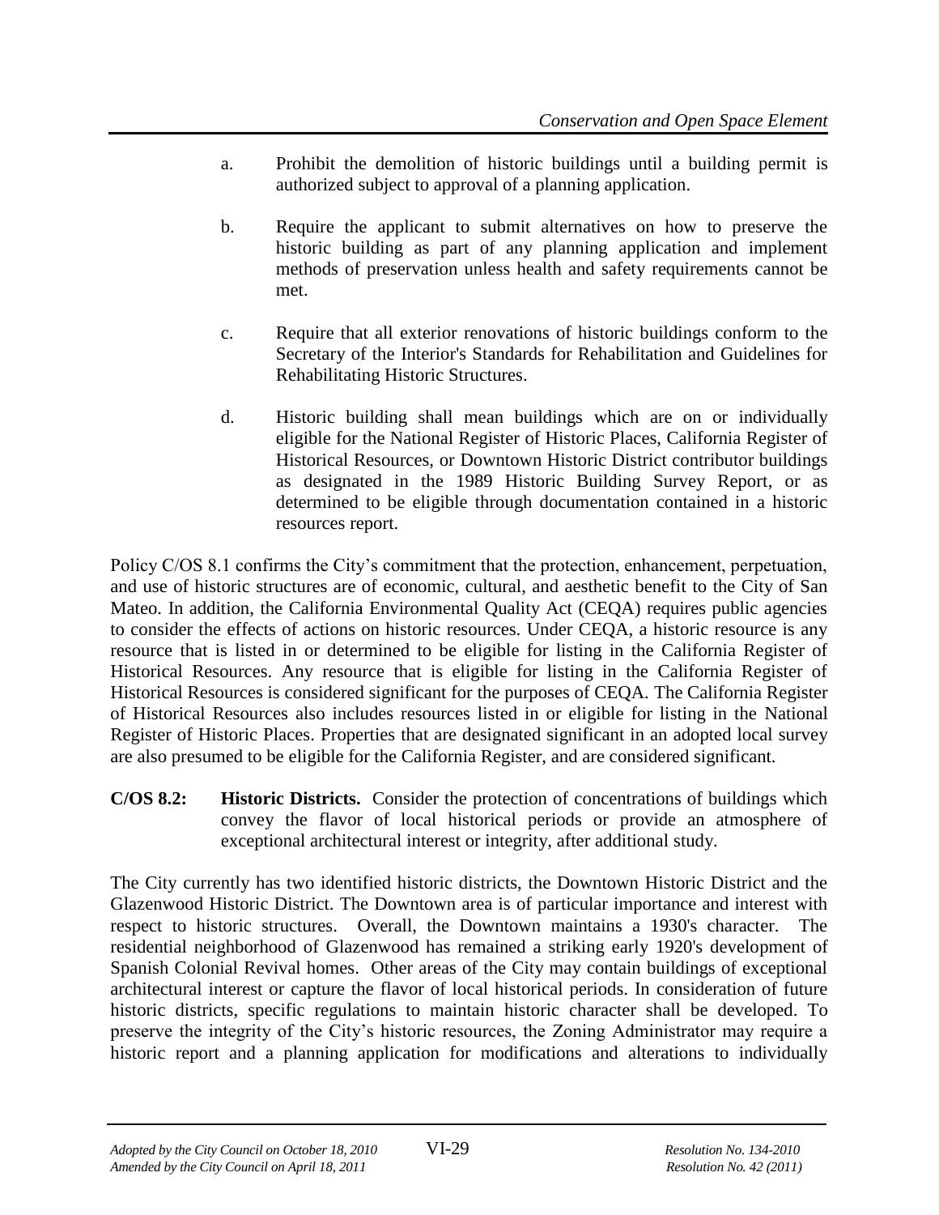a. Prohibit the demolition of historic buildings until a building permit is authorized subject to approval of a planning application.

b. Require the applicant to submit alternatives on how to preserve the historic building as part of any planning application and implement methods of preservation unless health and safety requirements cannot be met.

c. Require that all exterior renovations of historic buildings conform to the Secretary of the Interior's Standards for Rehabilitation and Guidelines for Rehabilitating Historic Structures.

d. Historic building shall mean buildings which are on or individually eligible for the National Register of Historic Places, California Register of Historical Resources, or Downtown Historic District contributor buildings as designated in the 1989 Historic Building Survey Report, or as determined to be eligible through documentation contained in a historic resources report.

Policy C/OS 8.1 confirms the City's commitment that the protection, enhancement, perpetuation, and use of historic structures are of economic, cultural, and aesthetic benefit to the City of San Mateo. In addition, the California Environmental Quality Act (CEQA) requires public agencies to consider the effects of actions on historic resources. Under CEQA, a historic resource is any resource that is listed in or determined to be eligible for listing in the California Register of Historical Resources. Any resource that is eligible for listing in the California Register of Historical Resources is considered significant for the purposes of CEQA. The California Register of Historical Resources also includes resources listed in or eligible for listing in the National Register of Historic Places. Properties that are designated significant in an adopted local survey are also presumed to be eligible for the California Register, and are considered significant.

**C/OS 8.2: Historic Districts.** Consider the protection of concentrations of buildings which convey the flavor of local historical periods or provide an atmosphere of exceptional architectural interest or integrity, after additional study.

The City currently has two identified historic districts, the Downtown Historic District and the Glazenwood Historic District. The Downtown area is of particular importance and interest with respect to historic structures. Overall, the Downtown maintains a 1930's character. The residential neighborhood of Glazenwood has remained a striking early 1920's development of Spanish Colonial Revival homes. Other areas of the City may contain buildings of exceptional architectural interest or capture the flavor of local historical periods. In consideration of future historic districts, specific regulations to maintain historic character shall be developed. To preserve the integrity of the City's historic resources, the Zoning Administrator may require a historic report and a planning application for modifications and alterations to individually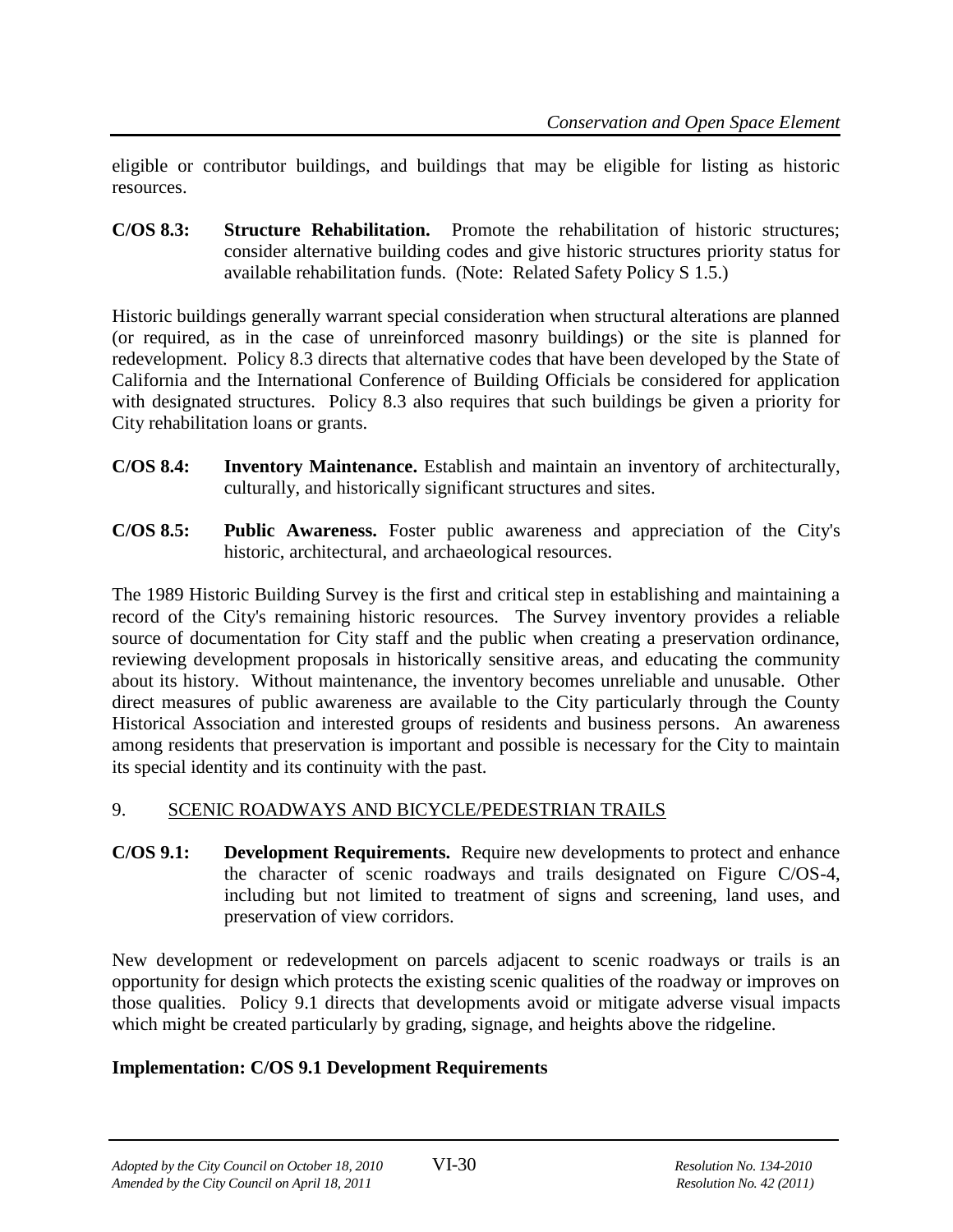eligible or contributor buildings, and buildings that may be eligible for listing as historic resources.

**C/OS 8.3:** **Structure Rehabilitation.** Promote the rehabilitation of historic structures; consider alternative building codes and give historic structures priority status for available rehabilitation funds. (Note: Related Safety Policy S 1.5.)

Historic buildings generally warrant special consideration when structural alterations are planned (or required, as in the case of unreinforced masonry buildings) or the site is planned for redevelopment. Policy 8.3 directs that alternative codes that have been developed by the State of California and the International Conference of Building Officials be considered for application with designated structures. Policy 8.3 also requires that such buildings be given a priority for City rehabilitation loans or grants.

**C/OS 8.4:** **Inventory Maintenance.** Establish and maintain an inventory of architecturally, culturally, and historically significant structures and sites.

**C/OS 8.5:** **Public Awareness.** Foster public awareness and appreciation of the City's historic, architectural, and archaeological resources.

The 1989 Historic Building Survey is the first and critical step in establishing and maintaining a record of the City's remaining historic resources. The Survey inventory provides a reliable source of documentation for City staff and the public when creating a preservation ordinance, reviewing development proposals in historically sensitive areas, and educating the community about its history. Without maintenance, the inventory becomes unreliable and unusable. Other direct measures of public awareness are available to the City particularly through the County Historical Association and interested groups of residents and business persons. An awareness among residents that preservation is important and possible is necessary for the City to maintain its special identity and its continuity with the past.

## 9. SCENIC ROADWAYS AND BICYCLE/PEDESTRIAN TRAILS

**C/OS 9.1:** **Development Requirements.** Require new developments to protect and enhance the character of scenic roadways and trails designated on Figure C/OS-4, including but not limited to treatment of signs and screening, land uses, and preservation of view corridors.

New development or redevelopment on parcels adjacent to scenic roadways or trails is an opportunity for design which protects the existing scenic qualities of the roadway or improves on those qualities. Policy 9.1 directs that developments avoid or mitigate adverse visual impacts which might be created particularly by grading, signage, and heights above the ridgeline.

**Implementation: C/OS 9.1 Development Requirements**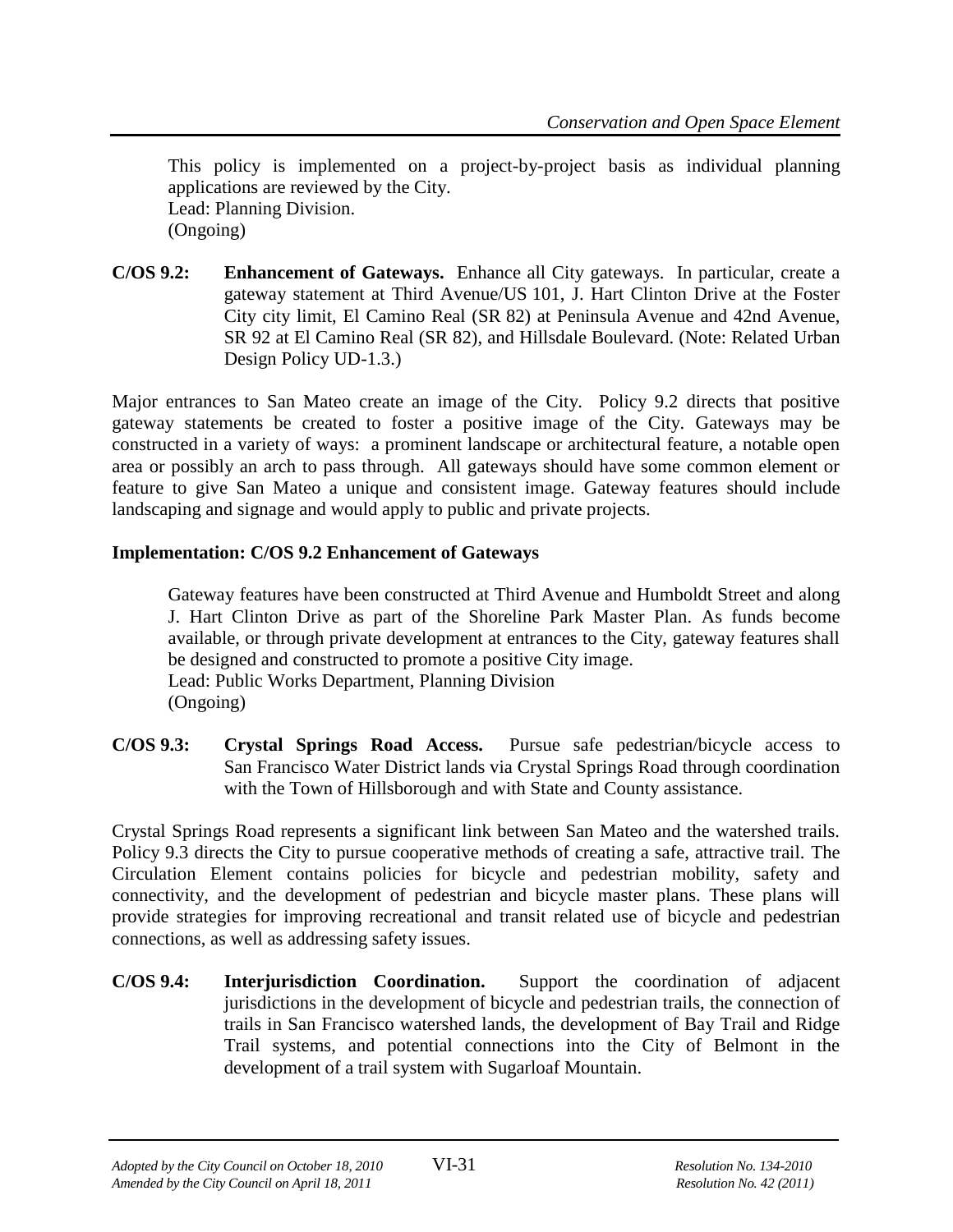This policy is implemented on a project-by-project basis as individual planning applications are reviewed by the City.
Lead: Planning Division.
(Ongoing)

**C/OS 9.2: Enhancement of Gateways.** Enhance all City gateways. In particular, create a gateway statement at Third Avenue/US 101, J. Hart Clinton Drive at the Foster City city limit, El Camino Real (SR 82) at Peninsula Avenue and 42nd Avenue, SR 92 at El Camino Real (SR 82), and Hillsdale Boulevard. (Note: Related Urban Design Policy UD-1.3.)

Major entrances to San Mateo create an image of the City. Policy 9.2 directs that positive gateway statements be created to foster a positive image of the City. Gateways may be constructed in a variety of ways: a prominent landscape or architectural feature, a notable open area or possibly an arch to pass through. All gateways should have some common element or feature to give San Mateo a unique and consistent image. Gateway features should include landscaping and signage and would apply to public and private projects.

**Implementation: C/OS 9.2 Enhancement of Gateways**

Gateway features have been constructed at Third Avenue and Humboldt Street and along J. Hart Clinton Drive as part of the Shoreline Park Master Plan. As funds become available, or through private development at entrances to the City, gateway features shall be designed and constructed to promote a positive City image.
Lead: Public Works Department, Planning Division
(Ongoing)

**C/OS 9.3: Crystal Springs Road Access.** Pursue safe pedestrian/bicycle access to San Francisco Water District lands via Crystal Springs Road through coordination with the Town of Hillsborough and with State and County assistance.

Crystal Springs Road represents a significant link between San Mateo and the watershed trails. Policy 9.3 directs the City to pursue cooperative methods of creating a safe, attractive trail. The Circulation Element contains policies for bicycle and pedestrian mobility, safety and connectivity, and the development of pedestrian and bicycle master plans. These plans will provide strategies for improving recreational and transit related use of bicycle and pedestrian connections, as well as addressing safety issues.

**C/OS 9.4: Interjurisdiction Coordination.** Support the coordination of adjacent jurisdictions in the development of bicycle and pedestrian trails, the connection of trails in San Francisco watershed lands, the development of Bay Trail and Ridge Trail systems, and potential connections into the City of Belmont in the development of a trail system with Sugarloaf Mountain.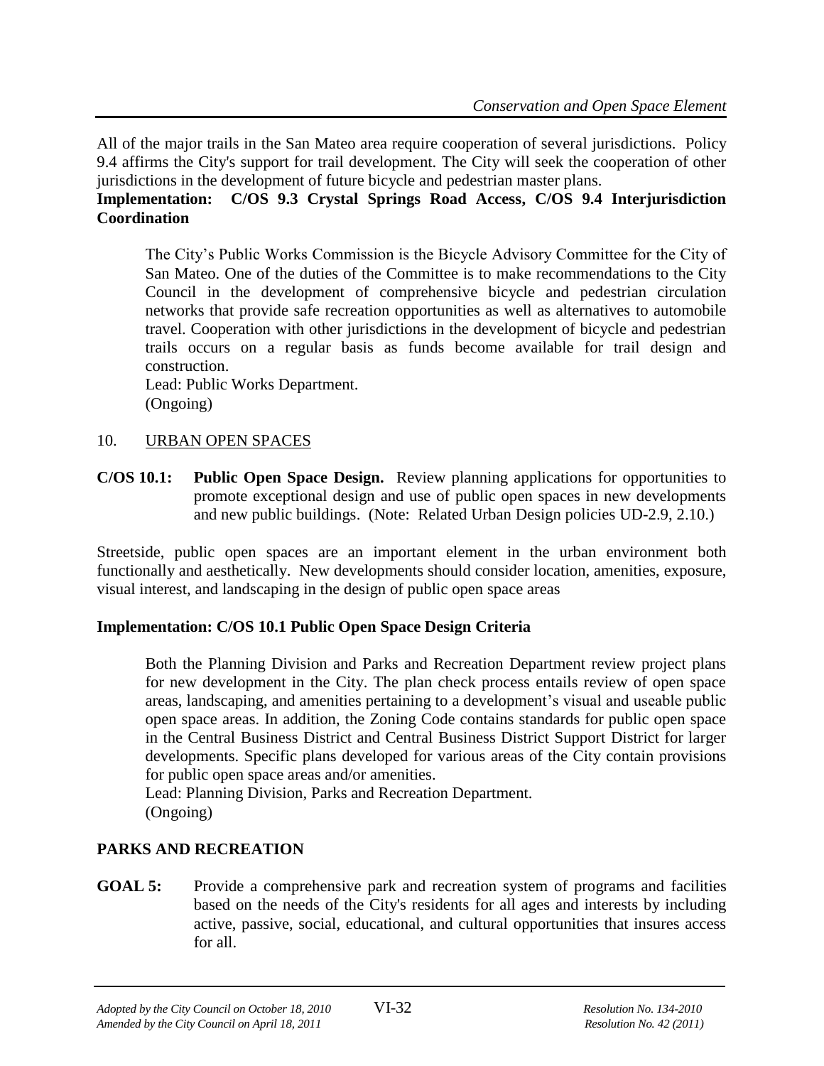All of the major trails in the San Mateo area require cooperation of several jurisdictions. Policy 9.4 affirms the City's support for trail development. The City will seek the cooperation of other jurisdictions in the development of future bicycle and pedestrian master plans.

**Implementation: C/OS 9.3 Crystal Springs Road Access, C/OS 9.4 Interjurisdiction Coordination**

The City's Public Works Commission is the Bicycle Advisory Committee for the City of San Mateo. One of the duties of the Committee is to make recommendations to the City Council in the development of comprehensive bicycle and pedestrian circulation networks that provide safe recreation opportunities as well as alternatives to automobile travel. Cooperation with other jurisdictions in the development of bicycle and pedestrian trails occurs on a regular basis as funds become available for trail design and construction.
Lead: Public Works Department.
(Ongoing)

10. URBAN OPEN SPACES

**C/OS 10.1: Public Open Space Design.** Review planning applications for opportunities to promote exceptional design and use of public open spaces in new developments and new public buildings. (Note: Related Urban Design policies UD-2.9, 2.10.)

Streetside, public open spaces are an important element in the urban environment both functionally and aesthetically. New developments should consider location, amenities, exposure, visual interest, and landscaping in the design of public open space areas

**Implementation: C/OS 10.1 Public Open Space Design Criteria**

Both the Planning Division and Parks and Recreation Department review project plans for new development in the City. The plan check process entails review of open space areas, landscaping, and amenities pertaining to a development's visual and useable public open space areas. In addition, the Zoning Code contains standards for public open space in the Central Business District and Central Business District Support District for larger developments. Specific plans developed for various areas of the City contain provisions for public open space areas and/or amenities.
Lead: Planning Division, Parks and Recreation Department.
(Ongoing)

## PARKS AND RECREATION

**GOAL 5:** Provide a comprehensive park and recreation system of programs and facilities based on the needs of the City's residents for all ages and interests by including active, passive, social, educational, and cultural opportunities that insures access for all.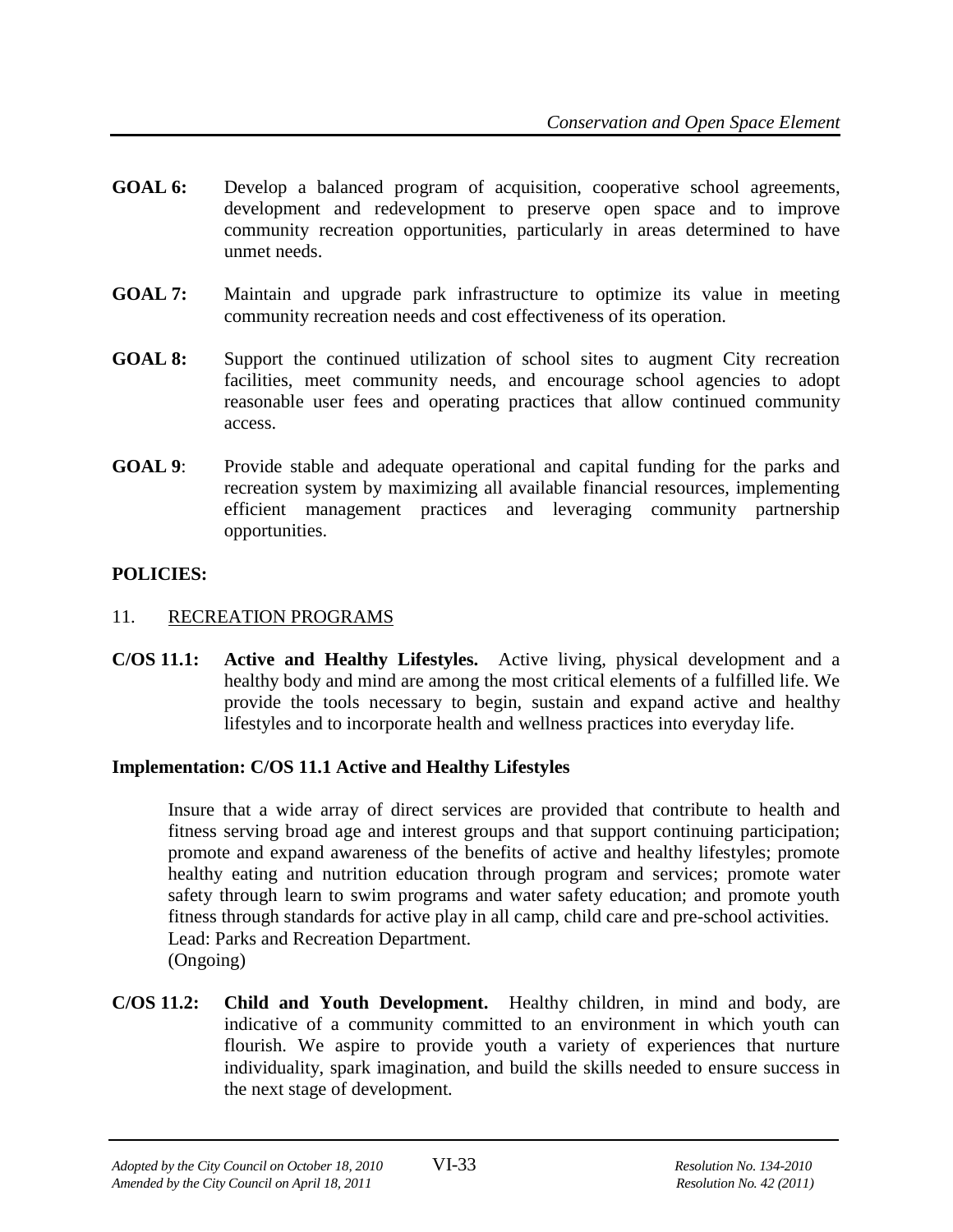**GOAL 6:** Develop a balanced program of acquisition, cooperative school agreements, development and redevelopment to preserve open space and to improve community recreation opportunities, particularly in areas determined to have unmet needs.

**GOAL 7:** Maintain and upgrade park infrastructure to optimize its value in meeting community recreation needs and cost effectiveness of its operation.

**GOAL 8:** Support the continued utilization of school sites to augment City recreation facilities, meet community needs, and encourage school agencies to adopt reasonable user fees and operating practices that allow continued community access.

**GOAL 9**: Provide stable and adequate operational and capital funding for the parks and recreation system by maximizing all available financial resources, implementing efficient management practices and leveraging community partnership opportunities.

**POLICIES:**

11. RECREATION PROGRAMS

**C/OS 11.1: Active and Healthy Lifestyles.** Active living, physical development and a healthy body and mind are among the most critical elements of a fulfilled life. We provide the tools necessary to begin, sustain and expand active and healthy lifestyles and to incorporate health and wellness practices into everyday life.

**Implementation: C/OS 11.1 Active and Healthy Lifestyles**

Insure that a wide array of direct services are provided that contribute to health and fitness serving broad age and interest groups and that support continuing participation; promote and expand awareness of the benefits of active and healthy lifestyles; promote healthy eating and nutrition education through program and services; promote water safety through learn to swim programs and water safety education; and promote youth fitness through standards for active play in all camp, child care and pre-school activities.
Lead: Parks and Recreation Department.
(Ongoing)

**C/OS 11.2: Child and Youth Development.** Healthy children, in mind and body, are indicative of a community committed to an environment in which youth can flourish. We aspire to provide youth a variety of experiences that nurture individuality, spark imagination, and build the skills needed to ensure success in the next stage of development.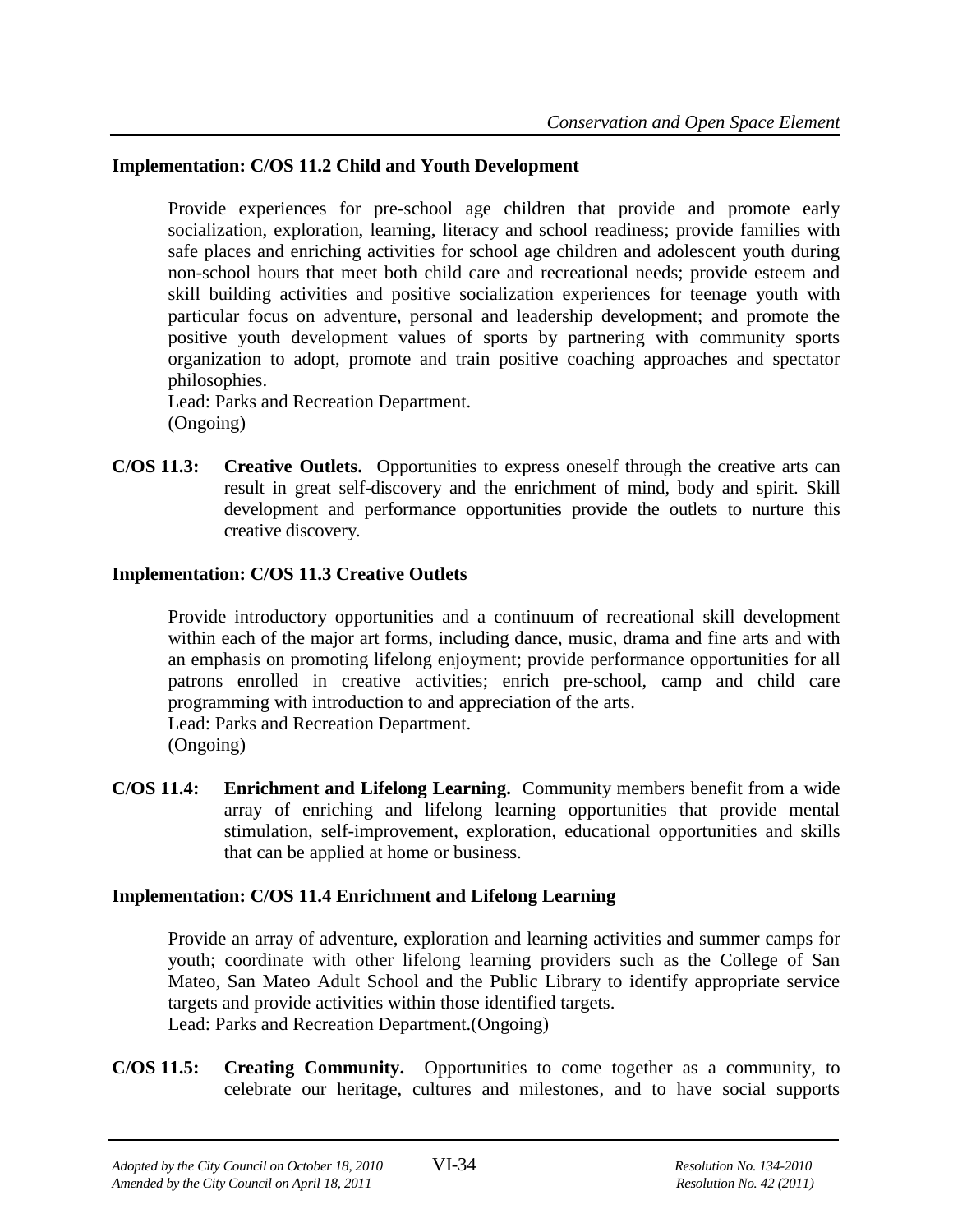**Implementation: C/OS 11.2 Child and Youth Development**

Provide experiences for pre-school age children that provide and promote early socialization, exploration, learning, literacy and school readiness; provide families with safe places and enriching activities for school age children and adolescent youth during non-school hours that meet both child care and recreational needs; provide esteem and skill building activities and positive socialization experiences for teenage youth with particular focus on adventure, personal and leadership development; and promote the positive youth development values of sports by partnering with community sports organization to adopt, promote and train positive coaching approaches and spectator philosophies.
Lead: Parks and Recreation Department.
(Ongoing)

**C/OS 11.3: Creative Outlets.** Opportunities to express oneself through the creative arts can result in great self-discovery and the enrichment of mind, body and spirit. Skill development and performance opportunities provide the outlets to nurture this creative discovery.

**Implementation: C/OS 11.3 Creative Outlets**

Provide introductory opportunities and a continuum of recreational skill development within each of the major art forms, including dance, music, drama and fine arts and with an emphasis on promoting lifelong enjoyment; provide performance opportunities for all patrons enrolled in creative activities; enrich pre-school, camp and child care programming with introduction to and appreciation of the arts.
Lead: Parks and Recreation Department.
(Ongoing)

**C/OS 11.4: Enrichment and Lifelong Learning.** Community members benefit from a wide array of enriching and lifelong learning opportunities that provide mental stimulation, self-improvement, exploration, educational opportunities and skills that can be applied at home or business.

**Implementation: C/OS 11.4 Enrichment and Lifelong Learning**

Provide an array of adventure, exploration and learning activities and summer camps for youth; coordinate with other lifelong learning providers such as the College of San Mateo, San Mateo Adult School and the Public Library to identify appropriate service targets and provide activities within those identified targets.
Lead: Parks and Recreation Department.(Ongoing)

**C/OS 11.5: Creating Community.** Opportunities to come together as a community, to celebrate our heritage, cultures and milestones, and to have social supports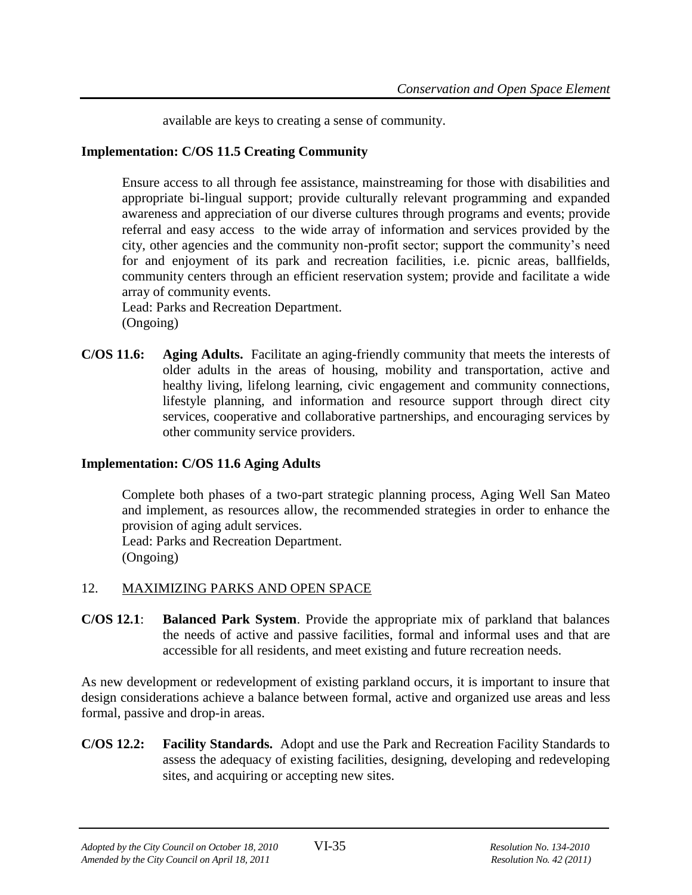available are keys to creating a sense of community.

**Implementation: C/OS 11.5 Creating Community**

Ensure access to all through fee assistance, mainstreaming for those with disabilities and appropriate bi-lingual support; provide culturally relevant programming and expanded awareness and appreciation of our diverse cultures through programs and events; provide referral and easy access to the wide array of information and services provided by the city, other agencies and the community non-profit sector; support the community's need for and enjoyment of its park and recreation facilities, i.e. picnic areas, ballfields, community centers through an efficient reservation system; provide and facilitate a wide array of community events.
Lead: Parks and Recreation Department.
(Ongoing)

**C/OS 11.6: Aging Adults.** Facilitate an aging-friendly community that meets the interests of older adults in the areas of housing, mobility and transportation, active and healthy living, lifelong learning, civic engagement and community connections, lifestyle planning, and information and resource support through direct city services, cooperative and collaborative partnerships, and encouraging services by other community service providers.

**Implementation: C/OS 11.6 Aging Adults**

Complete both phases of a two-part strategic planning process, Aging Well San Mateo and implement, as resources allow, the recommended strategies in order to enhance the provision of aging adult services.
Lead: Parks and Recreation Department.
(Ongoing)

12. <u>MAXIMIZING PARKS AND OPEN SPACE</u>

**C/OS 12.1**: **Balanced Park System**. Provide the appropriate mix of parkland that balances the needs of active and passive facilities, formal and informal uses and that are accessible for all residents, and meet existing and future recreation needs.

As new development or redevelopment of existing parkland occurs, it is important to insure that design considerations achieve a balance between formal, active and organized use areas and less formal, passive and drop-in areas.

**C/OS 12.2: Facility Standards.** Adopt and use the Park and Recreation Facility Standards to assess the adequacy of existing facilities, designing, developing and redeveloping sites, and acquiring or accepting new sites.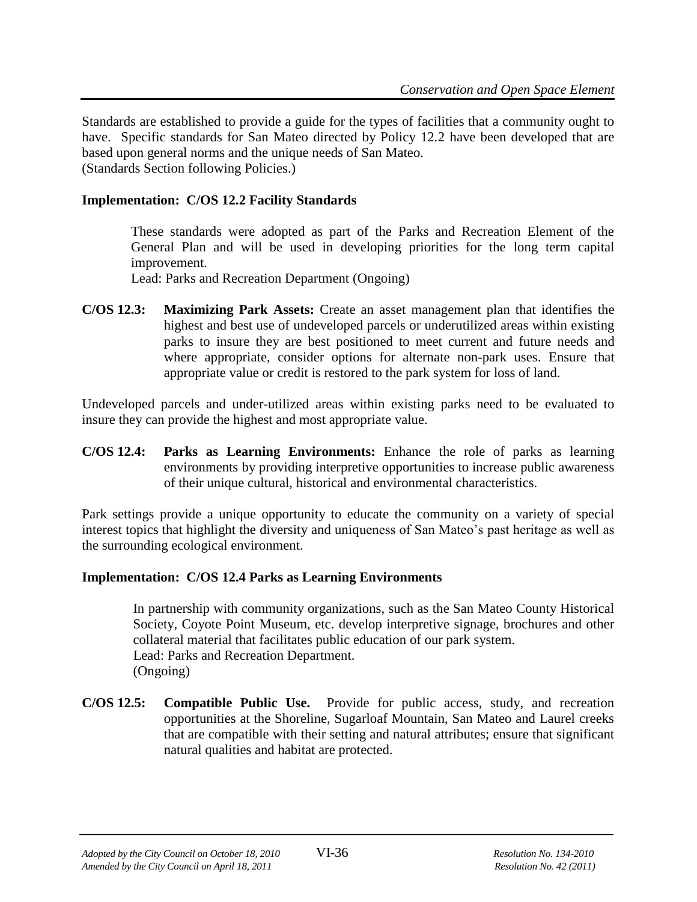Standards are established to provide a guide for the types of facilities that a community ought to have. Specific standards for San Mateo directed by Policy 12.2 have been developed that are based upon general norms and the unique needs of San Mateo.
(Standards Section following Policies.)

**Implementation: C/OS 12.2 Facility Standards**

These standards were adopted as part of the Parks and Recreation Element of the General Plan and will be used in developing priorities for the long term capital improvement.
Lead: Parks and Recreation Department (Ongoing)

**C/OS 12.3: Maximizing Park Assets:** Create an asset management plan that identifies the highest and best use of undeveloped parcels or underutilized areas within existing parks to insure they are best positioned to meet current and future needs and where appropriate, consider options for alternate non-park uses. Ensure that appropriate value or credit is restored to the park system for loss of land.

Undeveloped parcels and under-utilized areas within existing parks need to be evaluated to insure they can provide the highest and most appropriate value.

**C/OS 12.4: Parks as Learning Environments:** Enhance the role of parks as learning environments by providing interpretive opportunities to increase public awareness of their unique cultural, historical and environmental characteristics.

Park settings provide a unique opportunity to educate the community on a variety of special interest topics that highlight the diversity and uniqueness of San Mateo's past heritage as well as the surrounding ecological environment.

**Implementation: C/OS 12.4 Parks as Learning Environments**

In partnership with community organizations, such as the San Mateo County Historical Society, Coyote Point Museum, etc. develop interpretive signage, brochures and other collateral material that facilitates public education of our park system.
Lead: Parks and Recreation Department.
(Ongoing)

**C/OS 12.5: Compatible Public Use.** Provide for public access, study, and recreation opportunities at the Shoreline, Sugarloaf Mountain, San Mateo and Laurel creeks that are compatible with their setting and natural attributes; ensure that significant natural qualities and habitat are protected.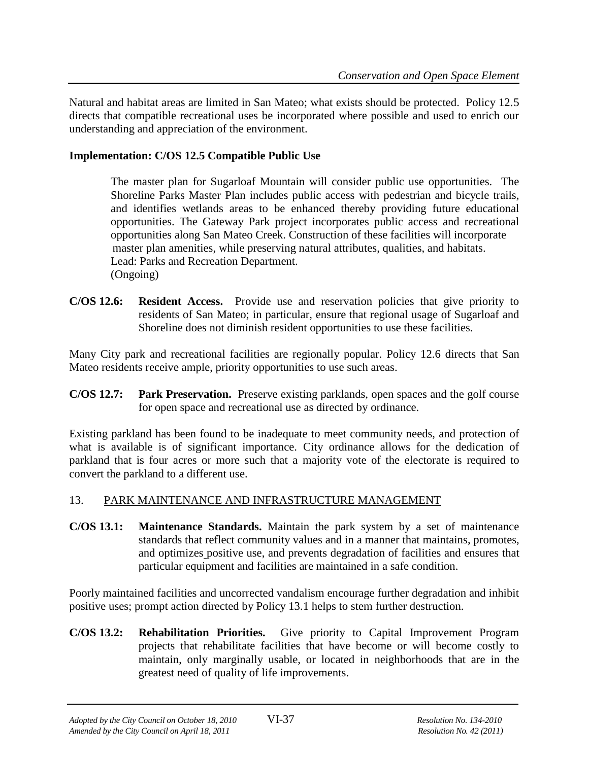Natural and habitat areas are limited in San Mateo; what exists should be protected. Policy 12.5 directs that compatible recreational uses be incorporated where possible and used to enrich our understanding and appreciation of the environment.

**Implementation: C/OS 12.5 Compatible Public Use**

> The master plan for Sugarloaf Mountain will consider public use opportunities. The Shoreline Parks Master Plan includes public access with pedestrian and bicycle trails, and identifies wetlands areas to be enhanced thereby providing future educational opportunities. The Gateway Park project incorporates public access and recreational opportunities along San Mateo Creek. Construction of these facilities will incorporate master plan amenities, while preserving natural attributes, qualities, and habitats.
> Lead: Parks and Recreation Department.
> (Ongoing)

**C/OS 12.6: Resident Access.** Provide use and reservation policies that give priority to residents of San Mateo; in particular, ensure that regional usage of Sugarloaf and Shoreline does not diminish resident opportunities to use these facilities.

Many City park and recreational facilities are regionally popular. Policy 12.6 directs that San Mateo residents receive ample, priority opportunities to use such areas.

**C/OS 12.7: Park Preservation.** Preserve existing parklands, open spaces and the golf course for open space and recreational use as directed by ordinance.

Existing parkland has been found to be inadequate to meet community needs, and protection of what is available is of significant importance. City ordinance allows for the dedication of parkland that is four acres or more such that a majority vote of the electorate is required to convert the parkland to a different use.

## 13. PARK MAINTENANCE AND INFRASTRUCTURE MANAGEMENT

**C/OS 13.1: Maintenance Standards.** Maintain the park system by a set of maintenance standards that reflect community values and in a manner that maintains, promotes, and optimizes positive use, and prevents degradation of facilities and ensures that particular equipment and facilities are maintained in a safe condition.

Poorly maintained facilities and uncorrected vandalism encourage further degradation and inhibit positive uses; prompt action directed by Policy 13.1 helps to stem further destruction.

**C/OS 13.2: Rehabilitation Priorities.** Give priority to Capital Improvement Program projects that rehabilitate facilities that have become or will become costly to maintain, only marginally usable, or located in neighborhoods that are in the greatest need of quality of life improvements.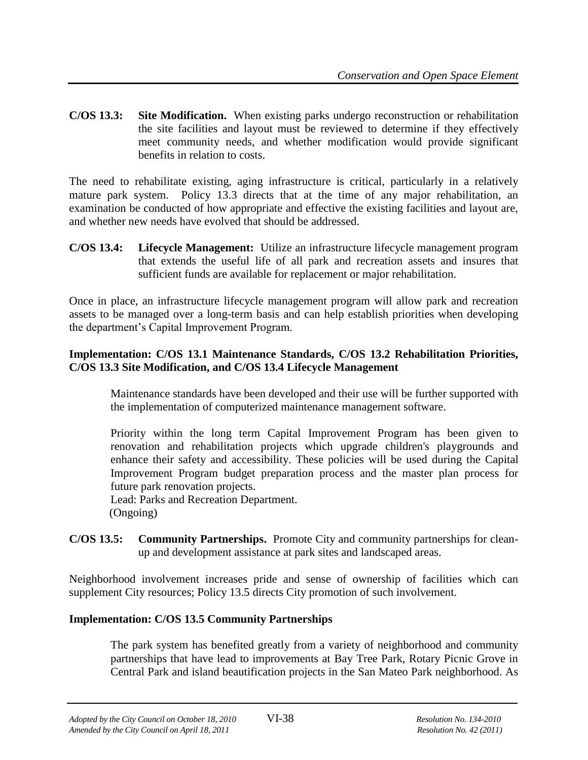**C/OS 13.3: Site Modification.** When existing parks undergo reconstruction or rehabilitation the site facilities and layout must be reviewed to determine if they effectively meet community needs, and whether modification would provide significant benefits in relation to costs.

The need to rehabilitate existing, aging infrastructure is critical, particularly in a relatively mature park system. Policy 13.3 directs that at the time of any major rehabilitation, an examination be conducted of how appropriate and effective the existing facilities and layout are, and whether new needs have evolved that should be addressed.

**C/OS 13.4: Lifecycle Management:** Utilize an infrastructure lifecycle management program that extends the useful life of all park and recreation assets and insures that sufficient funds are available for replacement or major rehabilitation.

Once in place, an infrastructure lifecycle management program will allow park and recreation assets to be managed over a long-term basis and can help establish priorities when developing the department's Capital Improvement Program.

**Implementation: C/OS 13.1 Maintenance Standards, C/OS 13.2 Rehabilitation Priorities, C/OS 13.3 Site Modification, and C/OS 13.4 Lifecycle Management**

Maintenance standards have been developed and their use will be further supported with the implementation of computerized maintenance management software.

Priority within the long term Capital Improvement Program has been given to renovation and rehabilitation projects which upgrade children's playgrounds and enhance their safety and accessibility. These policies will be used during the Capital Improvement Program budget preparation process and the master plan process for future park renovation projects.
Lead: Parks and Recreation Department.
(Ongoing)

**C/OS 13.5: Community Partnerships.** Promote City and community partnerships for clean-up and development assistance at park sites and landscaped areas.

Neighborhood involvement increases pride and sense of ownership of facilities which can supplement City resources; Policy 13.5 directs City promotion of such involvement.

**Implementation: C/OS 13.5 Community Partnerships**

The park system has benefited greatly from a variety of neighborhood and community partnerships that have lead to improvements at Bay Tree Park, Rotary Picnic Grove in Central Park and island beautification projects in the San Mateo Park neighborhood. As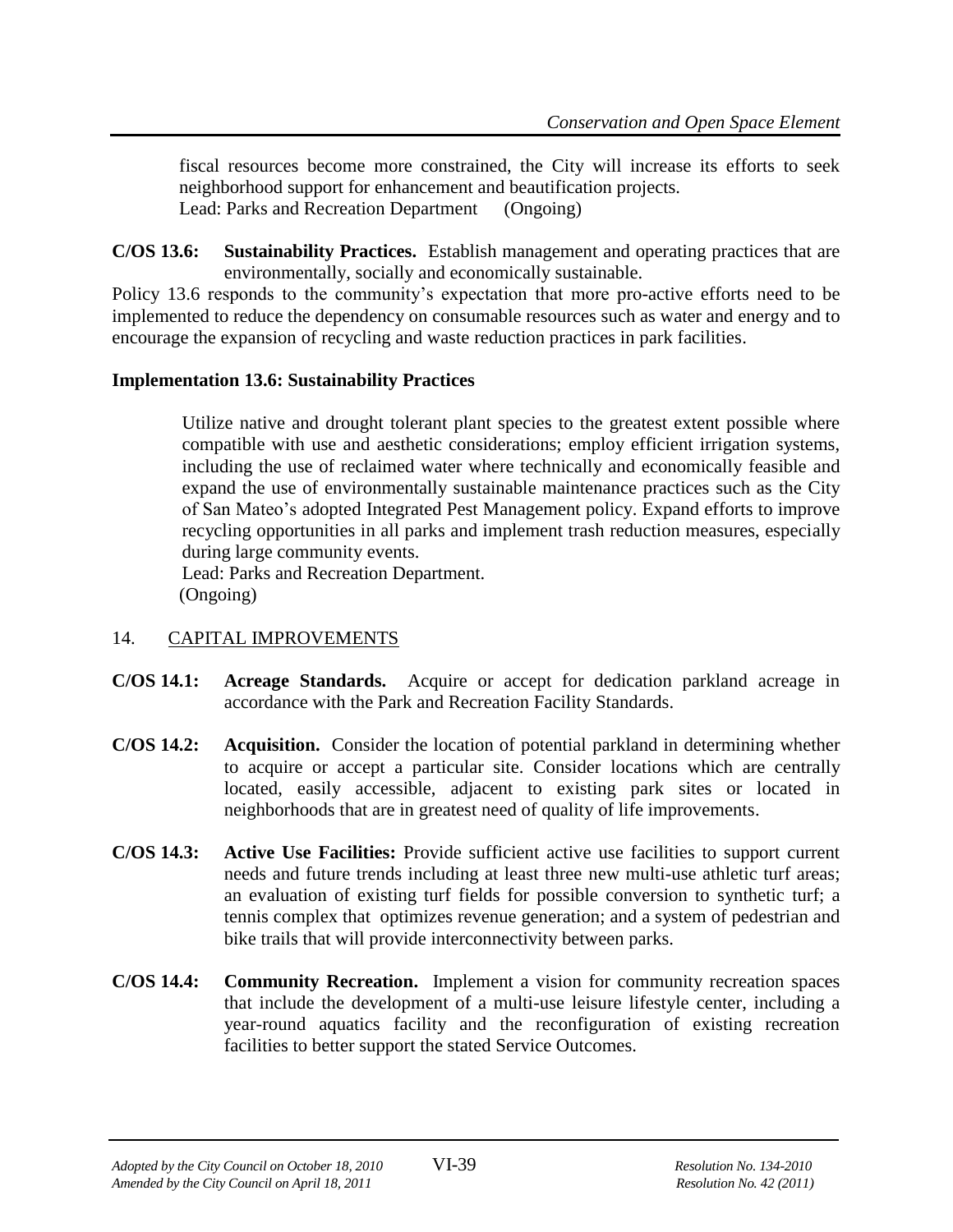fiscal resources become more constrained, the City will increase its efforts to seek neighborhood support for enhancement and beautification projects.
Lead: Parks and Recreation Department (Ongoing)

**C/OS 13.6: Sustainability Practices.** Establish management and operating practices that are environmentally, socially and economically sustainable.

Policy 13.6 responds to the community's expectation that more pro-active efforts need to be implemented to reduce the dependency on consumable resources such as water and energy and to encourage the expansion of recycling and waste reduction practices in park facilities.

**Implementation 13.6: Sustainability Practices**

Utilize native and drought tolerant plant species to the greatest extent possible where compatible with use and aesthetic considerations; employ efficient irrigation systems, including the use of reclaimed water where technically and economically feasible and expand the use of environmentally sustainable maintenance practices such as the City of San Mateo's adopted Integrated Pest Management policy. Expand efforts to improve recycling opportunities in all parks and implement trash reduction measures, especially during large community events.
Lead: Parks and Recreation Department.
(Ongoing)

## 14. CAPITAL IMPROVEMENTS

**C/OS 14.1: Acreage Standards.** Acquire or accept for dedication parkland acreage in accordance with the Park and Recreation Facility Standards.

**C/OS 14.2: Acquisition.** Consider the location of potential parkland in determining whether to acquire or accept a particular site. Consider locations which are centrally located, easily accessible, adjacent to existing park sites or located in neighborhoods that are in greatest need of quality of life improvements.

**C/OS 14.3: Active Use Facilities:** Provide sufficient active use facilities to support current needs and future trends including at least three new multi-use athletic turf areas; an evaluation of existing turf fields for possible conversion to synthetic turf; a tennis complex that optimizes revenue generation; and a system of pedestrian and bike trails that will provide interconnectivity between parks.

**C/OS 14.4: Community Recreation.** Implement a vision for community recreation spaces that include the development of a multi-use leisure lifestyle center, including a year-round aquatics facility and the reconfiguration of existing recreation facilities to better support the stated Service Outcomes.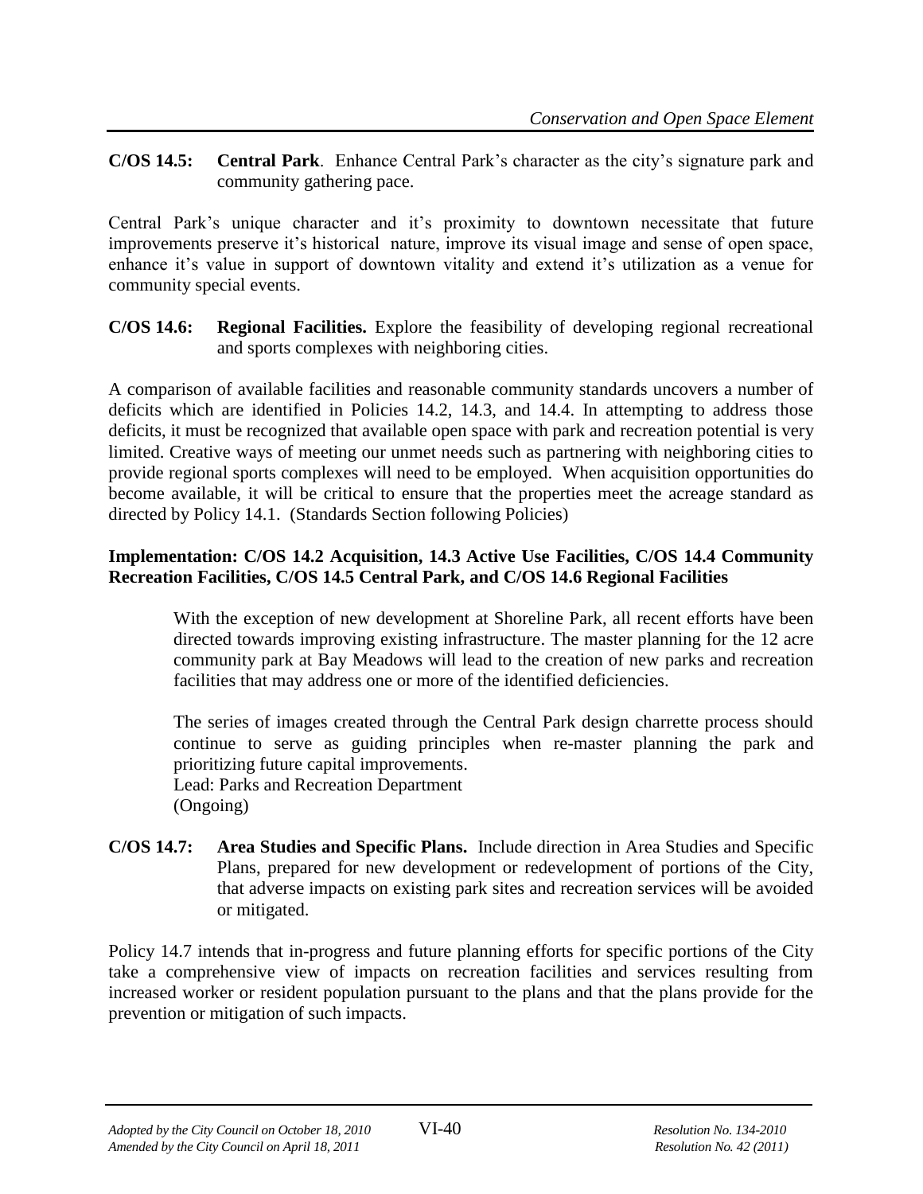**C/OS 14.5: Central Park**. Enhance Central Park's character as the city's signature park and community gathering pace.

Central Park's unique character and it's proximity to downtown necessitate that future improvements preserve it's historical nature, improve its visual image and sense of open space, enhance it's value in support of downtown vitality and extend it's utilization as a venue for community special events.

**C/OS 14.6: Regional Facilities.** Explore the feasibility of developing regional recreational and sports complexes with neighboring cities.

A comparison of available facilities and reasonable community standards uncovers a number of deficits which are identified in Policies 14.2, 14.3, and 14.4. In attempting to address those deficits, it must be recognized that available open space with park and recreation potential is very limited. Creative ways of meeting our unmet needs such as partnering with neighboring cities to provide regional sports complexes will need to be employed. When acquisition opportunities do become available, it will be critical to ensure that the properties meet the acreage standard as directed by Policy 14.1. (Standards Section following Policies)

**Implementation: C/OS 14.2 Acquisition, 14.3 Active Use Facilities, C/OS 14.4 Community Recreation Facilities, C/OS 14.5 Central Park, and C/OS 14.6 Regional Facilities**

With the exception of new development at Shoreline Park, all recent efforts have been directed towards improving existing infrastructure. The master planning for the 12 acre community park at Bay Meadows will lead to the creation of new parks and recreation facilities that may address one or more of the identified deficiencies.

The series of images created through the Central Park design charrette process should continue to serve as guiding principles when re-master planning the park and prioritizing future capital improvements.
Lead: Parks and Recreation Department
(Ongoing)

**C/OS 14.7: Area Studies and Specific Plans.** Include direction in Area Studies and Specific Plans, prepared for new development or redevelopment of portions of the City, that adverse impacts on existing park sites and recreation services will be avoided or mitigated.

Policy 14.7 intends that in-progress and future planning efforts for specific portions of the City take a comprehensive view of impacts on recreation facilities and services resulting from increased worker or resident population pursuant to the plans and that the plans provide for the prevention or mitigation of such impacts.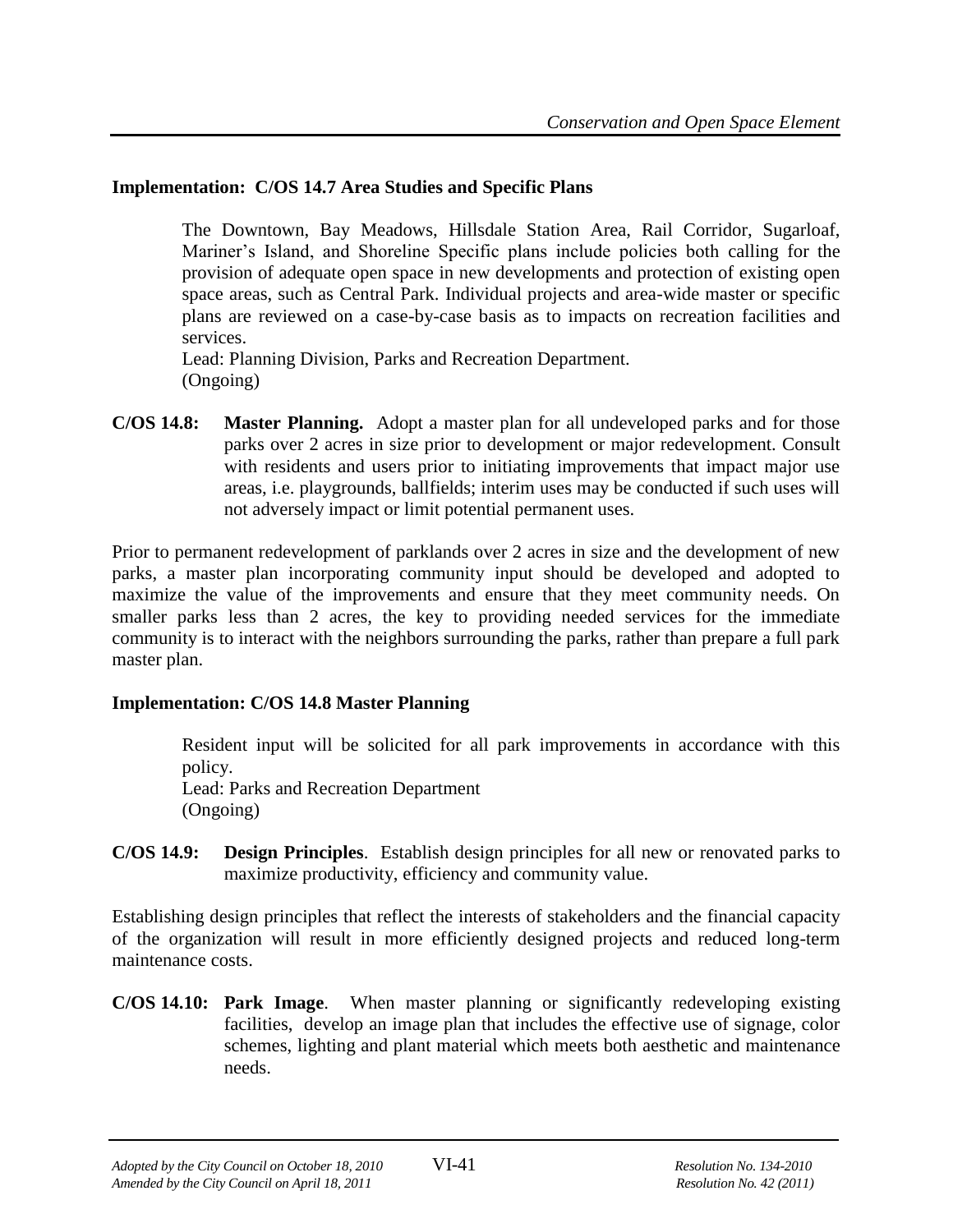**Implementation: C/OS 14.7 Area Studies and Specific Plans**

The Downtown, Bay Meadows, Hillsdale Station Area, Rail Corridor, Sugarloaf, Mariner's Island, and Shoreline Specific plans include policies both calling for the provision of adequate open space in new developments and protection of existing open space areas, such as Central Park. Individual projects and area-wide master or specific plans are reviewed on a case-by-case basis as to impacts on recreation facilities and services.
Lead: Planning Division, Parks and Recreation Department.
(Ongoing)

**C/OS 14.8: Master Planning.** Adopt a master plan for all undeveloped parks and for those parks over 2 acres in size prior to development or major redevelopment. Consult with residents and users prior to initiating improvements that impact major use areas, i.e. playgrounds, ballfields; interim uses may be conducted if such uses will not adversely impact or limit potential permanent uses.

Prior to permanent redevelopment of parklands over 2 acres in size and the development of new parks, a master plan incorporating community input should be developed and adopted to maximize the value of the improvements and ensure that they meet community needs. On smaller parks less than 2 acres, the key to providing needed services for the immediate community is to interact with the neighbors surrounding the parks, rather than prepare a full park master plan.

**Implementation: C/OS 14.8 Master Planning**

Resident input will be solicited for all park improvements in accordance with this policy.
Lead: Parks and Recreation Department
(Ongoing)

**C/OS 14.9: Design Principles**. Establish design principles for all new or renovated parks to maximize productivity, efficiency and community value.

Establishing design principles that reflect the interests of stakeholders and the financial capacity of the organization will result in more efficiently designed projects and reduced long-term maintenance costs.

**C/OS 14.10: Park Image**. When master planning or significantly redeveloping existing facilities, develop an image plan that includes the effective use of signage, color schemes, lighting and plant material which meets both aesthetic and maintenance needs.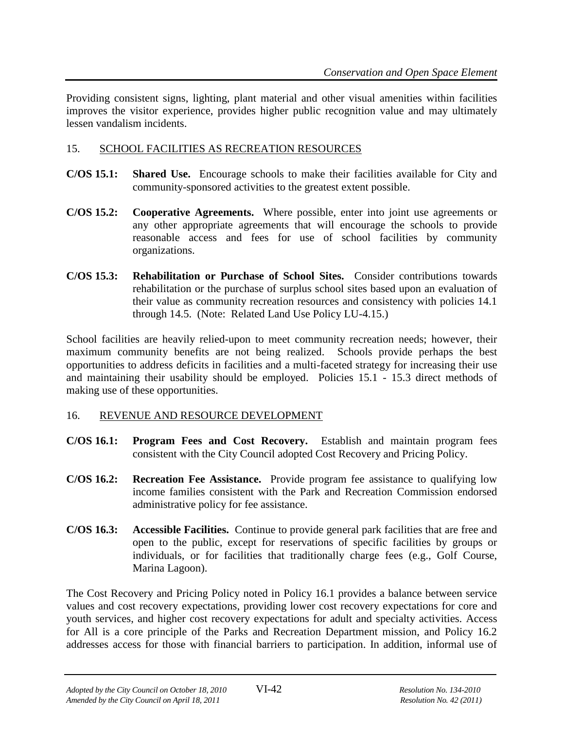Providing consistent signs, lighting, plant material and other visual amenities within facilities improves the visitor experience, provides higher public recognition value and may ultimately lessen vandalism incidents.

## 15. SCHOOL FACILITIES AS RECREATION RESOURCES

**C/OS 15.1:** **Shared Use.** Encourage schools to make their facilities available for City and community-sponsored activities to the greatest extent possible.

**C/OS 15.2:** **Cooperative Agreements.** Where possible, enter into joint use agreements or any other appropriate agreements that will encourage the schools to provide reasonable access and fees for use of school facilities by community organizations.

**C/OS 15.3:** **Rehabilitation or Purchase of School Sites.** Consider contributions towards rehabilitation or the purchase of surplus school sites based upon an evaluation of their value as community recreation resources and consistency with policies 14.1 through 14.5. (Note: Related Land Use Policy LU-4.15.)

School facilities are heavily relied-upon to meet community recreation needs; however, their maximum community benefits are not being realized. Schools provide perhaps the best opportunities to address deficits in facilities and a multi-faceted strategy for increasing their use and maintaining their usability should be employed. Policies 15.1 - 15.3 direct methods of making use of these opportunities.

## 16. REVENUE AND RESOURCE DEVELOPMENT

**C/OS 16.1:** **Program Fees and Cost Recovery.** Establish and maintain program fees consistent with the City Council adopted Cost Recovery and Pricing Policy.

**C/OS 16.2:** **Recreation Fee Assistance.** Provide program fee assistance to qualifying low income families consistent with the Park and Recreation Commission endorsed administrative policy for fee assistance.

**C/OS 16.3:** **Accessible Facilities.** Continue to provide general park facilities that are free and open to the public, except for reservations of specific facilities by groups or individuals, or for facilities that traditionally charge fees (e.g., Golf Course, Marina Lagoon).

The Cost Recovery and Pricing Policy noted in Policy 16.1 provides a balance between service values and cost recovery expectations, providing lower cost recovery expectations for core and youth services, and higher cost recovery expectations for adult and specialty activities. Access for All is a core principle of the Parks and Recreation Department mission, and Policy 16.2 addresses access for those with financial barriers to participation. In addition, informal use of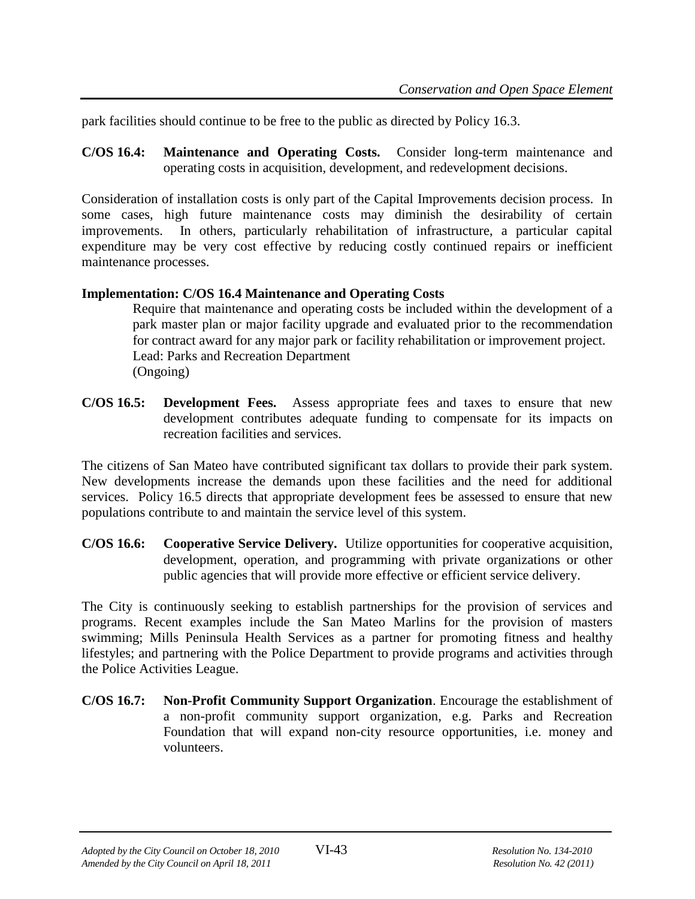park facilities should continue to be free to the public as directed by Policy 16.3.

**C/OS 16.4: Maintenance and Operating Costs.** Consider long-term maintenance and operating costs in acquisition, development, and redevelopment decisions.

Consideration of installation costs is only part of the Capital Improvements decision process. In some cases, high future maintenance costs may diminish the desirability of certain improvements. In others, particularly rehabilitation of infrastructure, a particular capital expenditure may be very cost effective by reducing costly continued repairs or inefficient maintenance processes.

**Implementation: C/OS 16.4 Maintenance and Operating Costs**

Require that maintenance and operating costs be included within the development of a park master plan or major facility upgrade and evaluated prior to the recommendation for contract award for any major park or facility rehabilitation or improvement project.
Lead: Parks and Recreation Department
(Ongoing)

**C/OS 16.5: Development Fees.** Assess appropriate fees and taxes to ensure that new development contributes adequate funding to compensate for its impacts on recreation facilities and services.

The citizens of San Mateo have contributed significant tax dollars to provide their park system. New developments increase the demands upon these facilities and the need for additional services. Policy 16.5 directs that appropriate development fees be assessed to ensure that new populations contribute to and maintain the service level of this system.

**C/OS 16.6: Cooperative Service Delivery.** Utilize opportunities for cooperative acquisition, development, operation, and programming with private organizations or other public agencies that will provide more effective or efficient service delivery.

The City is continuously seeking to establish partnerships for the provision of services and programs. Recent examples include the San Mateo Marlins for the provision of masters swimming; Mills Peninsula Health Services as a partner for promoting fitness and healthy lifestyles; and partnering with the Police Department to provide programs and activities through the Police Activities League.

**C/OS 16.7: Non-Profit Community Support Organization**. Encourage the establishment of a non-profit community support organization, e.g. Parks and Recreation Foundation that will expand non-city resource opportunities, i.e. money and volunteers.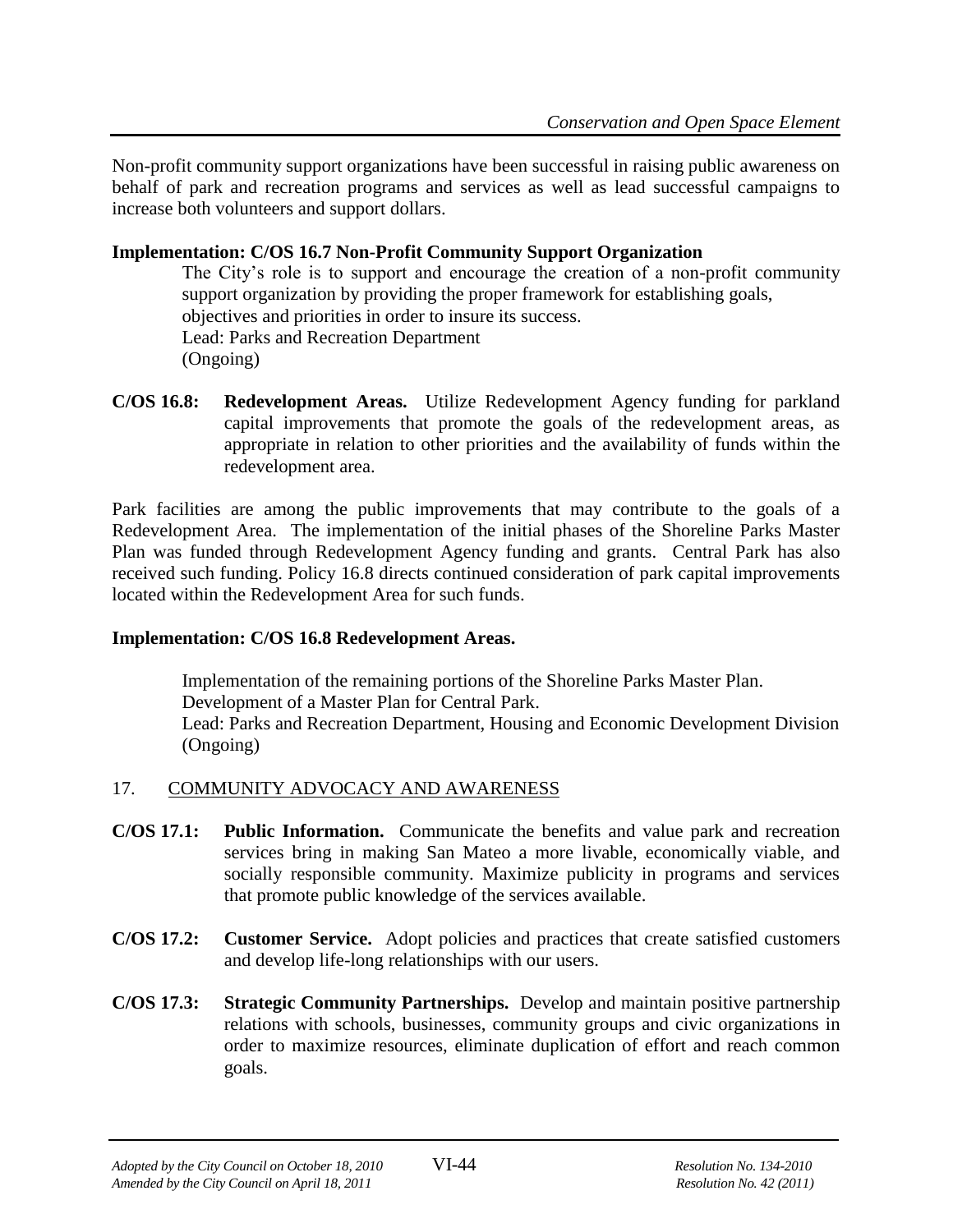Non-profit community support organizations have been successful in raising public awareness on behalf of park and recreation programs and services as well as lead successful campaigns to increase both volunteers and support dollars.

**Implementation: C/OS 16.7 Non-Profit Community Support Organization**

The City's role is to support and encourage the creation of a non-profit community support organization by providing the proper framework for establishing goals, objectives and priorities in order to insure its success.
Lead: Parks and Recreation Department
(Ongoing)

**C/OS 16.8: Redevelopment Areas.** Utilize Redevelopment Agency funding for parkland capital improvements that promote the goals of the redevelopment areas, as appropriate in relation to other priorities and the availability of funds within the redevelopment area.

Park facilities are among the public improvements that may contribute to the goals of a Redevelopment Area. The implementation of the initial phases of the Shoreline Parks Master Plan was funded through Redevelopment Agency funding and grants. Central Park has also received such funding. Policy 16.8 directs continued consideration of park capital improvements located within the Redevelopment Area for such funds.

**Implementation: C/OS 16.8 Redevelopment Areas.**

Implementation of the remaining portions of the Shoreline Parks Master Plan.
Development of a Master Plan for Central Park.
Lead: Parks and Recreation Department, Housing and Economic Development Division
(Ongoing)

## 17. COMMUNITY ADVOCACY AND AWARENESS

**C/OS 17.1: Public Information.** Communicate the benefits and value park and recreation services bring in making San Mateo a more livable, economically viable, and socially responsible community. Maximize publicity in programs and services that promote public knowledge of the services available.

**C/OS 17.2: Customer Service.** Adopt policies and practices that create satisfied customers and develop life-long relationships with our users.

**C/OS 17.3: Strategic Community Partnerships.** Develop and maintain positive partnership relations with schools, businesses, community groups and civic organizations in order to maximize resources, eliminate duplication of effort and reach common goals.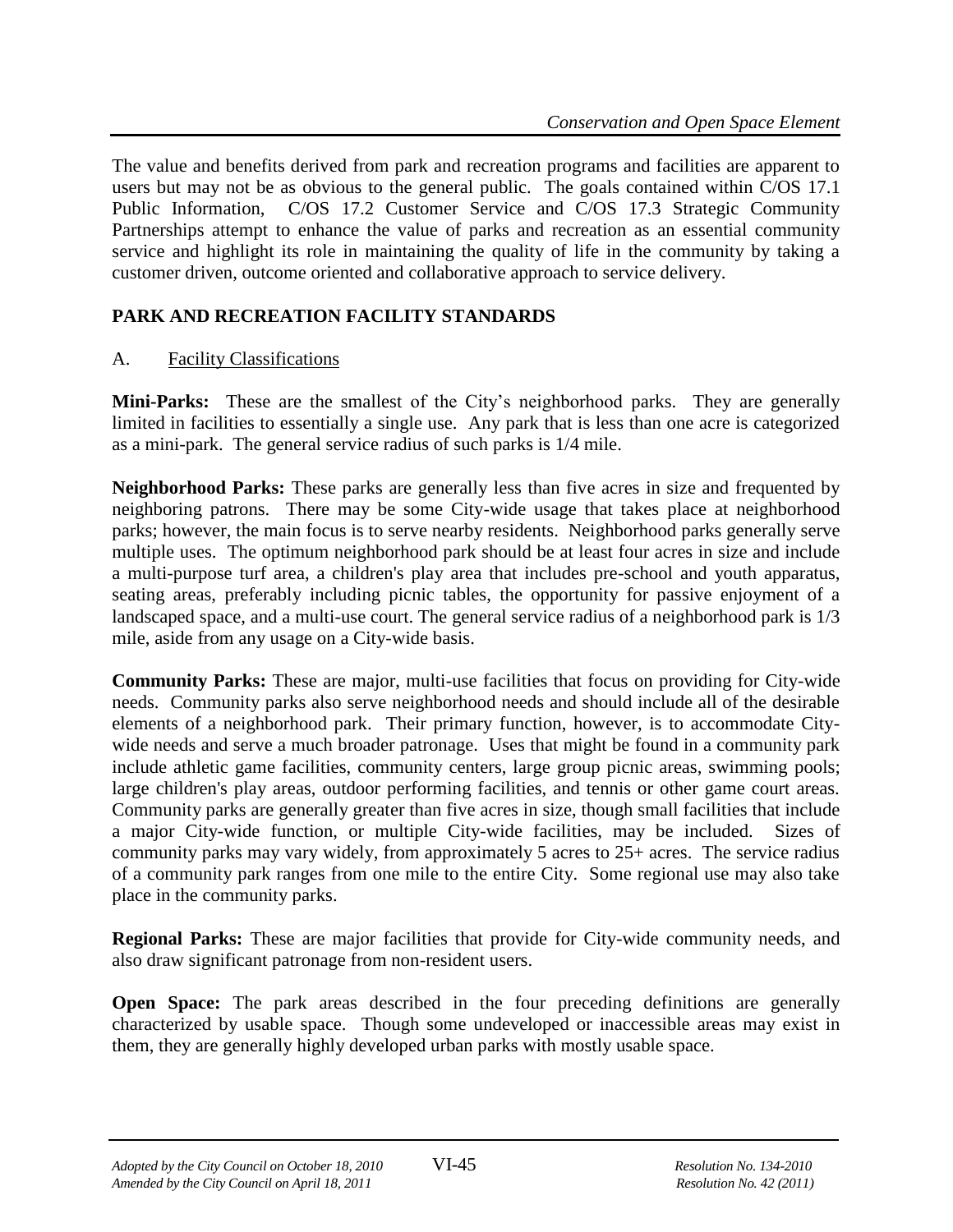The value and benefits derived from park and recreation programs and facilities are apparent to users but may not be as obvious to the general public. The goals contained within C/OS 17.1 Public Information, C/OS 17.2 Customer Service and C/OS 17.3 Strategic Community Partnerships attempt to enhance the value of parks and recreation as an essential community service and highlight its role in maintaining the quality of life in the community by taking a customer driven, outcome oriented and collaborative approach to service delivery.

## PARK AND RECREATION FACILITY STANDARDS

### A. Facility Classifications

**Mini-Parks:** These are the smallest of the City's neighborhood parks. They are generally limited in facilities to essentially a single use. Any park that is less than one acre is categorized as a mini-park. The general service radius of such parks is 1/4 mile.

**Neighborhood Parks:** These parks are generally less than five acres in size and frequented by neighboring patrons. There may be some City-wide usage that takes place at neighborhood parks; however, the main focus is to serve nearby residents. Neighborhood parks generally serve multiple uses. The optimum neighborhood park should be at least four acres in size and include a multi-purpose turf area, a children's play area that includes pre-school and youth apparatus, seating areas, preferably including picnic tables, the opportunity for passive enjoyment of a landscaped space, and a multi-use court. The general service radius of a neighborhood park is 1/3 mile, aside from any usage on a City-wide basis.

**Community Parks:** These are major, multi-use facilities that focus on providing for City-wide needs. Community parks also serve neighborhood needs and should include all of the desirable elements of a neighborhood park. Their primary function, however, is to accommodate City-wide needs and serve a much broader patronage. Uses that might be found in a community park include athletic game facilities, community centers, large group picnic areas, swimming pools; large children's play areas, outdoor performing facilities, and tennis or other game court areas. Community parks are generally greater than five acres in size, though small facilities that include a major City-wide function, or multiple City-wide facilities, may be included. Sizes of community parks may vary widely, from approximately 5 acres to 25+ acres. The service radius of a community park ranges from one mile to the entire City. Some regional use may also take place in the community parks.

**Regional Parks:** These are major facilities that provide for City-wide community needs, and also draw significant patronage from non-resident users.

**Open Space:** The park areas described in the four preceding definitions are generally characterized by usable space. Though some undeveloped or inaccessible areas may exist in them, they are generally highly developed urban parks with mostly usable space.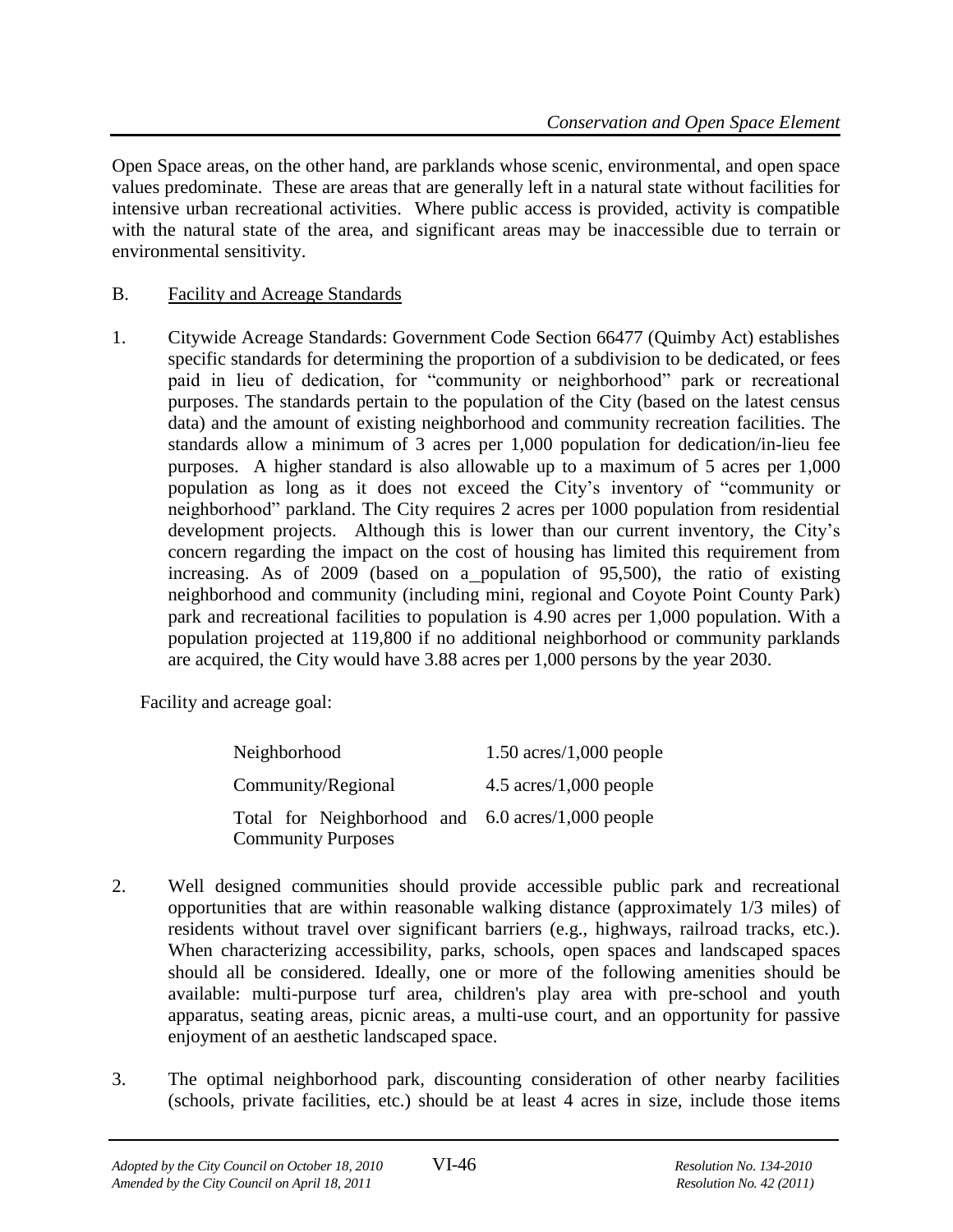Open Space areas, on the other hand, are parklands whose scenic, environmental, and open space values predominate. These are areas that are generally left in a natural state without facilities for intensive urban recreational activities. Where public access is provided, activity is compatible with the natural state of the area, and significant areas may be inaccessible due to terrain or environmental sensitivity.

B. Facility and Acreage Standards

1. Citywide Acreage Standards: Government Code Section 66477 (Quimby Act) establishes specific standards for determining the proportion of a subdivision to be dedicated, or fees paid in lieu of dedication, for "community or neighborhood" park or recreational purposes. The standards pertain to the population of the City (based on the latest census data) and the amount of existing neighborhood and community recreation facilities. The standards allow a minimum of 3 acres per 1,000 population for dedication/in-lieu fee purposes. A higher standard is also allowable up to a maximum of 5 acres per 1,000 population as long as it does not exceed the City's inventory of "community or neighborhood" parkland. The City requires 2 acres per 1000 population from residential development projects. Although this is lower than our current inventory, the City's concern regarding the impact on the cost of housing has limited this requirement from increasing. As of 2009 (based on a population of 95,500), the ratio of existing neighborhood and community (including mini, regional and Coyote Point County Park) park and recreational facilities to population is 4.90 acres per 1,000 population. With a population projected at 119,800 if no additional neighborhood or community parklands are acquired, the City would have 3.88 acres per 1,000 persons by the year 2030.

   Facility and acreage goal:

| | |
|---|---|
| Neighborhood | 1.50 acres/1,000 people |
| Community/Regional | 4.5 acres/1,000 people |
| Total for Neighborhood and Community Purposes | 6.0 acres/1,000 people |

2. Well designed communities should provide accessible public park and recreational opportunities that are within reasonable walking distance (approximately 1/3 miles) of residents without travel over significant barriers (e.g., highways, railroad tracks, etc.). When characterizing accessibility, parks, schools, open spaces and landscaped spaces should all be considered. Ideally, one or more of the following amenities should be available: multi-purpose turf area, children's play area with pre-school and youth apparatus, seating areas, picnic areas, a multi-use court, and an opportunity for passive enjoyment of an aesthetic landscaped space.

3. The optimal neighborhood park, discounting consideration of other nearby facilities (schools, private facilities, etc.) should be at least 4 acres in size, include those items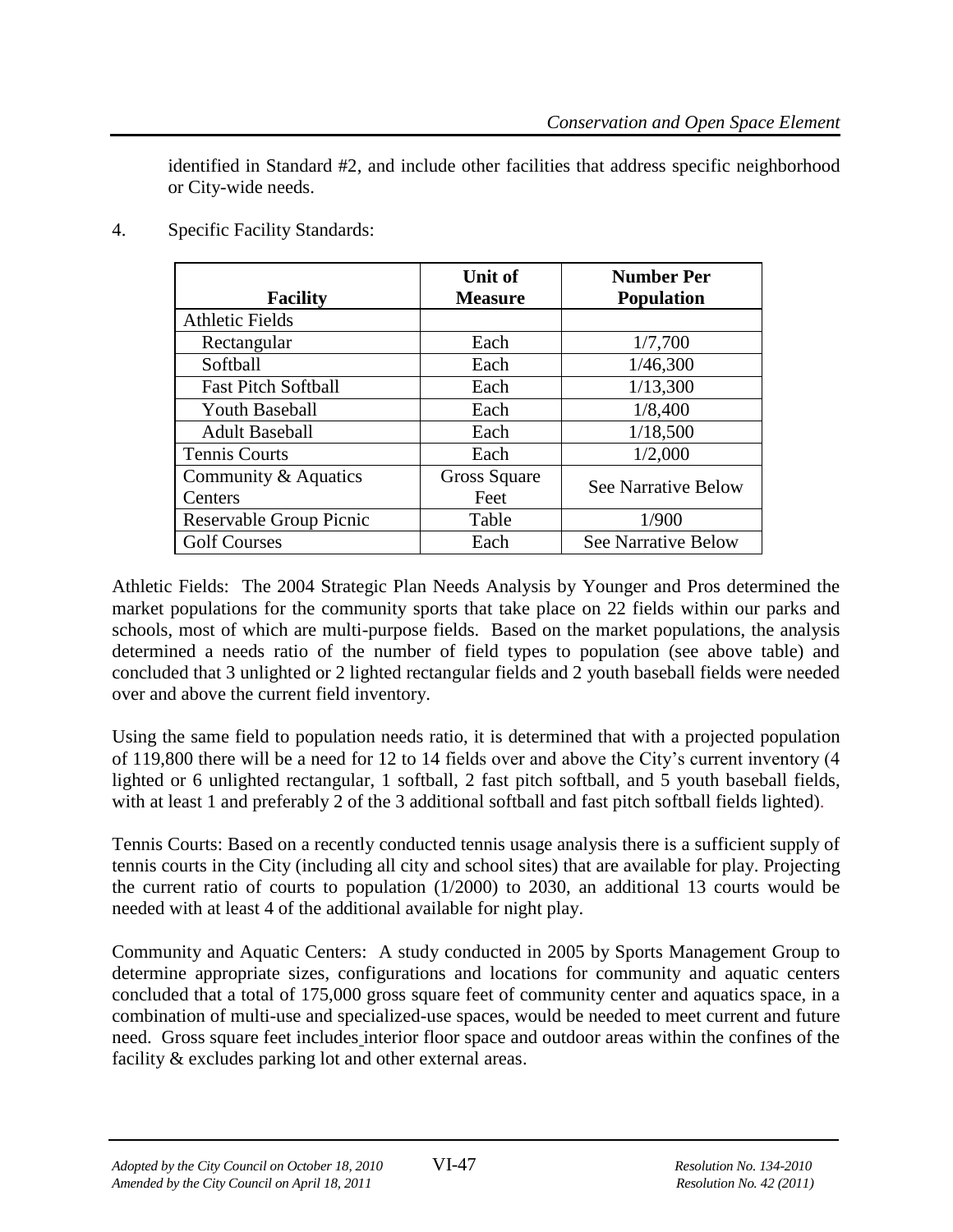identified in Standard #2, and include other facilities that address specific neighborhood or City-wide needs.

4. Specific Facility Standards:

| Facility | Unit of Measure | Number Per Population |
|---|---|---|
| Athletic Fields | | |
| Rectangular | Each | 1/7,700 |
| Softball | Each | 1/46,300 |
| Fast Pitch Softball | Each | 1/13,300 |
| Youth Baseball | Each | 1/8,400 |
| Adult Baseball | Each | 1/18,500 |
| Tennis Courts | Each | 1/2,000 |
| Community & Aquatics Centers | Gross Square Feet | See Narrative Below |
| Reservable Group Picnic | Table | 1/900 |
| Golf Courses | Each | See Narrative Below |

Athletic Fields: The 2004 Strategic Plan Needs Analysis by Younger and Pros determined the market populations for the community sports that take place on 22 fields within our parks and schools, most of which are multi-purpose fields. Based on the market populations, the analysis determined a needs ratio of the number of field types to population (see above table) and concluded that 3 unlighted or 2 lighted rectangular fields and 2 youth baseball fields were needed over and above the current field inventory.

Using the same field to population needs ratio, it is determined that with a projected population of 119,800 there will be a need for 12 to 14 fields over and above the City's current inventory (4 lighted or 6 unlighted rectangular, 1 softball, 2 fast pitch softball, and 5 youth baseball fields, with at least 1 and preferably 2 of the 3 additional softball and fast pitch softball fields lighted).

Tennis Courts: Based on a recently conducted tennis usage analysis there is a sufficient supply of tennis courts in the City (including all city and school sites) that are available for play. Projecting the current ratio of courts to population (1/2000) to 2030, an additional 13 courts would be needed with at least 4 of the additional available for night play.

Community and Aquatic Centers: A study conducted in 2005 by Sports Management Group to determine appropriate sizes, configurations and locations for community and aquatic centers concluded that a total of 175,000 gross square feet of community center and aquatics space, in a combination of multi-use and specialized-use spaces, would be needed to meet current and future need. Gross square feet includes interior floor space and outdoor areas within the confines of the facility & excludes parking lot and other external areas.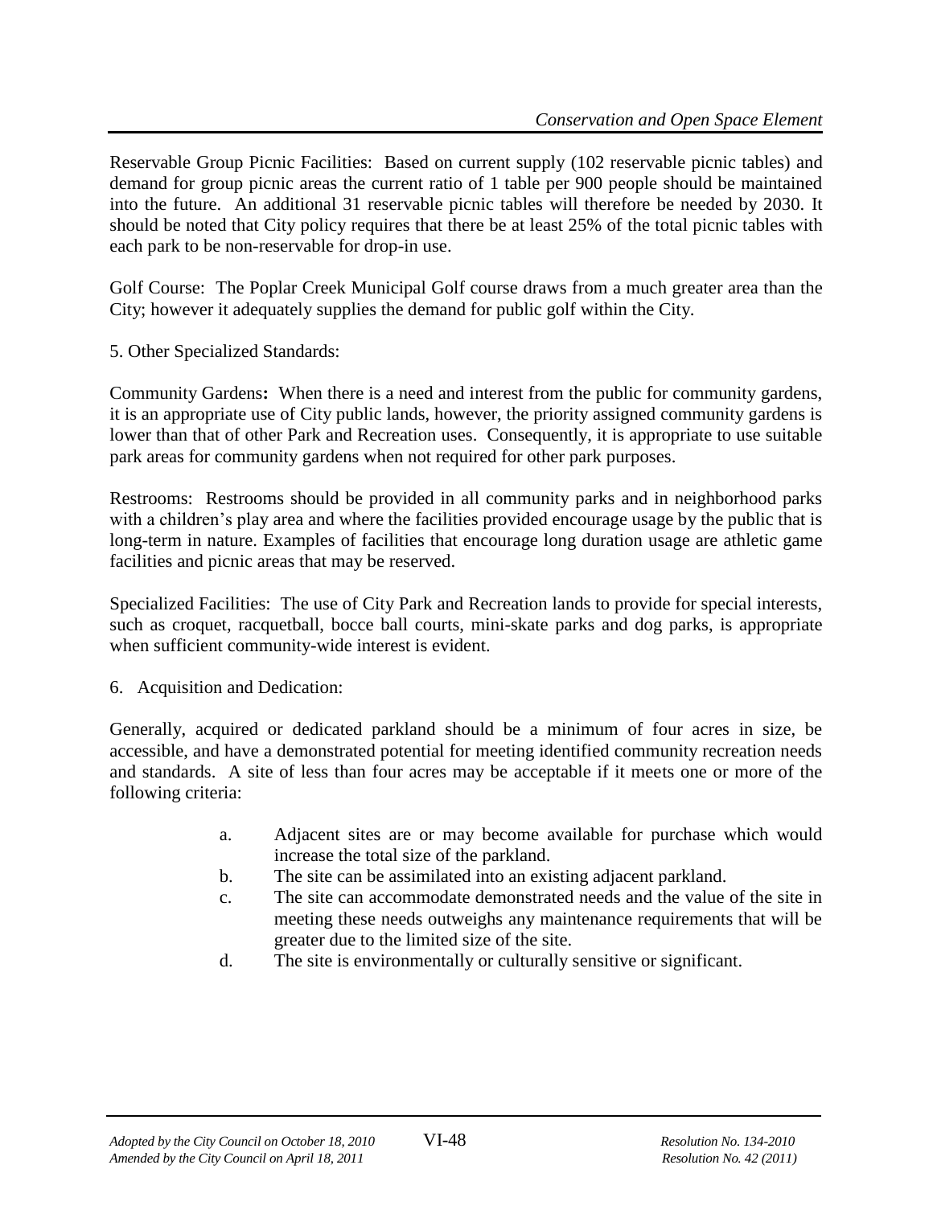Reservable Group Picnic Facilities: Based on current supply (102 reservable picnic tables) and demand for group picnic areas the current ratio of 1 table per 900 people should be maintained into the future. An additional 31 reservable picnic tables will therefore be needed by 2030. It should be noted that City policy requires that there be at least 25% of the total picnic tables with each park to be non-reservable for drop-in use.

Golf Course: The Poplar Creek Municipal Golf course draws from a much greater area than the City; however it adequately supplies the demand for public golf within the City.

5. Other Specialized Standards:

Community Gardens**:** When there is a need and interest from the public for community gardens, it is an appropriate use of City public lands, however, the priority assigned community gardens is lower than that of other Park and Recreation uses. Consequently, it is appropriate to use suitable park areas for community gardens when not required for other park purposes.

Restrooms: Restrooms should be provided in all community parks and in neighborhood parks with a children's play area and where the facilities provided encourage usage by the public that is long-term in nature. Examples of facilities that encourage long duration usage are athletic game facilities and picnic areas that may be reserved.

Specialized Facilities: The use of City Park and Recreation lands to provide for special interests, such as croquet, racquetball, bocce ball courts, mini-skate parks and dog parks, is appropriate when sufficient community-wide interest is evident.

6. Acquisition and Dedication:

Generally, acquired or dedicated parkland should be a minimum of four acres in size, be accessible, and have a demonstrated potential for meeting identified community recreation needs and standards. A site of less than four acres may be acceptable if it meets one or more of the following criteria:

a. Adjacent sites are or may become available for purchase which would increase the total size of the parkland.

b. The site can be assimilated into an existing adjacent parkland.

c. The site can accommodate demonstrated needs and the value of the site in meeting these needs outweighs any maintenance requirements that will be greater due to the limited size of the site.

d. The site is environmentally or culturally sensitive or significant.